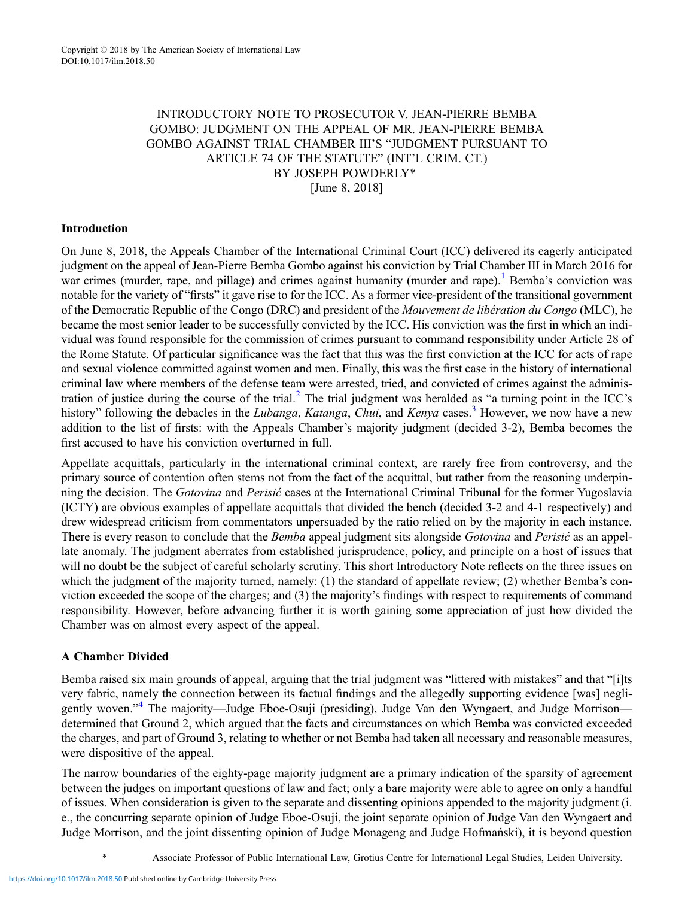Copyright © 2018 by The American Society of International Law
DOI:10.1017/ilm.2018.50

# INTRODUCTORY NOTE TO PROSECUTOR V. JEAN-PIERRE BEMBA GOMBO: JUDGMENT ON THE APPEAL OF MR. JEAN-PIERRE BEMBA GOMBO AGAINST TRIAL CHAMBER III'S "JUDGMENT PURSUANT TO ARTICLE 74 OF THE STATUTE" (INT'L CRIM. CT.)

BY JOSEPH POWDERLY*

[June 8, 2018]

## Introduction

On June 8, 2018, the Appeals Chamber of the International Criminal Court (ICC) delivered its eagerly anticipated judgment on the appeal of Jean-Pierre Bemba Gombo against his conviction by Trial Chamber III in March 2016 for war crimes (murder, rape, and pillage) and crimes against humanity (murder and rape).[1] Bemba's conviction was notable for the variety of "firsts" it gave rise to for the ICC. As a former vice-president of the transitional government of the Democratic Republic of the Congo (DRC) and president of the *Mouvement de libération du Congo* (MLC), he became the most senior leader to be successfully convicted by the ICC. His conviction was the first in which an individual was found responsible for the commission of crimes pursuant to command responsibility under Article 28 of the Rome Statute. Of particular significance was the fact that this was the first conviction at the ICC for acts of rape and sexual violence committed against women and men. Finally, this was the first case in the history of international criminal law where members of the defense team were arrested, tried, and convicted of crimes against the administration of justice during the course of the trial.[2] The trial judgment was heralded as "a turning point in the ICC's history" following the debacles in the *Lubanga*, *Katanga*, *Chui*, and *Kenya* cases.[3] However, we now have a new addition to the list of firsts: with the Appeals Chamber's majority judgment (decided 3-2), Bemba becomes the first accused to have his conviction overturned in full.

Appellate acquittals, particularly in the international criminal context, are rarely free from controversy, and the primary source of contention often stems not from the fact of the acquittal, but rather from the reasoning underpinning the decision. The *Gotovina* and *Perisić* cases at the International Criminal Tribunal for the former Yugoslavia (ICTY) are obvious examples of appellate acquittals that divided the bench (decided 3-2 and 4-1 respectively) and drew widespread criticism from commentators unpersuaded by the ratio relied on by the majority in each instance. There is every reason to conclude that the *Bemba* appeal judgment sits alongside *Gotovina* and *Perisić* as an appellate anomaly. The judgment aberrates from established jurisprudence, policy, and principle on a host of issues that will no doubt be the subject of careful scholarly scrutiny. This short Introductory Note reflects on the three issues on which the judgment of the majority turned, namely: (1) the standard of appellate review; (2) whether Bemba's conviction exceeded the scope of the charges; and (3) the majority's findings with respect to requirements of command responsibility. However, before advancing further it is worth gaining some appreciation of just how divided the Chamber was on almost every aspect of the appeal.

## A Chamber Divided

Bemba raised six main grounds of appeal, arguing that the trial judgment was "littered with mistakes" and that "[i]ts very fabric, namely the connection between its factual findings and the allegedly supporting evidence [was] negligently woven."[4] The majority—Judge Eboe-Osuji (presiding), Judge Van den Wyngaert, and Judge Morrison—determined that Ground 2, which argued that the facts and circumstances on which Bemba was convicted exceeded the charges, and part of Ground 3, relating to whether or not Bemba had taken all necessary and reasonable measures, were dispositive of the appeal.

The narrow boundaries of the eighty-page majority judgment are a primary indication of the sparsity of agreement between the judges on important questions of law and fact; only a bare majority were able to agree on only a handful of issues. When consideration is given to the separate and dissenting opinions appended to the majority judgment (i.e., the concurring separate opinion of Judge Eboe-Osuji, the joint separate opinion of Judge Van den Wyngaert and Judge Morrison, and the joint dissenting opinion of Judge Monageng and Judge Hofmański), it is beyond question

\* Associate Professor of Public International Law, Grotius Centre for International Legal Studies, Leiden University.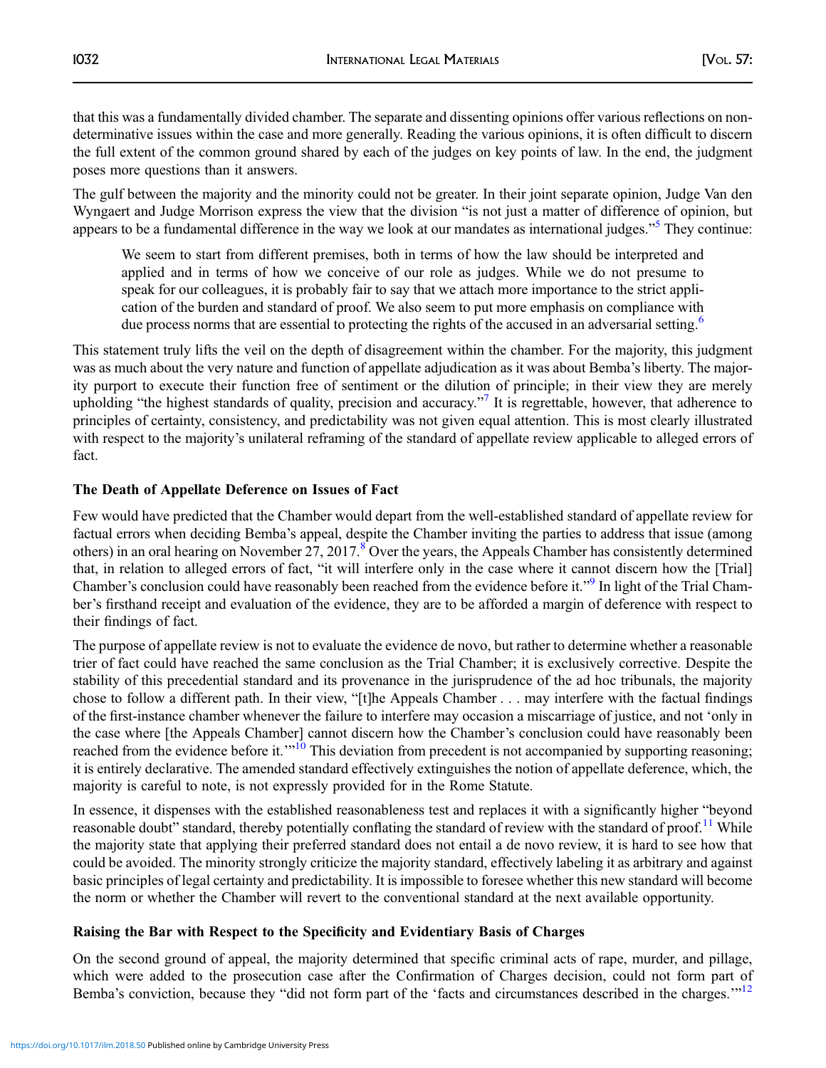that this was a fundamentally divided chamber. The separate and dissenting opinions offer various reflections on non-determinative issues within the case and more generally. Reading the various opinions, it is often difficult to discern the full extent of the common ground shared by each of the judges on key points of law. In the end, the judgment poses more questions than it answers.

The gulf between the majority and the minority could not be greater. In their joint separate opinion, Judge Van den Wyngaert and Judge Morrison express the view that the division "is not just a matter of difference of opinion, but appears to be a fundamental difference in the way we look at our mandates as international judges."[5] They continue:

> We seem to start from different premises, both in terms of how the law should be interpreted and applied and in terms of how we conceive of our role as judges. While we do not presume to speak for our colleagues, it is probably fair to say that we attach more importance to the strict application of the burden and standard of proof. We also seem to put more emphasis on compliance with due process norms that are essential to protecting the rights of the accused in an adversarial setting.[6]

This statement truly lifts the veil on the depth of disagreement within the chamber. For the majority, this judgment was as much about the very nature and function of appellate adjudication as it was about Bemba's liberty. The majority purport to execute their function free of sentiment or the dilution of principle; in their view they are merely upholding "the highest standards of quality, precision and accuracy."[7] It is regrettable, however, that adherence to principles of certainty, consistency, and predictability was not given equal attention. This is most clearly illustrated with respect to the majority's unilateral reframing of the standard of appellate review applicable to alleged errors of fact.

### The Death of Appellate Deference on Issues of Fact

Few would have predicted that the Chamber would depart from the well-established standard of appellate review for factual errors when deciding Bemba's appeal, despite the Chamber inviting the parties to address that issue (among others) in an oral hearing on November 27, 2017.[8] Over the years, the Appeals Chamber has consistently determined that, in relation to alleged errors of fact, "it will interfere only in the case where it cannot discern how the [Trial] Chamber's conclusion could have reasonably been reached from the evidence before it."[9] In light of the Trial Chamber's firsthand receipt and evaluation of the evidence, they are to be afforded a margin of deference with respect to their findings of fact.

The purpose of appellate review is not to evaluate the evidence de novo, but rather to determine whether a reasonable trier of fact could have reached the same conclusion as the Trial Chamber; it is exclusively corrective. Despite the stability of this precedential standard and its provenance in the jurisprudence of the ad hoc tribunals, the majority chose to follow a different path. In their view, "[t]he Appeals Chamber . . . may interfere with the factual findings of the first-instance chamber whenever the failure to interfere may occasion a miscarriage of justice, and not 'only in the case where [the Appeals Chamber] cannot discern how the Chamber's conclusion could have reasonably been reached from the evidence before it.'"[10] This deviation from precedent is not accompanied by supporting reasoning; it is entirely declarative. The amended standard effectively extinguishes the notion of appellate deference, which, the majority is careful to note, is not expressly provided for in the Rome Statute.

In essence, it dispenses with the established reasonableness test and replaces it with a significantly higher "beyond reasonable doubt" standard, thereby potentially conflating the standard of review with the standard of proof.[11] While the majority state that applying their preferred standard does not entail a de novo review, it is hard to see how that could be avoided. The minority strongly criticize the majority standard, effectively labeling it as arbitrary and against basic principles of legal certainty and predictability. It is impossible to foresee whether this new standard will become the norm or whether the Chamber will revert to the conventional standard at the next available opportunity.

### Raising the Bar with Respect to the Specificity and Evidentiary Basis of Charges

On the second ground of appeal, the majority determined that specific criminal acts of rape, murder, and pillage, which were added to the prosecution case after the Confirmation of Charges decision, could not form part of Bemba's conviction, because they "did not form part of the 'facts and circumstances described in the charges.'"[12]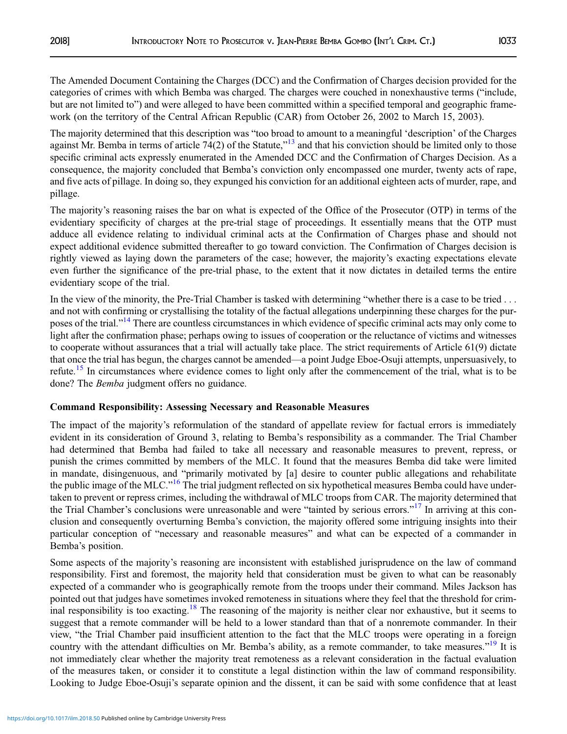The Amended Document Containing the Charges (DCC) and the Confirmation of Charges decision provided for the categories of crimes with which Bemba was charged. The charges were couched in nonexhaustive terms ("include, but are not limited to") and were alleged to have been committed within a specified temporal and geographic framework (on the territory of the Central African Republic (CAR) from October 26, 2002 to March 15, 2003).

The majority determined that this description was "too broad to amount to a meaningful 'description' of the Charges against Mr. Bemba in terms of article 74(2) of the Statute,"[13] and that his conviction should be limited only to those specific criminal acts expressly enumerated in the Amended DCC and the Confirmation of Charges Decision. As a consequence, the majority concluded that Bemba's conviction only encompassed one murder, twenty acts of rape, and five acts of pillage. In doing so, they expunged his conviction for an additional eighteen acts of murder, rape, and pillage.

The majority's reasoning raises the bar on what is expected of the Office of the Prosecutor (OTP) in terms of the evidentiary specificity of charges at the pre-trial stage of proceedings. It essentially means that the OTP must adduce all evidence relating to individual criminal acts at the Confirmation of Charges phase and should not expect additional evidence submitted thereafter to go toward conviction. The Confirmation of Charges decision is rightly viewed as laying down the parameters of the case; however, the majority's exacting expectations elevate even further the significance of the pre-trial phase, to the extent that it now dictates in detailed terms the entire evidentiary scope of the trial.

In the view of the minority, the Pre-Trial Chamber is tasked with determining "whether there is a case to be tried . . . and not with confirming or crystallising the totality of the factual allegations underpinning these charges for the purposes of the trial."[14] There are countless circumstances in which evidence of specific criminal acts may only come to light after the confirmation phase; perhaps owing to issues of cooperation or the reluctance of victims and witnesses to cooperate without assurances that a trial will actually take place. The strict requirements of Article 61(9) dictate that once the trial has begun, the charges cannot be amended—a point Judge Eboe-Osuji attempts, unpersuasively, to refute.[15] In circumstances where evidence comes to light only after the commencement of the trial, what is to be done? The *Bemba* judgment offers no guidance.

**Command Responsibility: Assessing Necessary and Reasonable Measures**

The impact of the majority's reformulation of the standard of appellate review for factual errors is immediately evident in its consideration of Ground 3, relating to Bemba's responsibility as a commander. The Trial Chamber had determined that Bemba had failed to take all necessary and reasonable measures to prevent, repress, or punish the crimes committed by members of the MLC. It found that the measures Bemba did take were limited in mandate, disingenuous, and "primarily motivated by [a] desire to counter public allegations and rehabilitate the public image of the MLC."[16] The trial judgment reflected on six hypothetical measures Bemba could have undertaken to prevent or repress crimes, including the withdrawal of MLC troops from CAR. The majority determined that the Trial Chamber's conclusions were unreasonable and were "tainted by serious errors."[17] In arriving at this conclusion and consequently overturning Bemba's conviction, the majority offered some intriguing insights into their particular conception of "necessary and reasonable measures" and what can be expected of a commander in Bemba's position.

Some aspects of the majority's reasoning are inconsistent with established jurisprudence on the law of command responsibility. First and foremost, the majority held that consideration must be given to what can be reasonably expected of a commander who is geographically remote from the troops under their command. Miles Jackson has pointed out that judges have sometimes invoked remoteness in situations where they feel that the threshold for criminal responsibility is too exacting.[18] The reasoning of the majority is neither clear nor exhaustive, but it seems to suggest that a remote commander will be held to a lower standard than that of a nonremote commander. In their view, "the Trial Chamber paid insufficient attention to the fact that the MLC troops were operating in a foreign country with the attendant difficulties on Mr. Bemba's ability, as a remote commander, to take measures."[19] It is not immediately clear whether the majority treat remoteness as a relevant consideration in the factual evaluation of the measures taken, or consider it to constitute a legal distinction within the law of command responsibility. Looking to Judge Eboe-Osuji's separate opinion and the dissent, it can be said with some confidence that at least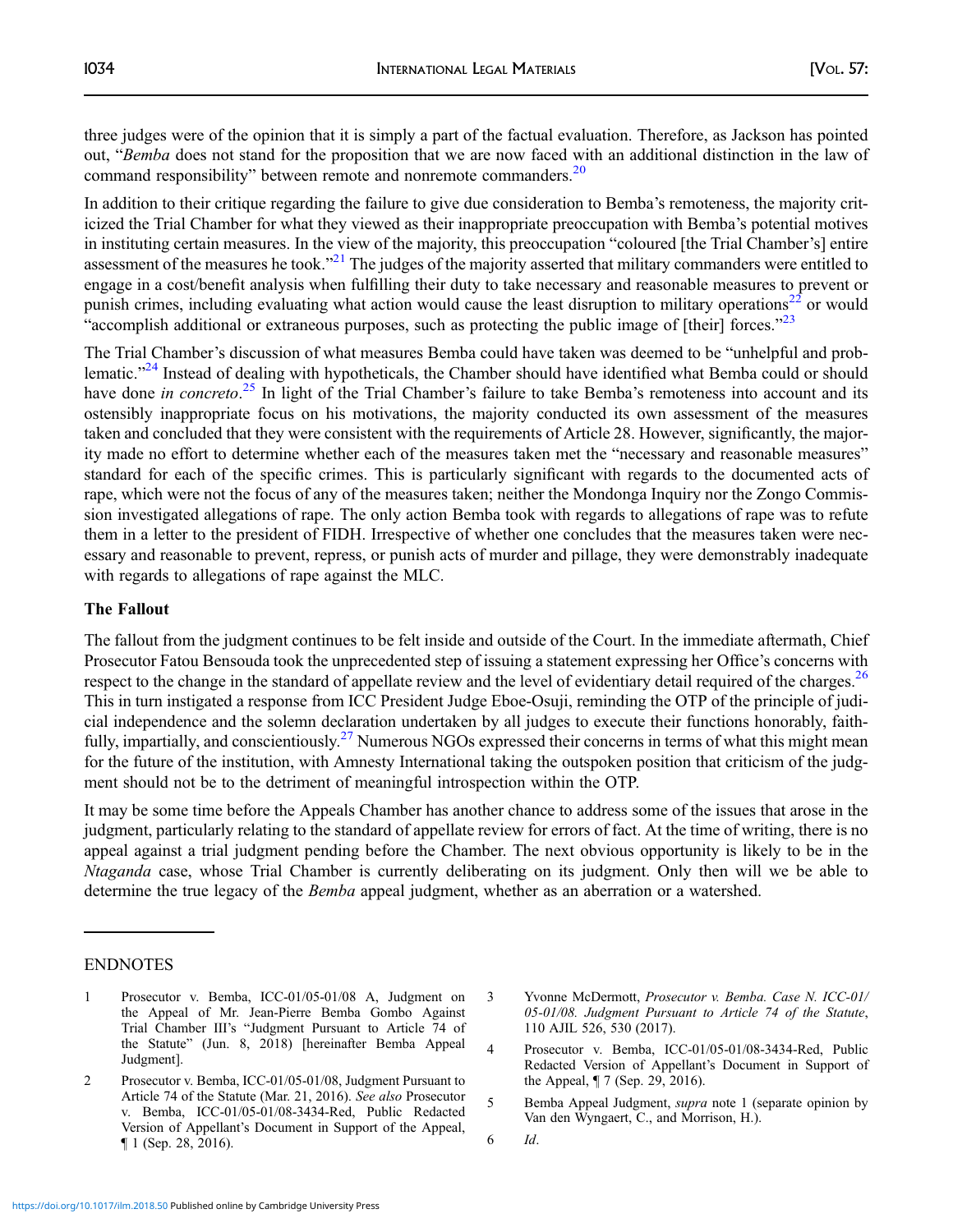three judges were of the opinion that it is simply a part of the factual evaluation. Therefore, as Jackson has pointed out, "*Bemba* does not stand for the proposition that we are now faced with an additional distinction in the law of command responsibility" between remote and nonremote commanders.[20]

In addition to their critique regarding the failure to give due consideration to Bemba's remoteness, the majority criticized the Trial Chamber for what they viewed as their inappropriate preoccupation with Bemba's potential motives in instituting certain measures. In the view of the majority, this preoccupation "coloured [the Trial Chamber's] entire assessment of the measures he took."[21] The judges of the majority asserted that military commanders were entitled to engage in a cost/benefit analysis when fulfilling their duty to take necessary and reasonable measures to prevent or punish crimes, including evaluating what action would cause the least disruption to military operations[22] or would "accomplish additional or extraneous purposes, such as protecting the public image of [their] forces."[23]

The Trial Chamber's discussion of what measures Bemba could have taken was deemed to be "unhelpful and problematic."[24] Instead of dealing with hypotheticals, the Chamber should have identified what Bemba could or should have done *in concreto*.[25] In light of the Trial Chamber's failure to take Bemba's remoteness into account and its ostensibly inappropriate focus on his motivations, the majority conducted its own assessment of the measures taken and concluded that they were consistent with the requirements of Article 28. However, significantly, the majority made no effort to determine whether each of the measures taken met the "necessary and reasonable measures" standard for each of the specific crimes. This is particularly significant with regards to the documented acts of rape, which were not the focus of any of the measures taken; neither the Mondonga Inquiry nor the Zongo Commission investigated allegations of rape. The only action Bemba took with regards to allegations of rape was to refute them in a letter to the president of FIDH. Irrespective of whether one concludes that the measures taken were necessary and reasonable to prevent, repress, or punish acts of murder and pillage, they were demonstrably inadequate with regards to allegations of rape against the MLC.

## The Fallout

The fallout from the judgment continues to be felt inside and outside of the Court. In the immediate aftermath, Chief Prosecutor Fatou Bensouda took the unprecedented step of issuing a statement expressing her Office's concerns with respect to the change in the standard of appellate review and the level of evidentiary detail required of the charges.[26] This in turn instigated a response from ICC President Judge Eboe-Osuji, reminding the OTP of the principle of judicial independence and the solemn declaration undertaken by all judges to execute their functions honorably, faithfully, impartially, and conscientiously.[27] Numerous NGOs expressed their concerns in terms of what this might mean for the future of the institution, with Amnesty International taking the outspoken position that criticism of the judgment should not be to the detriment of meaningful introspection within the OTP.

It may be some time before the Appeals Chamber has another chance to address some of the issues that arose in the judgment, particularly relating to the standard of appellate review for errors of fact. At the time of writing, there is no appeal against a trial judgment pending before the Chamber. The next obvious opportunity is likely to be in the *Ntaganda* case, whose Trial Chamber is currently deliberating on its judgment. Only then will we be able to determine the true legacy of the *Bemba* appeal judgment, whether as an aberration or a watershed.

---

## ENDNOTES

1. Prosecutor v. Bemba, ICC-01/05-01/08 A, Judgment on the Appeal of Mr. Jean-Pierre Bemba Gombo Against Trial Chamber III's "Judgment Pursuant to Article 74 of the Statute" (Jun. 8, 2018) [hereinafter Bemba Appeal Judgment].
2. Prosecutor v. Bemba, ICC-01/05-01/08, Judgment Pursuant to Article 74 of the Statute (Mar. 21, 2016). *See also* Prosecutor v. Bemba, ICC-01/05-01/08-3434-Red, Public Redacted Version of Appellant's Document in Support of the Appeal, ¶ 1 (Sep. 28, 2016).
3. Yvonne McDermott, *Prosecutor v. Bemba. Case N. ICC-01/05-01/08. Judgment Pursuant to Article 74 of the Statute*, 110 AJIL 526, 530 (2017).
4. Prosecutor v. Bemba, ICC-01/05-01/08-3434-Red, Public Redacted Version of Appellant's Document in Support of the Appeal, ¶ 7 (Sep. 29, 2016).
5. Bemba Appeal Judgment, *supra* note 1 (separate opinion by Van den Wyngaert, C., and Morrison, H.).
6. *Id*.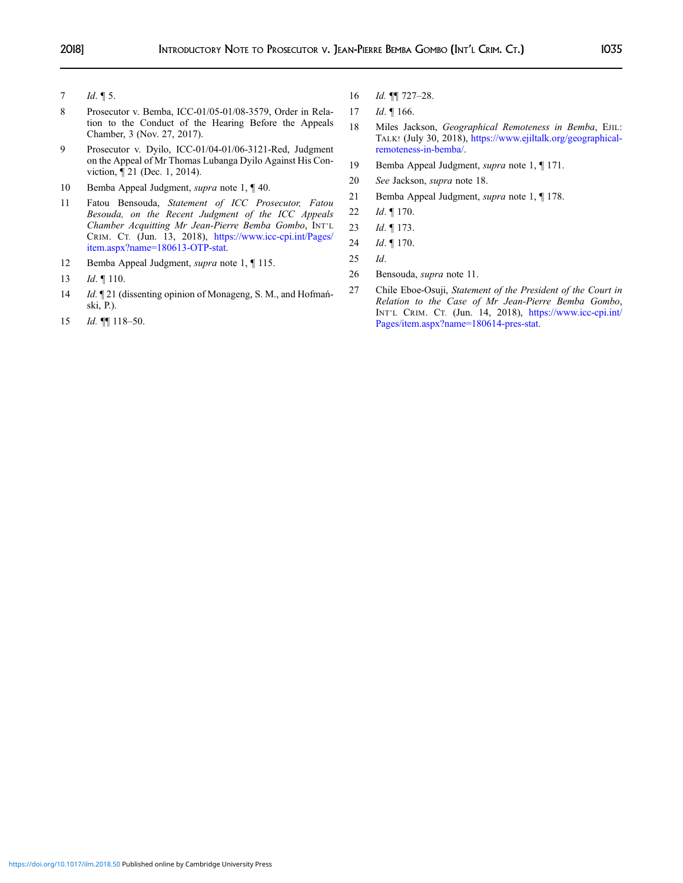7 *Id*. ¶ 5.

8 Prosecutor v. Bemba, ICC-01/05-01/08-3579, Order in Relation to the Conduct of the Hearing Before the Appeals Chamber, 3 (Nov. 27, 2017).

9 Prosecutor v. Dyilo, ICC-01/04-01/06-3121-Red, Judgment on the Appeal of Mr Thomas Lubanga Dyilo Against His Conviction, ¶ 21 (Dec. 1, 2014).

10 Bemba Appeal Judgment, *supra* note 1, ¶ 40.

11 Fatou Bensouda, *Statement of ICC Prosecutor, Fatou Besouda, on the Recent Judgment of the ICC Appeals Chamber Acquitting Mr Jean-Pierre Bemba Gombo*, INT'L CRIM. CT. (Jun. 13, 2018), https://www.icc-cpi.int/Pages/item.aspx?name=180613-OTP-stat.

12 Bemba Appeal Judgment, *supra* note 1, ¶ 115.

13 *Id*. ¶ 110.

14 *Id.* ¶ 21 (dissenting opinion of Monageng, S. M., and Hofmański, P.).

15 *Id.* ¶¶ 118–50.

16 *Id.* ¶¶ 727–28.

17 *Id*. ¶ 166.

18 Miles Jackson, *Geographical Remoteness in Bemba*, EJIL: TALK! (July 30, 2018), https://www.ejiltalk.org/geographical-remoteness-in-bemba/.

19 Bemba Appeal Judgment, *supra* note 1, ¶ 171.

20 *See* Jackson, *supra* note 18.

21 Bemba Appeal Judgment, *supra* note 1, ¶ 178.

22 *Id*. ¶ 170.

23 *Id*. ¶ 173.

24 *Id*. ¶ 170.

25 *Id*.

26 Bensouda, *supra* note 11.

27 Chile Eboe-Osuji, *Statement of the President of the Court in Relation to the Case of Mr Jean-Pierre Bemba Gombo*, INT'L CRIM. CT. (Jun. 14, 2018), https://www.icc-cpi.int/Pages/item.aspx?name=180614-pres-stat.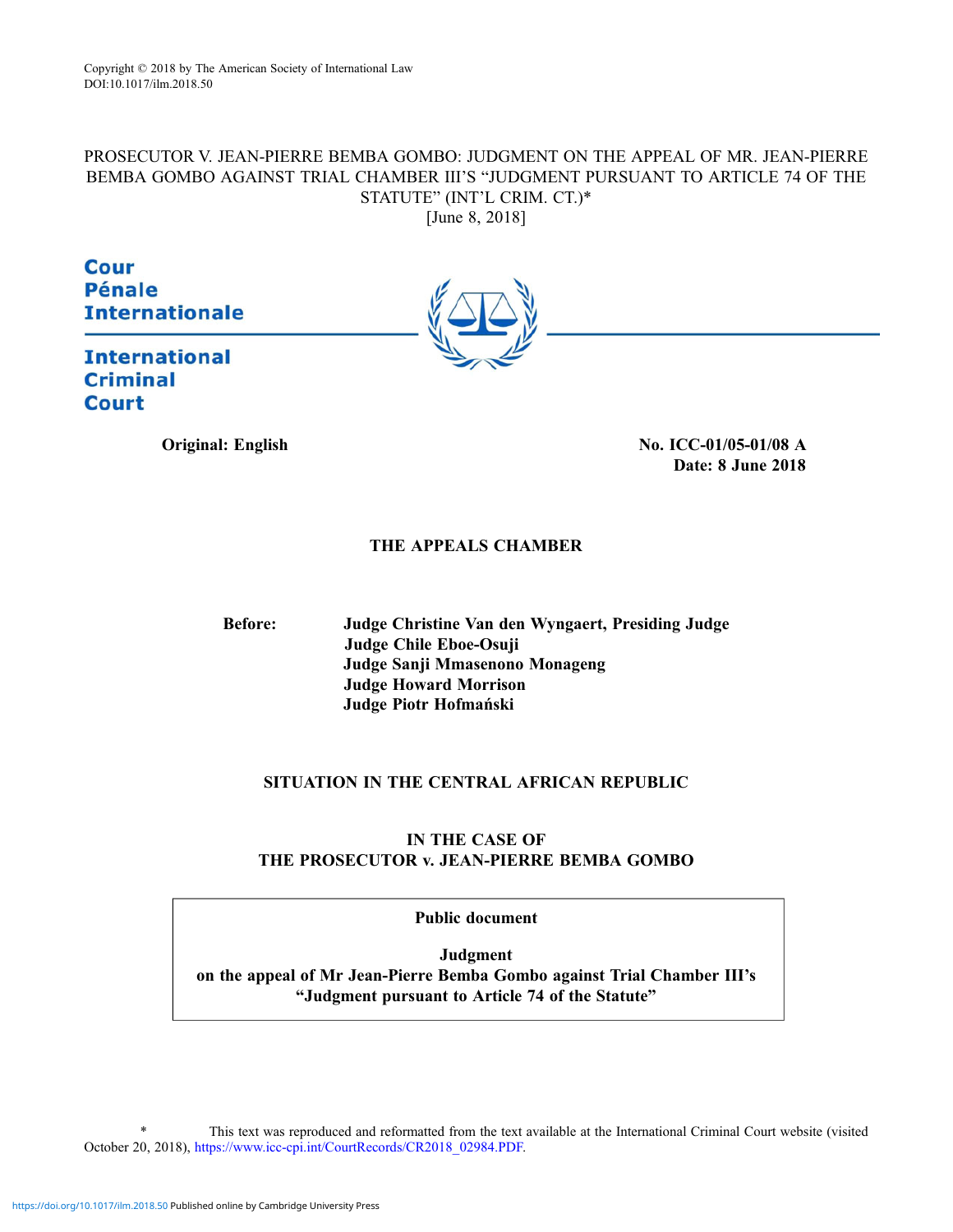Copyright © 2018 by The American Society of International Law
DOI:10.1017/ilm.2018.50

PROSECUTOR V. JEAN-PIERRE BEMBA GOMBO: JUDGMENT ON THE APPEAL OF MR. JEAN-PIERRE BEMBA GOMBO AGAINST TRIAL CHAMBER III'S "JUDGMENT PURSUANT TO ARTICLE 74 OF THE STATUTE" (INT'L CRIM. CT.)*
[June 8, 2018]

Cour
Pénale
Internationale

International
Criminal
Court

**Original: English** **No. ICC-01/05-01/08 A**
**Date: 8 June 2018**

**THE APPEALS CHAMBER**

**Before:** **Judge Christine Van den Wyngaert, Presiding Judge**
**Judge Chile Eboe-Osuji**
**Judge Sanji Mmasenono Monageng**
**Judge Howard Morrison**
**Judge Piotr Hofmański**

**SITUATION IN THE CENTRAL AFRICAN REPUBLIC**

**IN THE CASE OF**
**THE PROSECUTOR v. JEAN-PIERRE BEMBA GOMBO**

**Public document**

**Judgment**
**on the appeal of Mr Jean-Pierre Bemba Gombo against Trial Chamber III's "Judgment pursuant to Article 74 of the Statute"**

\* This text was reproduced and reformatted from the text available at the International Criminal Court website (visited October 20, 2018), https://www.icc-cpi.int/CourtRecords/CR2018_02984.PDF.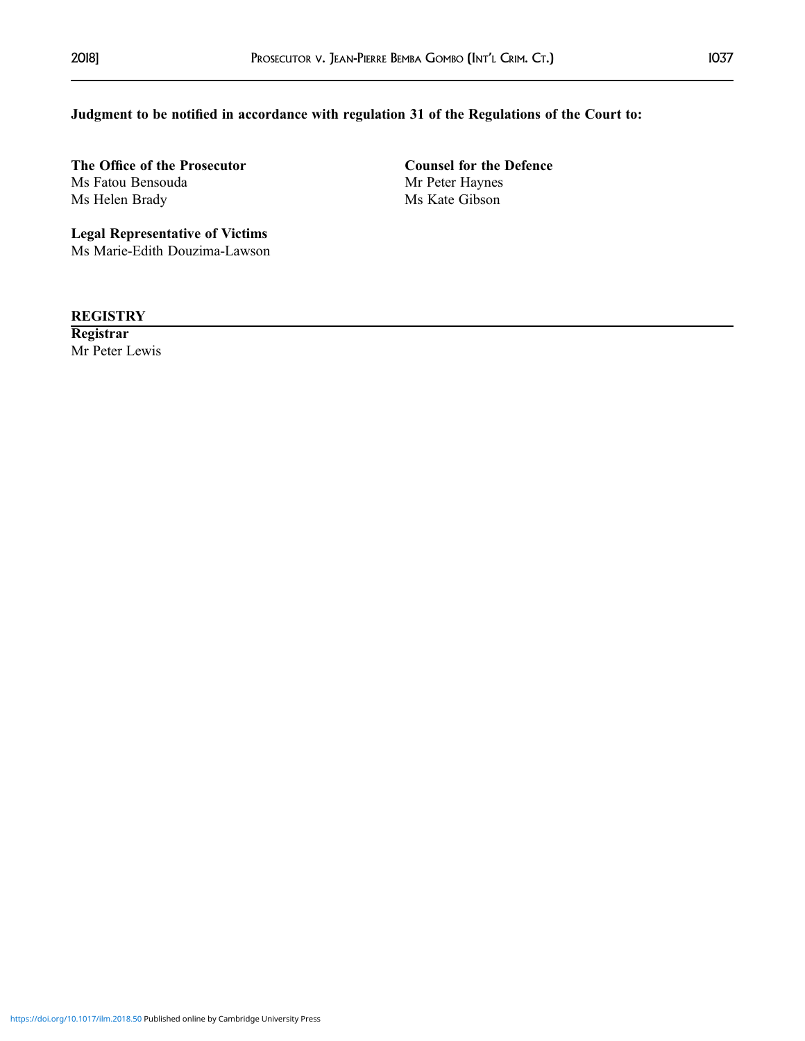**Judgment to be notified in accordance with regulation 31 of the Regulations of the Court to:**

**The Office of the Prosecutor**
Ms Fatou Bensouda
Ms Helen Brady

**Counsel for the Defence**
Mr Peter Haynes
Ms Kate Gibson

**Legal Representative of Victims**
Ms Marie-Edith Douzima-Lawson

**REGISTRY**

**Registrar**
Mr Peter Lewis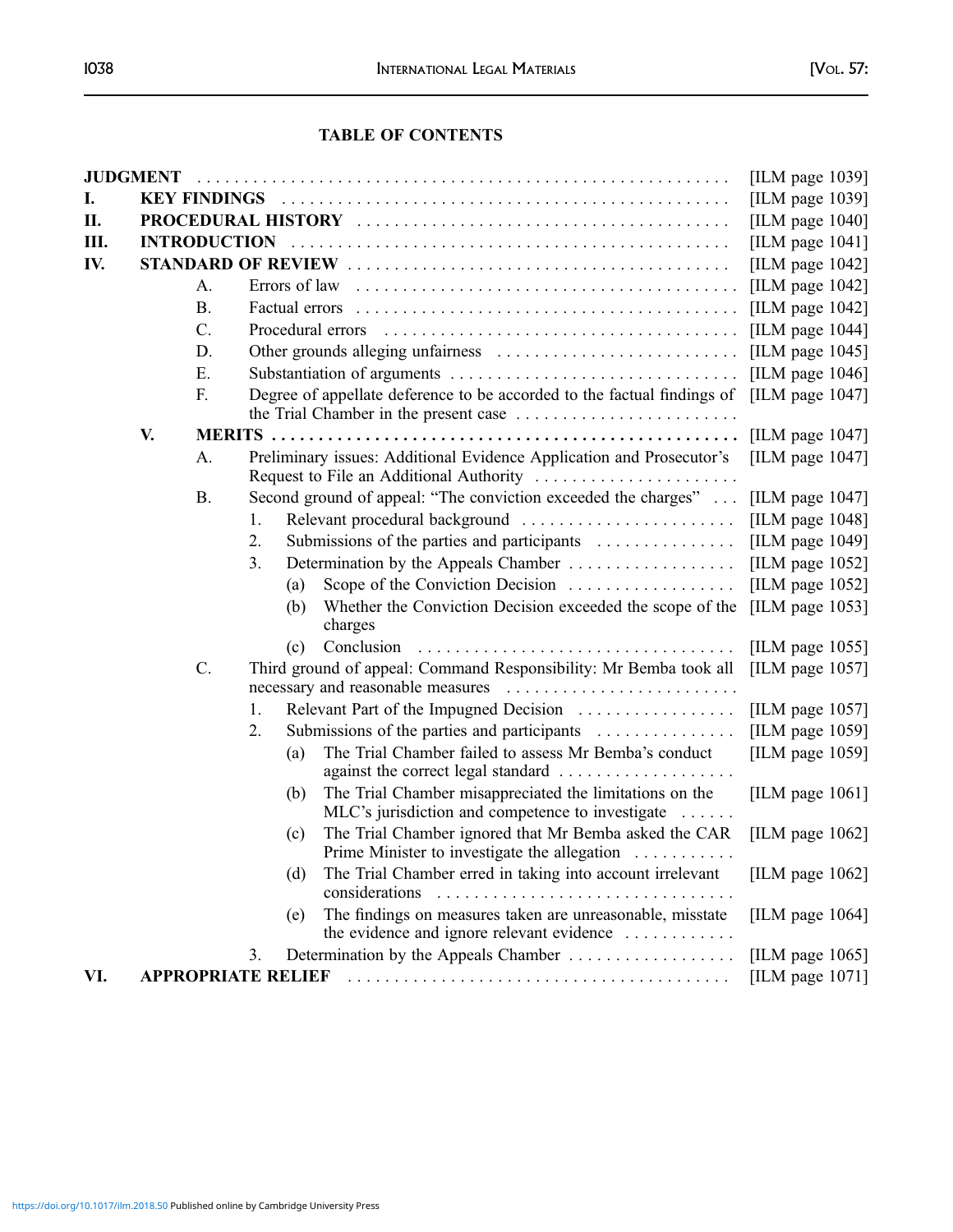## TABLE OF CONTENTS

| | | | | | |
|---|---|---|---|---|---|
| **JUDGMENT** | | | | | [ILM page 1039] |
| **I.** | **KEY FINDINGS** | | | | [ILM page 1039] |
| **II.** | **PROCEDURAL HISTORY** | | | | [ILM page 1040] |
| **III.** | **INTRODUCTION** | | | | [ILM page 1041] |
| **IV.** | **STANDARD OF REVIEW** | | | | [ILM page 1042] |
| | A. | Errors of law | | | [ILM page 1042] |
| | B. | Factual errors | | | [ILM page 1042] |
| | C. | Procedural errors | | | [ILM page 1044] |
| | D. | Other grounds alleging unfairness | | | [ILM page 1045] |
| | E. | Substantiation of arguments | | | [ILM page 1046] |
| | F. | Degree of appellate deference to be accorded to the factual findings of the Trial Chamber in the present case | | | [ILM page 1047] |
| **V.** | **MERITS** | | | | [ILM page 1047] |
| | A. | Preliminary issues: Additional Evidence Application and Prosecutor's Request to File an Additional Authority | | | [ILM page 1047] |
| | B. | Second ground of appeal: "The conviction exceeded the charges" | | | [ILM page 1047] |
| | | 1. | Relevant procedural background | | [ILM page 1048] |
| | | 2. | Submissions of the parties and participants | | [ILM page 1049] |
| | | 3. | Determination by the Appeals Chamber | | [ILM page 1052] |
| | | | (a) | Scope of the Conviction Decision | [ILM page 1052] |
| | | | (b) | Whether the Conviction Decision exceeded the scope of the charges | [ILM page 1053] |
| | | | (c) | Conclusion | [ILM page 1055] |
| | C. | Third ground of appeal: Command Responsibility: Mr Bemba took all necessary and reasonable measures | | | [ILM page 1057] |
| | | 1. | Relevant Part of the Impugned Decision | | [ILM page 1057] |
| | | 2. | Submissions of the parties and participants | | [ILM page 1059] |
| | | | (a) | The Trial Chamber failed to assess Mr Bemba's conduct against the correct legal standard | [ILM page 1059] |
| | | | (b) | The Trial Chamber misappreciated the limitations on the MLC's jurisdiction and competence to investigate | [ILM page 1061] |
| | | | (c) | The Trial Chamber ignored that Mr Bemba asked the CAR Prime Minister to investigate the allegation | [ILM page 1062] |
| | | | (d) | The Trial Chamber erred in taking into account irrelevant considerations | [ILM page 1062] |
| | | | (e) | The findings on measures taken are unreasonable, misstate the evidence and ignore relevant evidence | [ILM page 1064] |
| | | 3. | Determination by the Appeals Chamber | | [ILM page 1065] |
| **VI.** | **APPROPRIATE RELIEF** | | | | [ILM page 1071] |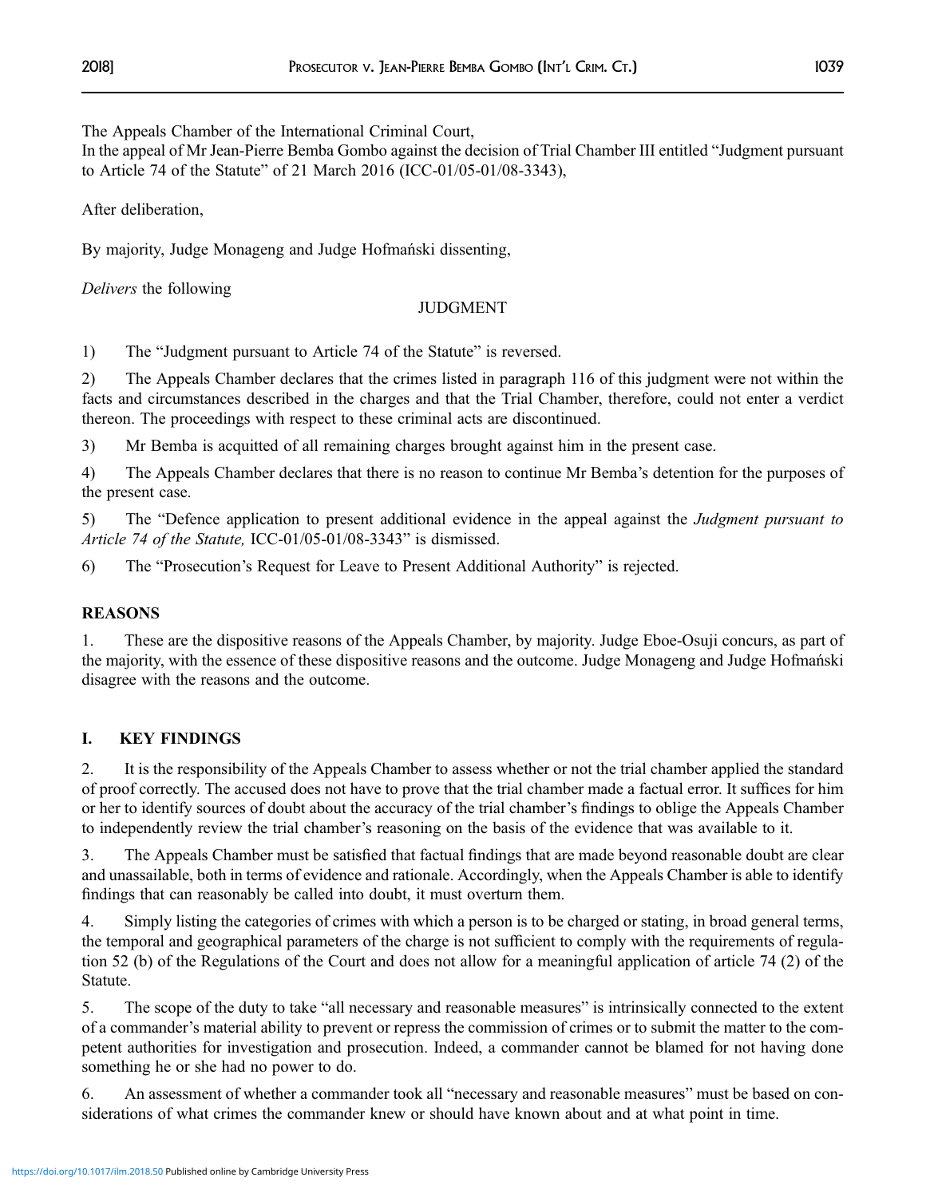The Appeals Chamber of the International Criminal Court,

In the appeal of Mr Jean-Pierre Bemba Gombo against the decision of Trial Chamber III entitled "Judgment pursuant to Article 74 of the Statute" of 21 March 2016 (ICC-01/05-01/08-3343),

After deliberation,

By majority, Judge Monageng and Judge Hofmański dissenting,

*Delivers* the following

JUDGMENT

1) The "Judgment pursuant to Article 74 of the Statute" is reversed.

2) The Appeals Chamber declares that the crimes listed in paragraph 116 of this judgment were not within the facts and circumstances described in the charges and that the Trial Chamber, therefore, could not enter a verdict thereon. The proceedings with respect to these criminal acts are discontinued.

3) Mr Bemba is acquitted of all remaining charges brought against him in the present case.

4) The Appeals Chamber declares that there is no reason to continue Mr Bemba's detention for the purposes of the present case.

5) The "Defence application to present additional evidence in the appeal against the *Judgment pursuant to Article 74 of the Statute,* ICC-01/05-01/08-3343" is dismissed.

6) The "Prosecution's Request for Leave to Present Additional Authority" is rejected.

**REASONS**

1. These are the dispositive reasons of the Appeals Chamber, by majority. Judge Eboe-Osuji concurs, as part of the majority, with the essence of these dispositive reasons and the outcome. Judge Monageng and Judge Hofmański disagree with the reasons and the outcome.

## I. KEY FINDINGS

2. It is the responsibility of the Appeals Chamber to assess whether or not the trial chamber applied the standard of proof correctly. The accused does not have to prove that the trial chamber made a factual error. It suffices for him or her to identify sources of doubt about the accuracy of the trial chamber's findings to oblige the Appeals Chamber to independently review the trial chamber's reasoning on the basis of the evidence that was available to it.

3. The Appeals Chamber must be satisfied that factual findings that are made beyond reasonable doubt are clear and unassailable, both in terms of evidence and rationale. Accordingly, when the Appeals Chamber is able to identify findings that can reasonably be called into doubt, it must overturn them.

4. Simply listing the categories of crimes with which a person is to be charged or stating, in broad general terms, the temporal and geographical parameters of the charge is not sufficient to comply with the requirements of regulation 52 (b) of the Regulations of the Court and does not allow for a meaningful application of article 74 (2) of the Statute.

5. The scope of the duty to take "all necessary and reasonable measures" is intrinsically connected to the extent of a commander's material ability to prevent or repress the commission of crimes or to submit the matter to the competent authorities for investigation and prosecution. Indeed, a commander cannot be blamed for not having done something he or she had no power to do.

6. An assessment of whether a commander took all "necessary and reasonable measures" must be based on considerations of what crimes the commander knew or should have known about and at what point in time.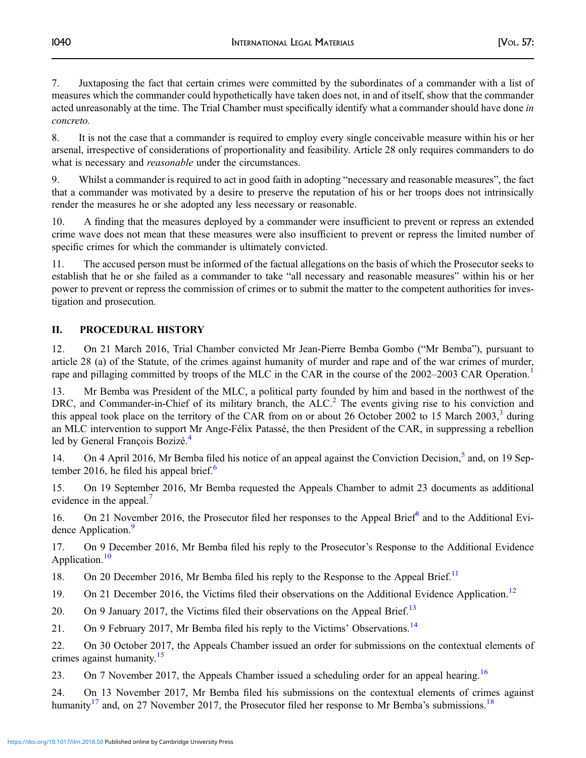7. Juxtaposing the fact that certain crimes were committed by the subordinates of a commander with a list of measures which the commander could hypothetically have taken does not, in and of itself, show that the commander acted unreasonably at the time. The Trial Chamber must specifically identify what a commander should have done *in concreto*.

8. It is not the case that a commander is required to employ every single conceivable measure within his or her arsenal, irrespective of considerations of proportionality and feasibility. Article 28 only requires commanders to do what is necessary and *reasonable* under the circumstances.

9. Whilst a commander is required to act in good faith in adopting "necessary and reasonable measures", the fact that a commander was motivated by a desire to preserve the reputation of his or her troops does not intrinsically render the measures he or she adopted any less necessary or reasonable.

10. A finding that the measures deployed by a commander were insufficient to prevent or repress an extended crime wave does not mean that these measures were also insufficient to prevent or repress the limited number of specific crimes for which the commander is ultimately convicted.

11. The accused person must be informed of the factual allegations on the basis of which the Prosecutor seeks to establish that he or she failed as a commander to take "all necessary and reasonable measures" within his or her power to prevent or repress the commission of crimes or to submit the matter to the competent authorities for investigation and prosecution.

## II. PROCEDURAL HISTORY

12. On 21 March 2016, Trial Chamber convicted Mr Jean-Pierre Bemba Gombo ("Mr Bemba"), pursuant to article 28 (a) of the Statute, of the crimes against humanity of murder and rape and of the war crimes of murder, rape and pillaging committed by troops of the MLC in the CAR in the course of the 2002–2003 CAR Operation.[1]

13. Mr Bemba was President of the MLC, a political party founded by him and based in the northwest of the DRC, and Commander-in-Chief of its military branch, the ALC.[2] The events giving rise to his conviction and this appeal took place on the territory of the CAR from on or about 26 October 2002 to 15 March 2003,[3] during an MLC intervention to support Mr Ange-Félix Patassé, the then President of the CAR, in suppressing a rebellion led by General François Bozizé.[4]

14. On 4 April 2016, Mr Bemba filed his notice of an appeal against the Conviction Decision,[5] and, on 19 September 2016, he filed his appeal brief.[6]

15. On 19 September 2016, Mr Bemba requested the Appeals Chamber to admit 23 documents as additional evidence in the appeal.[7]

16. On 21 November 2016, the Prosecutor filed her responses to the Appeal Brief[8] and to the Additional Evidence Application.[9]

17. On 9 December 2016, Mr Bemba filed his reply to the Prosecutor's Response to the Additional Evidence Application.[10]

18. On 20 December 2016, Mr Bemba filed his reply to the Response to the Appeal Brief.[11]

19. On 21 December 2016, the Victims filed their observations on the Additional Evidence Application.[12]

20. On 9 January 2017, the Victims filed their observations on the Appeal Brief.[13]

21. On 9 February 2017, Mr Bemba filed his reply to the Victims' Observations.[14]

22. On 30 October 2017, the Appeals Chamber issued an order for submissions on the contextual elements of crimes against humanity.[15]

23. On 7 November 2017, the Appeals Chamber issued a scheduling order for an appeal hearing.[16]

24. On 13 November 2017, Mr Bemba filed his submissions on the contextual elements of crimes against humanity[17] and, on 27 November 2017, the Prosecutor filed her response to Mr Bemba's submissions.[18]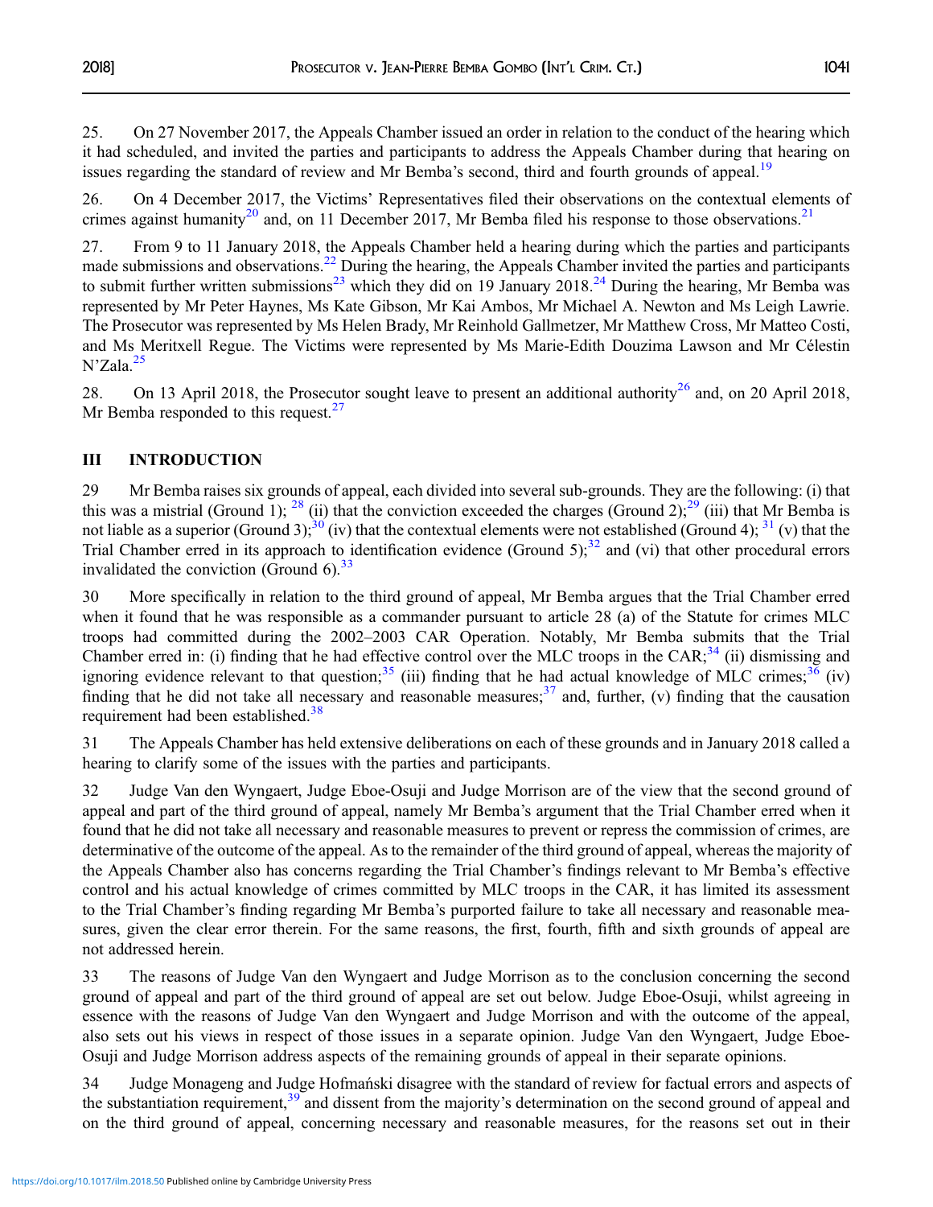25. On 27 November 2017, the Appeals Chamber issued an order in relation to the conduct of the hearing which it had scheduled, and invited the parties and participants to address the Appeals Chamber during that hearing on issues regarding the standard of review and Mr Bemba's second, third and fourth grounds of appeal.[19]

26. On 4 December 2017, the Victims' Representatives filed their observations on the contextual elements of crimes against humanity[20] and, on 11 December 2017, Mr Bemba filed his response to those observations.[21]

27. From 9 to 11 January 2018, the Appeals Chamber held a hearing during which the parties and participants made submissions and observations.[22] During the hearing, the Appeals Chamber invited the parties and participants to submit further written submissions[23] which they did on 19 January 2018.[24] During the hearing, Mr Bemba was represented by Mr Peter Haynes, Ms Kate Gibson, Mr Kai Ambos, Mr Michael A. Newton and Ms Leigh Lawrie. The Prosecutor was represented by Ms Helen Brady, Mr Reinhold Gallmetzer, Mr Matthew Cross, Mr Matteo Costi, and Ms Meritxell Regue. The Victims were represented by Ms Marie-Edith Douzima Lawson and Mr Célestin N'Zala.[25]

28. On 13 April 2018, the Prosecutor sought leave to present an additional authority[26] and, on 20 April 2018, Mr Bemba responded to this request.[27]

## III INTRODUCTION

29 Mr Bemba raises six grounds of appeal, each divided into several sub-grounds. They are the following: (i) that this was a mistrial (Ground 1); [28] (ii) that the conviction exceeded the charges (Ground 2);[29] (iii) that Mr Bemba is not liable as a superior (Ground 3);[30] (iv) that the contextual elements were not established (Ground 4); [31] (v) that the Trial Chamber erred in its approach to identification evidence (Ground 5);[32] and (vi) that other procedural errors invalidated the conviction (Ground 6).[33]

30 More specifically in relation to the third ground of appeal, Mr Bemba argues that the Trial Chamber erred when it found that he was responsible as a commander pursuant to article 28 (a) of the Statute for crimes MLC troops had committed during the 2002–2003 CAR Operation. Notably, Mr Bemba submits that the Trial Chamber erred in: (i) finding that he had effective control over the MLC troops in the CAR;[34] (ii) dismissing and ignoring evidence relevant to that question;[35] (iii) finding that he had actual knowledge of MLC crimes;[36] (iv) finding that he did not take all necessary and reasonable measures;[37] and, further, (v) finding that the causation requirement had been established.[38]

31 The Appeals Chamber has held extensive deliberations on each of these grounds and in January 2018 called a hearing to clarify some of the issues with the parties and participants.

32 Judge Van den Wyngaert, Judge Eboe-Osuji and Judge Morrison are of the view that the second ground of appeal and part of the third ground of appeal, namely Mr Bemba's argument that the Trial Chamber erred when it found that he did not take all necessary and reasonable measures to prevent or repress the commission of crimes, are determinative of the outcome of the appeal. As to the remainder of the third ground of appeal, whereas the majority of the Appeals Chamber also has concerns regarding the Trial Chamber's findings relevant to Mr Bemba's effective control and his actual knowledge of crimes committed by MLC troops in the CAR, it has limited its assessment to the Trial Chamber's finding regarding Mr Bemba's purported failure to take all necessary and reasonable measures, given the clear error therein. For the same reasons, the first, fourth, fifth and sixth grounds of appeal are not addressed herein.

33 The reasons of Judge Van den Wyngaert and Judge Morrison as to the conclusion concerning the second ground of appeal and part of the third ground of appeal are set out below. Judge Eboe-Osuji, whilst agreeing in essence with the reasons of Judge Van den Wyngaert and Judge Morrison and with the outcome of the appeal, also sets out his views in respect of those issues in a separate opinion. Judge Van den Wyngaert, Judge Eboe-Osuji and Judge Morrison address aspects of the remaining grounds of appeal in their separate opinions.

34 Judge Monageng and Judge Hofmański disagree with the standard of review for factual errors and aspects of the substantiation requirement,[39] and dissent from the majority's determination on the second ground of appeal and on the third ground of appeal, concerning necessary and reasonable measures, for the reasons set out in their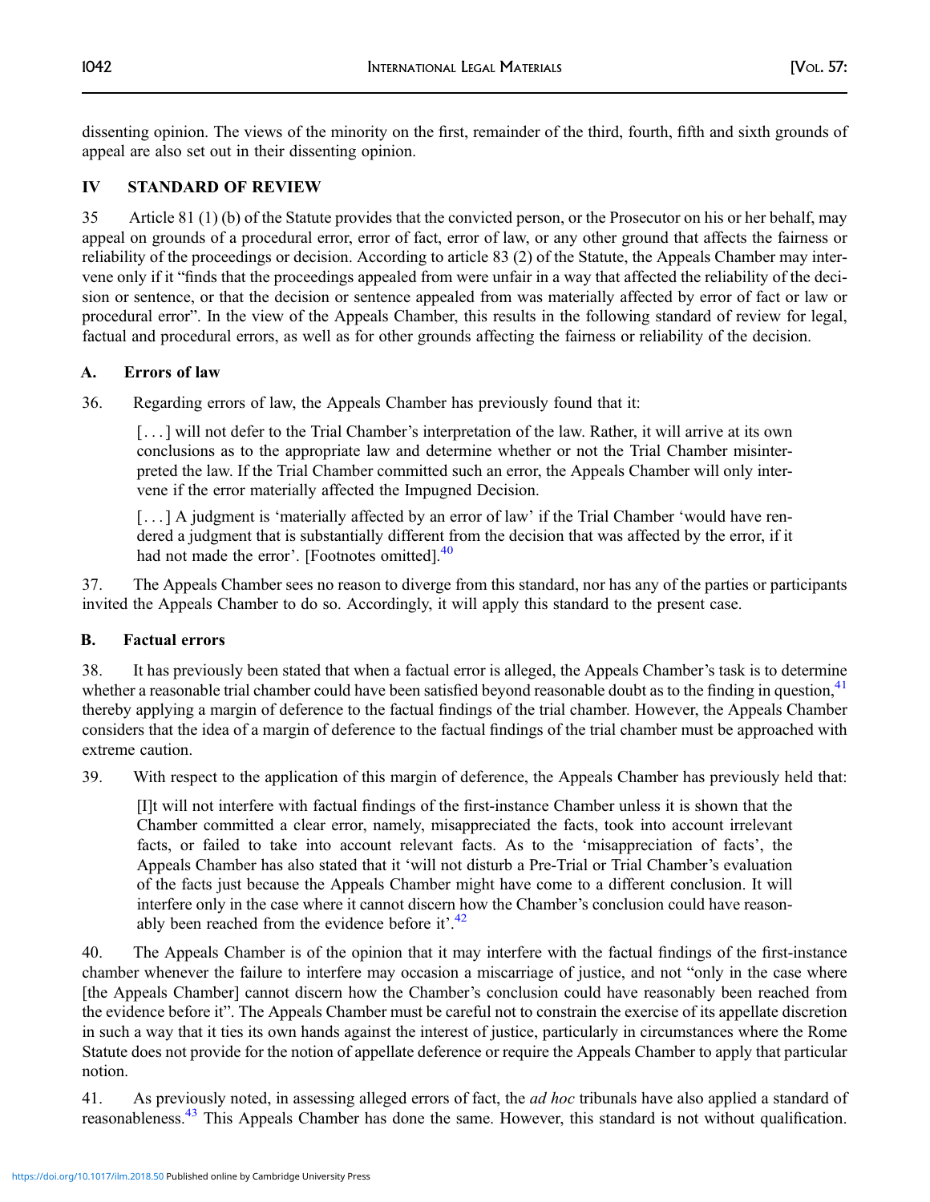dissenting opinion. The views of the minority on the first, remainder of the third, fourth, fifth and sixth grounds of appeal are also set out in their dissenting opinion.

## IV STANDARD OF REVIEW

35 Article 81 (1) (b) of the Statute provides that the convicted person, or the Prosecutor on his or her behalf, may appeal on grounds of a procedural error, error of fact, error of law, or any other ground that affects the fairness or reliability of the proceedings or decision. According to article 83 (2) of the Statute, the Appeals Chamber may intervene only if it "finds that the proceedings appealed from were unfair in a way that affected the reliability of the decision or sentence, or that the decision or sentence appealed from was materially affected by error of fact or law or procedural error". In the view of the Appeals Chamber, this results in the following standard of review for legal, factual and procedural errors, as well as for other grounds affecting the fairness or reliability of the decision.

### A. Errors of law

36. Regarding errors of law, the Appeals Chamber has previously found that it:

> [. . .] will not defer to the Trial Chamber's interpretation of the law. Rather, it will arrive at its own conclusions as to the appropriate law and determine whether or not the Trial Chamber misinterpreted the law. If the Trial Chamber committed such an error, the Appeals Chamber will only intervene if the error materially affected the Impugned Decision.
>
> [. . .] A judgment is 'materially affected by an error of law' if the Trial Chamber 'would have rendered a judgment that is substantially different from the decision that was affected by the error, if it had not made the error'. [Footnotes omitted].[40]

37. The Appeals Chamber sees no reason to diverge from this standard, nor has any of the parties or participants invited the Appeals Chamber to do so. Accordingly, it will apply this standard to the present case.

### B. Factual errors

38. It has previously been stated that when a factual error is alleged, the Appeals Chamber's task is to determine whether a reasonable trial chamber could have been satisfied beyond reasonable doubt as to the finding in question,[41] thereby applying a margin of deference to the factual findings of the trial chamber. However, the Appeals Chamber considers that the idea of a margin of deference to the factual findings of the trial chamber must be approached with extreme caution.

39. With respect to the application of this margin of deference, the Appeals Chamber has previously held that:

> [I]t will not interfere with factual findings of the first-instance Chamber unless it is shown that the Chamber committed a clear error, namely, misappreciated the facts, took into account irrelevant facts, or failed to take into account relevant facts. As to the 'misappreciation of facts', the Appeals Chamber has also stated that it 'will not disturb a Pre-Trial or Trial Chamber's evaluation of the facts just because the Appeals Chamber might have come to a different conclusion. It will interfere only in the case where it cannot discern how the Chamber's conclusion could have reasonably been reached from the evidence before it'.[42]

40. The Appeals Chamber is of the opinion that it may interfere with the factual findings of the first-instance chamber whenever the failure to interfere may occasion a miscarriage of justice, and not "only in the case where [the Appeals Chamber] cannot discern how the Chamber's conclusion could have reasonably been reached from the evidence before it". The Appeals Chamber must be careful not to constrain the exercise of its appellate discretion in such a way that it ties its own hands against the interest of justice, particularly in circumstances where the Rome Statute does not provide for the notion of appellate deference or require the Appeals Chamber to apply that particular notion.

41. As previously noted, in assessing alleged errors of fact, the *ad hoc* tribunals have also applied a standard of reasonableness.[43] This Appeals Chamber has done the same. However, this standard is not without qualification.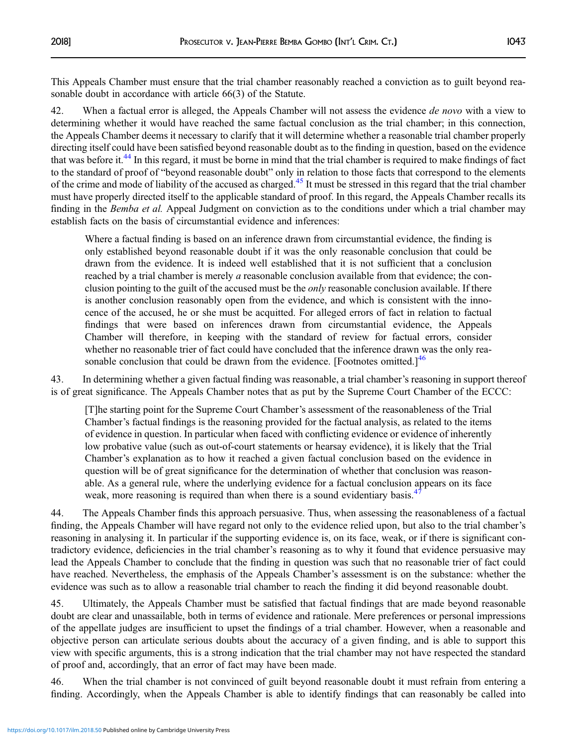This Appeals Chamber must ensure that the trial chamber reasonably reached a conviction as to guilt beyond reasonable doubt in accordance with article 66(3) of the Statute.

42. When a factual error is alleged, the Appeals Chamber will not assess the evidence *de novo* with a view to determining whether it would have reached the same factual conclusion as the trial chamber; in this connection, the Appeals Chamber deems it necessary to clarify that it will determine whether a reasonable trial chamber properly directing itself could have been satisfied beyond reasonable doubt as to the finding in question, based on the evidence that was before it.[44] In this regard, it must be borne in mind that the trial chamber is required to make findings of fact to the standard of proof of "beyond reasonable doubt" only in relation to those facts that correspond to the elements of the crime and mode of liability of the accused as charged.[45] It must be stressed in this regard that the trial chamber must have properly directed itself to the applicable standard of proof. In this regard, the Appeals Chamber recalls its finding in the *Bemba et al.* Appeal Judgment on conviction as to the conditions under which a trial chamber may establish facts on the basis of circumstantial evidence and inferences:

> Where a factual finding is based on an inference drawn from circumstantial evidence, the finding is only established beyond reasonable doubt if it was the only reasonable conclusion that could be drawn from the evidence. It is indeed well established that it is not sufficient that a conclusion reached by a trial chamber is merely *a* reasonable conclusion available from that evidence; the conclusion pointing to the guilt of the accused must be the *only* reasonable conclusion available. If there is another conclusion reasonably open from the evidence, and which is consistent with the innocence of the accused, he or she must be acquitted. For alleged errors of fact in relation to factual findings that were based on inferences drawn from circumstantial evidence, the Appeals Chamber will therefore, in keeping with the standard of review for factual errors, consider whether no reasonable trier of fact could have concluded that the inference drawn was the only reasonable conclusion that could be drawn from the evidence. [Footnotes omitted.][46]

43. In determining whether a given factual finding was reasonable, a trial chamber's reasoning in support thereof is of great significance. The Appeals Chamber notes that as put by the Supreme Court Chamber of the ECCC:

> [T]he starting point for the Supreme Court Chamber's assessment of the reasonableness of the Trial Chamber's factual findings is the reasoning provided for the factual analysis, as related to the items of evidence in question. In particular when faced with conflicting evidence or evidence of inherently low probative value (such as out-of-court statements or hearsay evidence), it is likely that the Trial Chamber's explanation as to how it reached a given factual conclusion based on the evidence in question will be of great significance for the determination of whether that conclusion was reasonable. As a general rule, where the underlying evidence for a factual conclusion appears on its face weak, more reasoning is required than when there is a sound evidentiary basis.[47]

44. The Appeals Chamber finds this approach persuasive. Thus, when assessing the reasonableness of a factual finding, the Appeals Chamber will have regard not only to the evidence relied upon, but also to the trial chamber's reasoning in analysing it. In particular if the supporting evidence is, on its face, weak, or if there is significant contradictory evidence, deficiencies in the trial chamber's reasoning as to why it found that evidence persuasive may lead the Appeals Chamber to conclude that the finding in question was such that no reasonable trier of fact could have reached. Nevertheless, the emphasis of the Appeals Chamber's assessment is on the substance: whether the evidence was such as to allow a reasonable trial chamber to reach the finding it did beyond reasonable doubt.

45. Ultimately, the Appeals Chamber must be satisfied that factual findings that are made beyond reasonable doubt are clear and unassailable, both in terms of evidence and rationale. Mere preferences or personal impressions of the appellate judges are insufficient to upset the findings of a trial chamber. However, when a reasonable and objective person can articulate serious doubts about the accuracy of a given finding, and is able to support this view with specific arguments, this is a strong indication that the trial chamber may not have respected the standard of proof and, accordingly, that an error of fact may have been made.

46. When the trial chamber is not convinced of guilt beyond reasonable doubt it must refrain from entering a finding. Accordingly, when the Appeals Chamber is able to identify findings that can reasonably be called into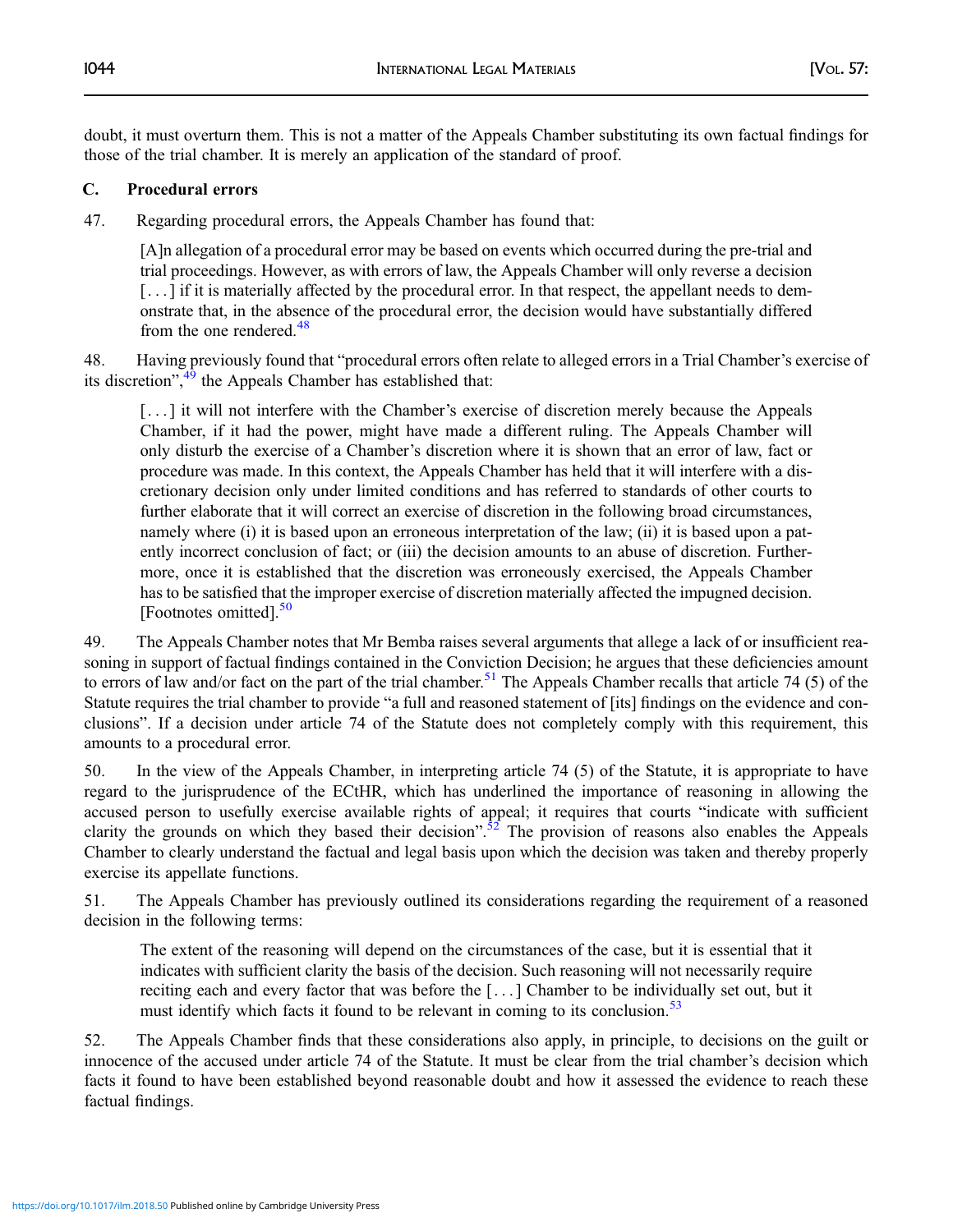doubt, it must overturn them. This is not a matter of the Appeals Chamber substituting its own factual findings for those of the trial chamber. It is merely an application of the standard of proof.

### C. Procedural errors

47. Regarding procedural errors, the Appeals Chamber has found that:

> [A]n allegation of a procedural error may be based on events which occurred during the pre-trial and trial proceedings. However, as with errors of law, the Appeals Chamber will only reverse a decision [. . .] if it is materially affected by the procedural error. In that respect, the appellant needs to demonstrate that, in the absence of the procedural error, the decision would have substantially differed from the one rendered.[48]

48. Having previously found that "procedural errors often relate to alleged errors in a Trial Chamber's exercise of its discretion",[49] the Appeals Chamber has established that:

> [. . .] it will not interfere with the Chamber's exercise of discretion merely because the Appeals Chamber, if it had the power, might have made a different ruling. The Appeals Chamber will only disturb the exercise of a Chamber's discretion where it is shown that an error of law, fact or procedure was made. In this context, the Appeals Chamber has held that it will interfere with a discretionary decision only under limited conditions and has referred to standards of other courts to further elaborate that it will correct an exercise of discretion in the following broad circumstances, namely where (i) it is based upon an erroneous interpretation of the law; (ii) it is based upon a patently incorrect conclusion of fact; or (iii) the decision amounts to an abuse of discretion. Furthermore, once it is established that the discretion was erroneously exercised, the Appeals Chamber has to be satisfied that the improper exercise of discretion materially affected the impugned decision. [Footnotes omitted].[50]

49. The Appeals Chamber notes that Mr Bemba raises several arguments that allege a lack of or insufficient reasoning in support of factual findings contained in the Conviction Decision; he argues that these deficiencies amount to errors of law and/or fact on the part of the trial chamber.[51] The Appeals Chamber recalls that article 74 (5) of the Statute requires the trial chamber to provide "a full and reasoned statement of [its] findings on the evidence and conclusions". If a decision under article 74 of the Statute does not completely comply with this requirement, this amounts to a procedural error.

50. In the view of the Appeals Chamber, in interpreting article 74 (5) of the Statute, it is appropriate to have regard to the jurisprudence of the ECtHR, which has underlined the importance of reasoning in allowing the accused person to usefully exercise available rights of appeal; it requires that courts "indicate with sufficient clarity the grounds on which they based their decision".[52] The provision of reasons also enables the Appeals Chamber to clearly understand the factual and legal basis upon which the decision was taken and thereby properly exercise its appellate functions.

51. The Appeals Chamber has previously outlined its considerations regarding the requirement of a reasoned decision in the following terms:

> The extent of the reasoning will depend on the circumstances of the case, but it is essential that it indicates with sufficient clarity the basis of the decision. Such reasoning will not necessarily require reciting each and every factor that was before the [. . .] Chamber to be individually set out, but it must identify which facts it found to be relevant in coming to its conclusion.[53]

52. The Appeals Chamber finds that these considerations also apply, in principle, to decisions on the guilt or innocence of the accused under article 74 of the Statute. It must be clear from the trial chamber's decision which facts it found to have been established beyond reasonable doubt and how it assessed the evidence to reach these factual findings.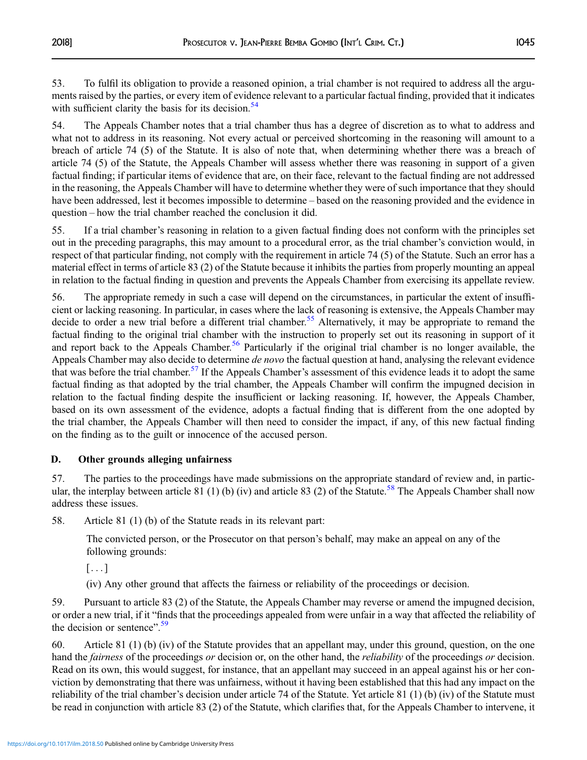53. To fulfil its obligation to provide a reasoned opinion, a trial chamber is not required to address all the arguments raised by the parties, or every item of evidence relevant to a particular factual finding, provided that it indicates with sufficient clarity the basis for its decision.[54]

54. The Appeals Chamber notes that a trial chamber thus has a degree of discretion as to what to address and what not to address in its reasoning. Not every actual or perceived shortcoming in the reasoning will amount to a breach of article 74 (5) of the Statute. It is also of note that, when determining whether there was a breach of article 74 (5) of the Statute, the Appeals Chamber will assess whether there was reasoning in support of a given factual finding; if particular items of evidence that are, on their face, relevant to the factual finding are not addressed in the reasoning, the Appeals Chamber will have to determine whether they were of such importance that they should have been addressed, lest it becomes impossible to determine – based on the reasoning provided and the evidence in question – how the trial chamber reached the conclusion it did.

55. If a trial chamber's reasoning in relation to a given factual finding does not conform with the principles set out in the preceding paragraphs, this may amount to a procedural error, as the trial chamber's conviction would, in respect of that particular finding, not comply with the requirement in article 74 (5) of the Statute. Such an error has a material effect in terms of article 83 (2) of the Statute because it inhibits the parties from properly mounting an appeal in relation to the factual finding in question and prevents the Appeals Chamber from exercising its appellate review.

56. The appropriate remedy in such a case will depend on the circumstances, in particular the extent of insufficient or lacking reasoning. In particular, in cases where the lack of reasoning is extensive, the Appeals Chamber may decide to order a new trial before a different trial chamber.[55] Alternatively, it may be appropriate to remand the factual finding to the original trial chamber with the instruction to properly set out its reasoning in support of it and report back to the Appeals Chamber.[56] Particularly if the original trial chamber is no longer available, the Appeals Chamber may also decide to determine *de novo* the factual question at hand, analysing the relevant evidence that was before the trial chamber.[57] If the Appeals Chamber's assessment of this evidence leads it to adopt the same factual finding as that adopted by the trial chamber, the Appeals Chamber will confirm the impugned decision in relation to the factual finding despite the insufficient or lacking reasoning. If, however, the Appeals Chamber, based on its own assessment of the evidence, adopts a factual finding that is different from the one adopted by the trial chamber, the Appeals Chamber will then need to consider the impact, if any, of this new factual finding on the finding as to the guilt or innocence of the accused person.

## D. Other grounds alleging unfairness

57. The parties to the proceedings have made submissions on the appropriate standard of review and, in particular, the interplay between article 81 (1) (b) (iv) and article 83 (2) of the Statute.[58] The Appeals Chamber shall now address these issues.

58. Article 81 (1) (b) of the Statute reads in its relevant part:

> The convicted person, or the Prosecutor on that person's behalf, may make an appeal on any of the following grounds:
>
> [. . .]
>
> (iv) Any other ground that affects the fairness or reliability of the proceedings or decision.

59. Pursuant to article 83 (2) of the Statute, the Appeals Chamber may reverse or amend the impugned decision, or order a new trial, if it "finds that the proceedings appealed from were unfair in a way that affected the reliability of the decision or sentence".[59]

60. Article 81 (1) (b) (iv) of the Statute provides that an appellant may, under this ground, question, on the one hand the *fairness* of the proceedings *or* decision or, on the other hand, the *reliability* of the proceedings *or* decision. Read on its own, this would suggest, for instance, that an appellant may succeed in an appeal against his or her conviction by demonstrating that there was unfairness, without it having been established that this had any impact on the reliability of the trial chamber's decision under article 74 of the Statute. Yet article 81 (1) (b) (iv) of the Statute must be read in conjunction with article 83 (2) of the Statute, which clarifies that, for the Appeals Chamber to intervene, it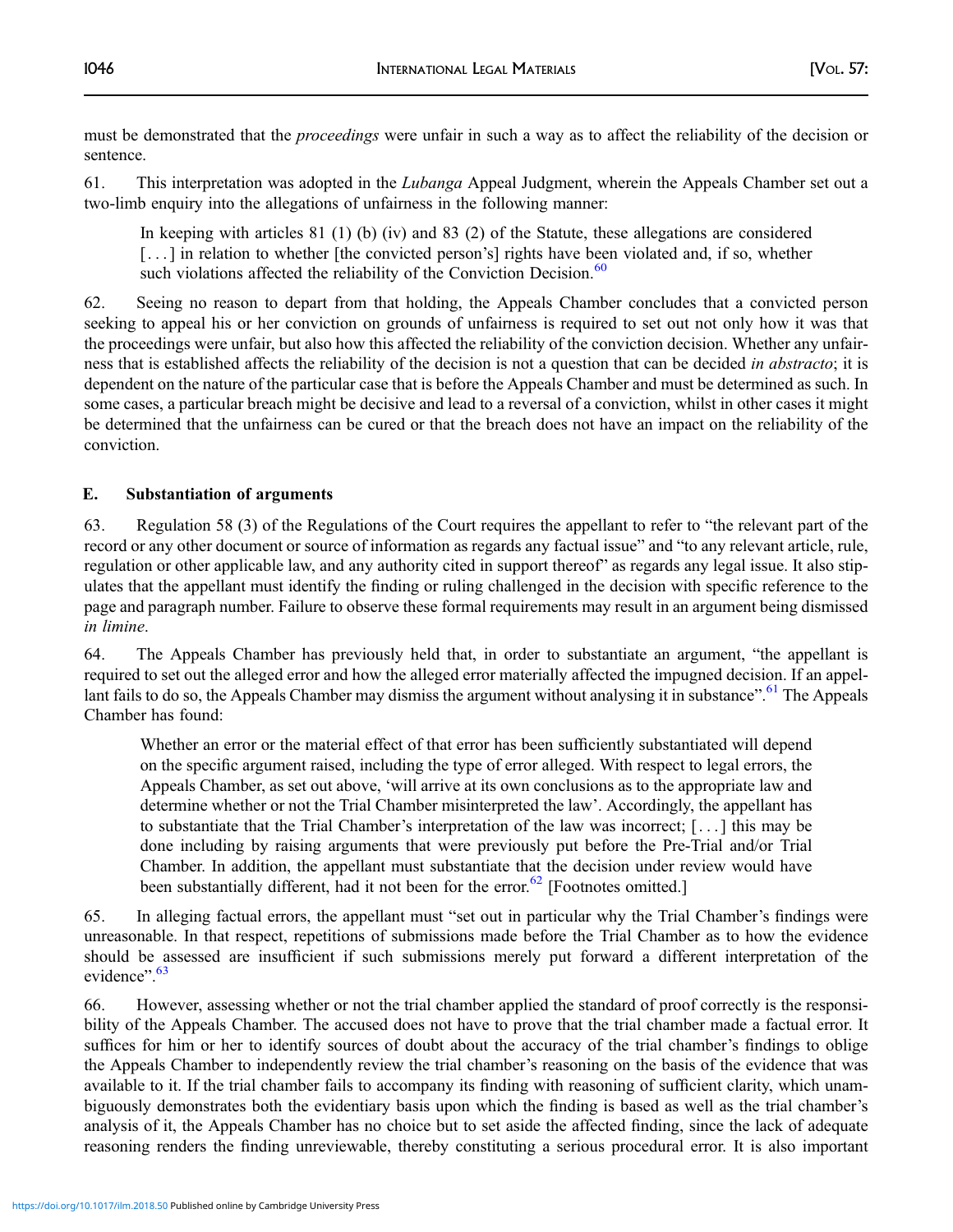must be demonstrated that the *proceedings* were unfair in such a way as to affect the reliability of the decision or sentence.

61. This interpretation was adopted in the *Lubanga* Appeal Judgment, wherein the Appeals Chamber set out a two-limb enquiry into the allegations of unfairness in the following manner:

> In keeping with articles 81 (1) (b) (iv) and 83 (2) of the Statute, these allegations are considered [. . .] in relation to whether [the convicted person's] rights have been violated and, if so, whether such violations affected the reliability of the Conviction Decision.[60]

62. Seeing no reason to depart from that holding, the Appeals Chamber concludes that a convicted person seeking to appeal his or her conviction on grounds of unfairness is required to set out not only how it was that the proceedings were unfair, but also how this affected the reliability of the conviction decision. Whether any unfairness that is established affects the reliability of the decision is not a question that can be decided *in abstracto*; it is dependent on the nature of the particular case that is before the Appeals Chamber and must be determined as such. In some cases, a particular breach might be decisive and lead to a reversal of a conviction, whilst in other cases it might be determined that the unfairness can be cured or that the breach does not have an impact on the reliability of the conviction.

### E. Substantiation of arguments

63. Regulation 58 (3) of the Regulations of the Court requires the appellant to refer to "the relevant part of the record or any other document or source of information as regards any factual issue" and "to any relevant article, rule, regulation or other applicable law, and any authority cited in support thereof" as regards any legal issue. It also stipulates that the appellant must identify the finding or ruling challenged in the decision with specific reference to the page and paragraph number. Failure to observe these formal requirements may result in an argument being dismissed *in limine*.

64. The Appeals Chamber has previously held that, in order to substantiate an argument, "the appellant is required to set out the alleged error and how the alleged error materially affected the impugned decision. If an appellant fails to do so, the Appeals Chamber may dismiss the argument without analysing it in substance".[61] The Appeals Chamber has found:

> Whether an error or the material effect of that error has been sufficiently substantiated will depend on the specific argument raised, including the type of error alleged. With respect to legal errors, the Appeals Chamber, as set out above, 'will arrive at its own conclusions as to the appropriate law and determine whether or not the Trial Chamber misinterpreted the law'. Accordingly, the appellant has to substantiate that the Trial Chamber's interpretation of the law was incorrect; [. . .] this may be done including by raising arguments that were previously put before the Pre-Trial and/or Trial Chamber. In addition, the appellant must substantiate that the decision under review would have been substantially different, had it not been for the error.[62] [Footnotes omitted.]

65. In alleging factual errors, the appellant must "set out in particular why the Trial Chamber's findings were unreasonable. In that respect, repetitions of submissions made before the Trial Chamber as to how the evidence should be assessed are insufficient if such submissions merely put forward a different interpretation of the evidence".[63]

66. However, assessing whether or not the trial chamber applied the standard of proof correctly is the responsibility of the Appeals Chamber. The accused does not have to prove that the trial chamber made a factual error. It suffices for him or her to identify sources of doubt about the accuracy of the trial chamber's findings to oblige the Appeals Chamber to independently review the trial chamber's reasoning on the basis of the evidence that was available to it. If the trial chamber fails to accompany its finding with reasoning of sufficient clarity, which unambiguously demonstrates both the evidentiary basis upon which the finding is based as well as the trial chamber's analysis of it, the Appeals Chamber has no choice but to set aside the affected finding, since the lack of adequate reasoning renders the finding unreviewable, thereby constituting a serious procedural error. It is also important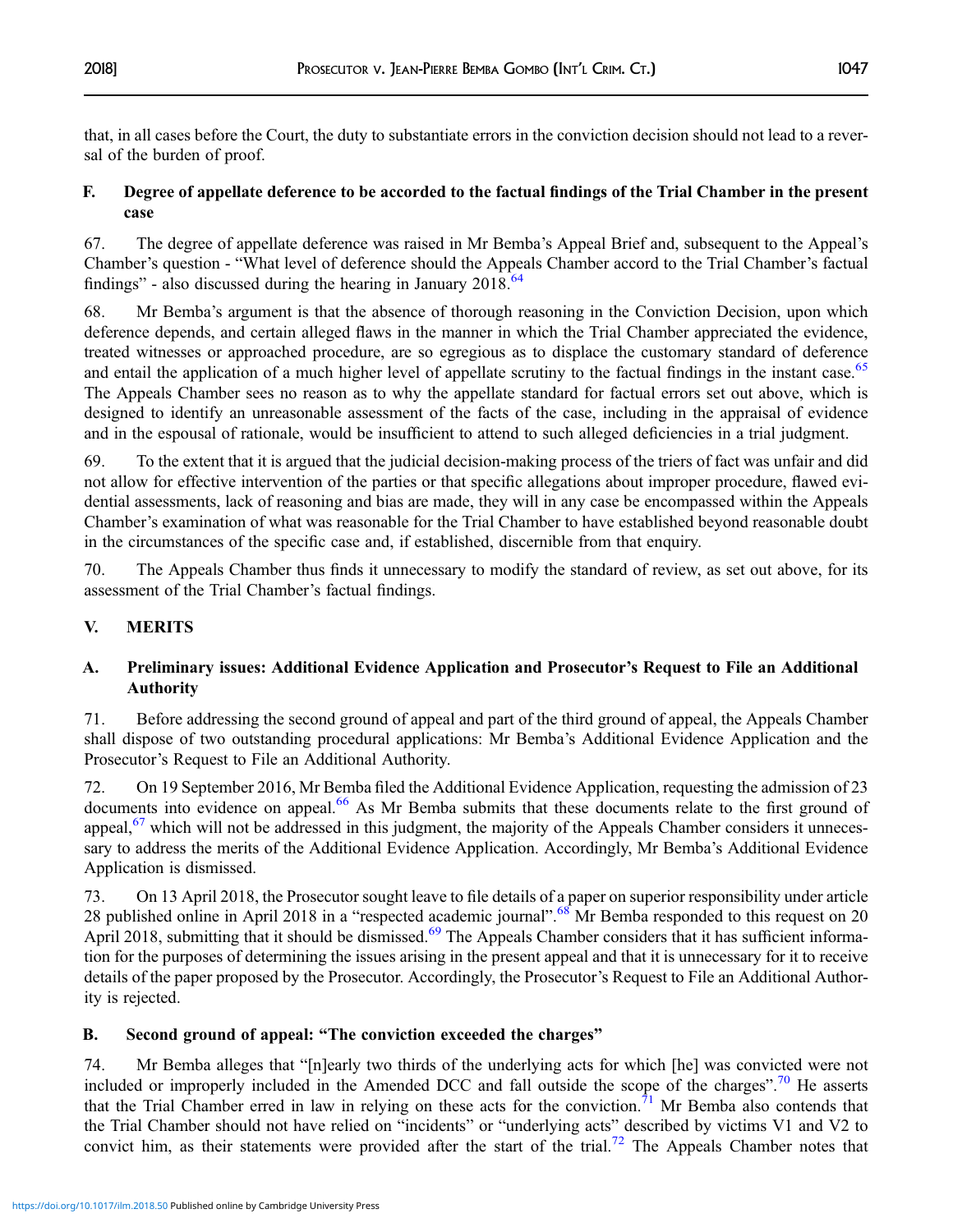that, in all cases before the Court, the duty to substantiate errors in the conviction decision should not lead to a reversal of the burden of proof.

### F. Degree of appellate deference to be accorded to the factual findings of the Trial Chamber in the present case

67. The degree of appellate deference was raised in Mr Bemba's Appeal Brief and, subsequent to the Appeal's Chamber's question - "What level of deference should the Appeals Chamber accord to the Trial Chamber's factual findings" - also discussed during the hearing in January 2018.[64]

68. Mr Bemba's argument is that the absence of thorough reasoning in the Conviction Decision, upon which deference depends, and certain alleged flaws in the manner in which the Trial Chamber appreciated the evidence, treated witnesses or approached procedure, are so egregious as to displace the customary standard of deference and entail the application of a much higher level of appellate scrutiny to the factual findings in the instant case.[65] The Appeals Chamber sees no reason as to why the appellate standard for factual errors set out above, which is designed to identify an unreasonable assessment of the facts of the case, including in the appraisal of evidence and in the espousal of rationale, would be insufficient to attend to such alleged deficiencies in a trial judgment.

69. To the extent that it is argued that the judicial decision-making process of the triers of fact was unfair and did not allow for effective intervention of the parties or that specific allegations about improper procedure, flawed evidential assessments, lack of reasoning and bias are made, they will in any case be encompassed within the Appeals Chamber's examination of what was reasonable for the Trial Chamber to have established beyond reasonable doubt in the circumstances of the specific case and, if established, discernible from that enquiry.

70. The Appeals Chamber thus finds it unnecessary to modify the standard of review, as set out above, for its assessment of the Trial Chamber's factual findings.

## V. MERITS

### A. Preliminary issues: Additional Evidence Application and Prosecutor's Request to File an Additional Authority

71. Before addressing the second ground of appeal and part of the third ground of appeal, the Appeals Chamber shall dispose of two outstanding procedural applications: Mr Bemba's Additional Evidence Application and the Prosecutor's Request to File an Additional Authority.

72. On 19 September 2016, Mr Bemba filed the Additional Evidence Application, requesting the admission of 23 documents into evidence on appeal.[66] As Mr Bemba submits that these documents relate to the first ground of appeal,[67] which will not be addressed in this judgment, the majority of the Appeals Chamber considers it unnecessary to address the merits of the Additional Evidence Application. Accordingly, Mr Bemba's Additional Evidence Application is dismissed.

73. On 13 April 2018, the Prosecutor sought leave to file details of a paper on superior responsibility under article 28 published online in April 2018 in a "respected academic journal".[68] Mr Bemba responded to this request on 20 April 2018, submitting that it should be dismissed.[69] The Appeals Chamber considers that it has sufficient information for the purposes of determining the issues arising in the present appeal and that it is unnecessary for it to receive details of the paper proposed by the Prosecutor. Accordingly, the Prosecutor's Request to File an Additional Authority is rejected.

### B. Second ground of appeal: "The conviction exceeded the charges"

74. Mr Bemba alleges that "[n]early two thirds of the underlying acts for which [he] was convicted were not included or improperly included in the Amended DCC and fall outside the scope of the charges".[70] He asserts that the Trial Chamber erred in law in relying on these acts for the conviction.[71] Mr Bemba also contends that the Trial Chamber should not have relied on "incidents" or "underlying acts" described by victims V1 and V2 to convict him, as their statements were provided after the start of the trial.[72] The Appeals Chamber notes that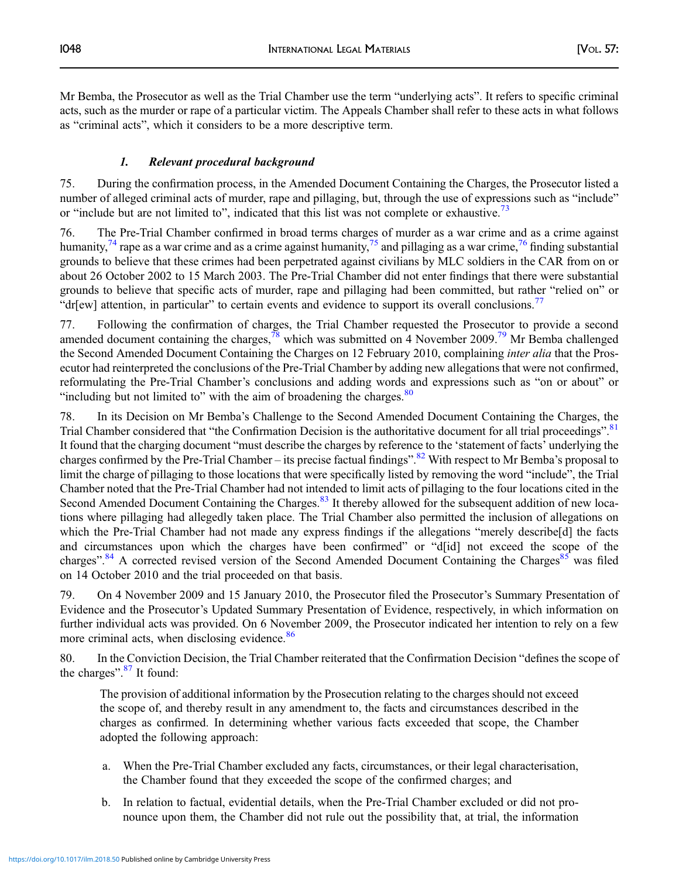Mr Bemba, the Prosecutor as well as the Trial Chamber use the term "underlying acts". It refers to specific criminal acts, such as the murder or rape of a particular victim. The Appeals Chamber shall refer to these acts in what follows as "criminal acts", which it considers to be a more descriptive term.

### *1. Relevant procedural background*

75. During the confirmation process, in the Amended Document Containing the Charges, the Prosecutor listed a number of alleged criminal acts of murder, rape and pillaging, but, through the use of expressions such as "include" or "include but are not limited to", indicated that this list was not complete or exhaustive.[73]

76. The Pre-Trial Chamber confirmed in broad terms charges of murder as a war crime and as a crime against humanity,[74] rape as a war crime and as a crime against humanity,[75] and pillaging as a war crime,[76] finding substantial grounds to believe that these crimes had been perpetrated against civilians by MLC soldiers in the CAR from on or about 26 October 2002 to 15 March 2003. The Pre-Trial Chamber did not enter findings that there were substantial grounds to believe that specific acts of murder, rape and pillaging had been committed, but rather "relied on" or "dr[ew] attention, in particular" to certain events and evidence to support its overall conclusions.[77]

77. Following the confirmation of charges, the Trial Chamber requested the Prosecutor to provide a second amended document containing the charges,[78] which was submitted on 4 November 2009.[79] Mr Bemba challenged the Second Amended Document Containing the Charges on 12 February 2010, complaining *inter alia* that the Prosecutor had reinterpreted the conclusions of the Pre-Trial Chamber by adding new allegations that were not confirmed, reformulating the Pre-Trial Chamber's conclusions and adding words and expressions such as "on or about" or "including but not limited to" with the aim of broadening the charges.[80]

78. In its Decision on Mr Bemba's Challenge to the Second Amended Document Containing the Charges, the Trial Chamber considered that "the Confirmation Decision is the authoritative document for all trial proceedings".[81] It found that the charging document "must describe the charges by reference to the 'statement of facts' underlying the charges confirmed by the Pre-Trial Chamber – its precise factual findings".[82] With respect to Mr Bemba's proposal to limit the charge of pillaging to those locations that were specifically listed by removing the word "include", the Trial Chamber noted that the Pre-Trial Chamber had not intended to limit acts of pillaging to the four locations cited in the Second Amended Document Containing the Charges.[83] It thereby allowed for the subsequent addition of new locations where pillaging had allegedly taken place. The Trial Chamber also permitted the inclusion of allegations on which the Pre-Trial Chamber had not made any express findings if the allegations "merely describe[d] the facts and circumstances upon which the charges have been confirmed" or "d[id] not exceed the scope of the charges".[84] A corrected revised version of the Second Amended Document Containing the Charges[85] was filed on 14 October 2010 and the trial proceeded on that basis.

79. On 4 November 2009 and 15 January 2010, the Prosecutor filed the Prosecutor's Summary Presentation of Evidence and the Prosecutor's Updated Summary Presentation of Evidence, respectively, in which information on further individual acts was provided. On 6 November 2009, the Prosecutor indicated her intention to rely on a few more criminal acts, when disclosing evidence.[86]

80. In the Conviction Decision, the Trial Chamber reiterated that the Confirmation Decision "defines the scope of the charges".[87] It found:

> The provision of additional information by the Prosecution relating to the charges should not exceed the scope of, and thereby result in any amendment to, the facts and circumstances described in the charges as confirmed. In determining whether various facts exceeded that scope, the Chamber adopted the following approach:
>
> a. When the Pre-Trial Chamber excluded any facts, circumstances, or their legal characterisation, the Chamber found that they exceeded the scope of the confirmed charges; and
>
> b. In relation to factual, evidential details, when the Pre-Trial Chamber excluded or did not pronounce upon them, the Chamber did not rule out the possibility that, at trial, the information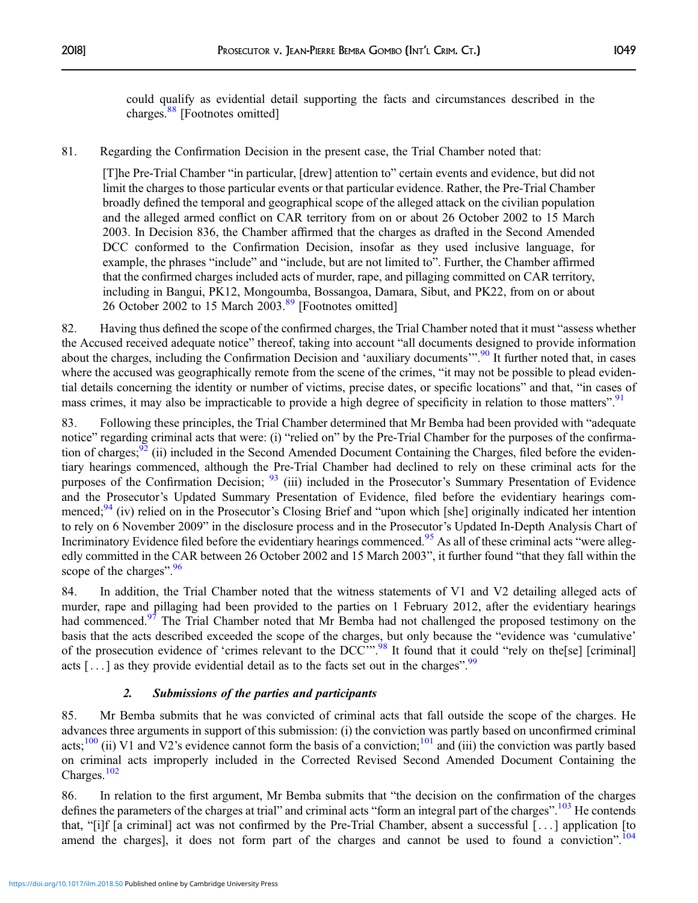could qualify as evidential detail supporting the facts and circumstances described in the charges.[88] [Footnotes omitted]

81. Regarding the Confirmation Decision in the present case, the Trial Chamber noted that:

> [T]he Pre-Trial Chamber "in particular, [drew] attention to" certain events and evidence, but did not limit the charges to those particular events or that particular evidence. Rather, the Pre-Trial Chamber broadly defined the temporal and geographical scope of the alleged attack on the civilian population and the alleged armed conflict on CAR territory from on or about 26 October 2002 to 15 March 2003. In Decision 836, the Chamber affirmed that the charges as drafted in the Second Amended DCC conformed to the Confirmation Decision, insofar as they used inclusive language, for example, the phrases "include" and "include, but are not limited to". Further, the Chamber affirmed that the confirmed charges included acts of murder, rape, and pillaging committed on CAR territory, including in Bangui, PK12, Mongoumba, Bossangoa, Damara, Sibut, and PK22, from on or about 26 October 2002 to 15 March 2003.[89] [Footnotes omitted]

82. Having thus defined the scope of the confirmed charges, the Trial Chamber noted that it must "assess whether the Accused received adequate notice" thereof, taking into account "all documents designed to provide information about the charges, including the Confirmation Decision and 'auxiliary documents'".[90] It further noted that, in cases where the accused was geographically remote from the scene of the crimes, "it may not be possible to plead evidential details concerning the identity or number of victims, precise dates, or specific locations" and that, "in cases of mass crimes, it may also be impracticable to provide a high degree of specificity in relation to those matters".[91]

83. Following these principles, the Trial Chamber determined that Mr Bemba had been provided with "adequate notice" regarding criminal acts that were: (i) "relied on" by the Pre-Trial Chamber for the purposes of the confirmation of charges;[92] (ii) included in the Second Amended Document Containing the Charges, filed before the evidentiary hearings commenced, although the Pre-Trial Chamber had declined to rely on these criminal acts for the purposes of the Confirmation Decision; [93] (iii) included in the Prosecutor's Summary Presentation of Evidence and the Prosecutor's Updated Summary Presentation of Evidence, filed before the evidentiary hearings commenced;[94] (iv) relied on in the Prosecutor's Closing Brief and "upon which [she] originally indicated her intention to rely on 6 November 2009" in the disclosure process and in the Prosecutor's Updated In-Depth Analysis Chart of Incriminatory Evidence filed before the evidentiary hearings commenced.[95] As all of these criminal acts "were allegedly committed in the CAR between 26 October 2002 and 15 March 2003", it further found "that they fall within the scope of the charges".[96]

84. In addition, the Trial Chamber noted that the witness statements of V1 and V2 detailing alleged acts of murder, rape and pillaging had been provided to the parties on 1 February 2012, after the evidentiary hearings had commenced.[97] The Trial Chamber noted that Mr Bemba had not challenged the proposed testimony on the basis that the acts described exceeded the scope of the charges, but only because the "evidence was 'cumulative' of the prosecution evidence of 'crimes relevant to the DCC'".[98] It found that it could "rely on the[se] [criminal] acts [. . .] as they provide evidential detail as to the facts set out in the charges".[99]

### *2. Submissions of the parties and participants*

85. Mr Bemba submits that he was convicted of criminal acts that fall outside the scope of the charges. He advances three arguments in support of this submission: (i) the conviction was partly based on unconfirmed criminal acts;[100] (ii) V1 and V2's evidence cannot form the basis of a conviction;[101] and (iii) the conviction was partly based on criminal acts improperly included in the Corrected Revised Second Amended Document Containing the Charges.[102]

86. In relation to the first argument, Mr Bemba submits that "the decision on the confirmation of the charges defines the parameters of the charges at trial" and criminal acts "form an integral part of the charges".[103] He contends that, "[i]f [a criminal] act was not confirmed by the Pre-Trial Chamber, absent a successful [. . .] application [to amend the charges], it does not form part of the charges and cannot be used to found a conviction".[104]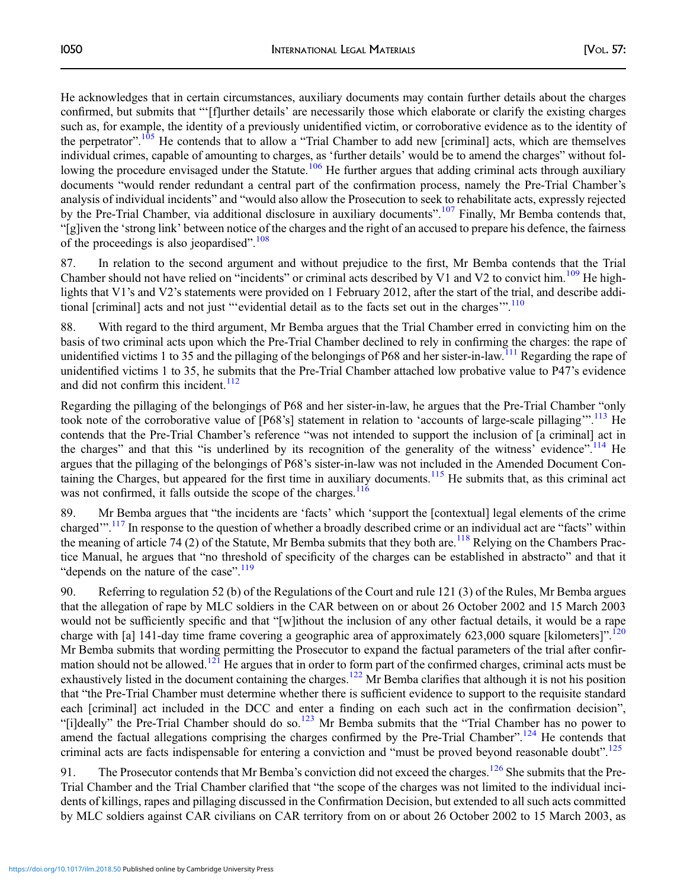He acknowledges that in certain circumstances, auxiliary documents may contain further details about the charges confirmed, but submits that "'[f]urther details' are necessarily those which elaborate or clarify the existing charges such as, for example, the identity of a previously unidentified victim, or corroborative evidence as to the identity of the perpetrator".[105] He contends that to allow a "Trial Chamber to add new [criminal] acts, which are themselves individual crimes, capable of amounting to charges, as 'further details' would be to amend the charges" without following the procedure envisaged under the Statute.[106] He further argues that adding criminal acts through auxiliary documents "would render redundant a central part of the confirmation process, namely the Pre-Trial Chamber's analysis of individual incidents" and "would also allow the Prosecution to seek to rehabilitate acts, expressly rejected by the Pre-Trial Chamber, via additional disclosure in auxiliary documents".[107] Finally, Mr Bemba contends that, "[g]iven the 'strong link' between notice of the charges and the right of an accused to prepare his defence, the fairness of the proceedings is also jeopardised".[108]

87. In relation to the second argument and without prejudice to the first, Mr Bemba contends that the Trial Chamber should not have relied on "incidents" or criminal acts described by V1 and V2 to convict him.[109] He highlights that V1's and V2's statements were provided on 1 February 2012, after the start of the trial, and describe additional [criminal] acts and not just "'evidential detail as to the facts set out in the charges'".[110]

88. With regard to the third argument, Mr Bemba argues that the Trial Chamber erred in convicting him on the basis of two criminal acts upon which the Pre-Trial Chamber declined to rely in confirming the charges: the rape of unidentified victims 1 to 35 and the pillaging of the belongings of P68 and her sister-in-law.[111] Regarding the rape of unidentified victims 1 to 35, he submits that the Pre-Trial Chamber attached low probative value to P47's evidence and did not confirm this incident.[112]

Regarding the pillaging of the belongings of P68 and her sister-in-law, he argues that the Pre-Trial Chamber "only took note of the corroborative value of [P68's] statement in relation to 'accounts of large-scale pillaging'".[113] He contends that the Pre-Trial Chamber's reference "was not intended to support the inclusion of [a criminal] act in the charges" and that this "is underlined by its recognition of the generality of the witness' evidence".[114] He argues that the pillaging of the belongings of P68's sister-in-law was not included in the Amended Document Containing the Charges, but appeared for the first time in auxiliary documents.[115] He submits that, as this criminal act was not confirmed, it falls outside the scope of the charges.[116]

89. Mr Bemba argues that "the incidents are 'facts' which 'support the [contextual] legal elements of the crime charged'".[117] In response to the question of whether a broadly described crime or an individual act are "facts" within the meaning of article 74 (2) of the Statute, Mr Bemba submits that they both are.[118] Relying on the Chambers Practice Manual, he argues that "no threshold of specificity of the charges can be established in abstracto" and that it "depends on the nature of the case".[119]

90. Referring to regulation 52 (b) of the Regulations of the Court and rule 121 (3) of the Rules, Mr Bemba argues that the allegation of rape by MLC soldiers in the CAR between on or about 26 October 2002 and 15 March 2003 would not be sufficiently specific and that "[w]ithout the inclusion of any other factual details, it would be a rape charge with [a] 141-day time frame covering a geographic area of approximately 623,000 square [kilometers]".[120] Mr Bemba submits that wording permitting the Prosecutor to expand the factual parameters of the trial after confirmation should not be allowed.[121] He argues that in order to form part of the confirmed charges, criminal acts must be exhaustively listed in the document containing the charges.[122] Mr Bemba clarifies that although it is not his position that "the Pre-Trial Chamber must determine whether there is sufficient evidence to support to the requisite standard each [criminal] act included in the DCC and enter a finding on each such act in the confirmation decision", "[i]deally" the Pre-Trial Chamber should do so.[123] Mr Bemba submits that the "Trial Chamber has no power to amend the factual allegations comprising the charges confirmed by the Pre-Trial Chamber".[124] He contends that criminal acts are facts indispensable for entering a conviction and "must be proved beyond reasonable doubt".[125]

91. The Prosecutor contends that Mr Bemba's conviction did not exceed the charges.[126] She submits that the Pre-Trial Chamber and the Trial Chamber clarified that "the scope of the charges was not limited to the individual incidents of killings, rapes and pillaging discussed in the Confirmation Decision, but extended to all such acts committed by MLC soldiers against CAR civilians on CAR territory from on or about 26 October 2002 to 15 March 2003, as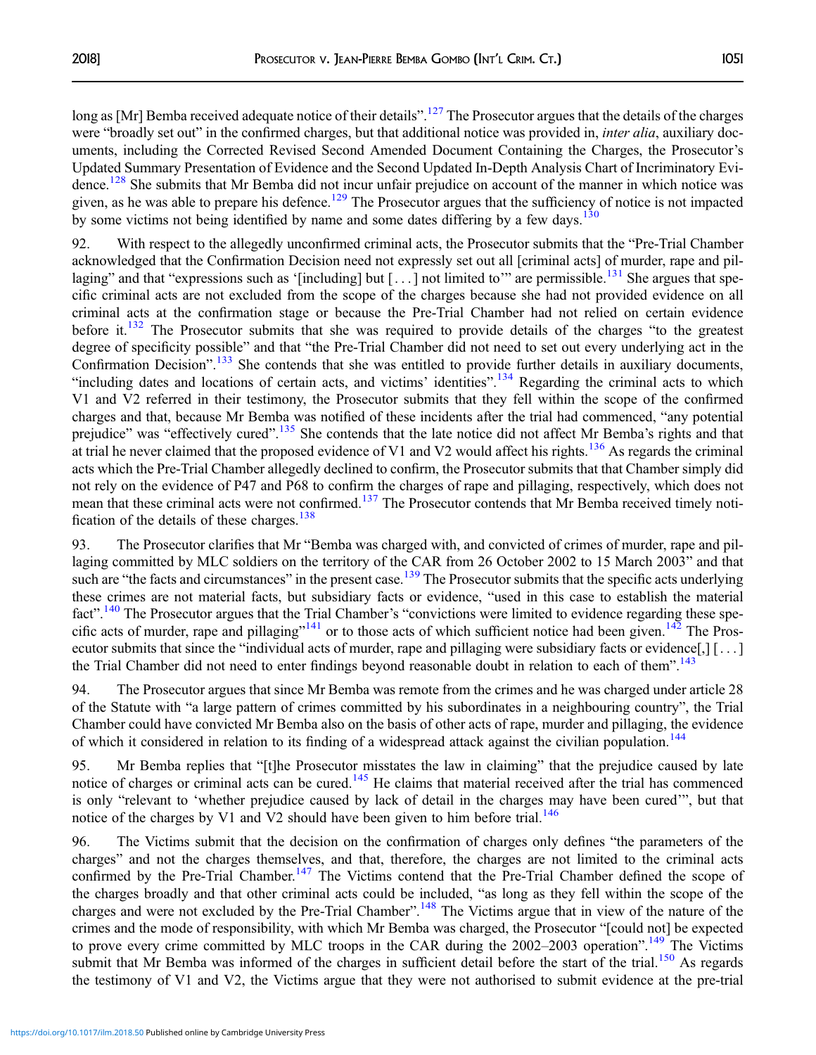long as [Mr] Bemba received adequate notice of their details".[127] The Prosecutor argues that the details of the charges were "broadly set out" in the confirmed charges, but that additional notice was provided in, *inter alia*, auxiliary documents, including the Corrected Revised Second Amended Document Containing the Charges, the Prosecutor's Updated Summary Presentation of Evidence and the Second Updated In-Depth Analysis Chart of Incriminatory Evidence.[128] She submits that Mr Bemba did not incur unfair prejudice on account of the manner in which notice was given, as he was able to prepare his defence.[129] The Prosecutor argues that the sufficiency of notice is not impacted by some victims not being identified by name and some dates differing by a few days.[130]

92. With respect to the allegedly unconfirmed criminal acts, the Prosecutor submits that the "Pre-Trial Chamber acknowledged that the Confirmation Decision need not expressly set out all [criminal acts] of murder, rape and pillaging" and that "expressions such as '[including] but [. . .] not limited to'" are permissible.[131] She argues that specific criminal acts are not excluded from the scope of the charges because she had not provided evidence on all criminal acts at the confirmation stage or because the Pre-Trial Chamber had not relied on certain evidence before it.[132] The Prosecutor submits that she was required to provide details of the charges "to the greatest degree of specificity possible" and that "the Pre-Trial Chamber did not need to set out every underlying act in the Confirmation Decision".[133] She contends that she was entitled to provide further details in auxiliary documents, "including dates and locations of certain acts, and victims' identities".[134] Regarding the criminal acts to which V1 and V2 referred in their testimony, the Prosecutor submits that they fell within the scope of the confirmed charges and that, because Mr Bemba was notified of these incidents after the trial had commenced, "any potential prejudice" was "effectively cured".[135] She contends that the late notice did not affect Mr Bemba's rights and that at trial he never claimed that the proposed evidence of V1 and V2 would affect his rights.[136] As regards the criminal acts which the Pre-Trial Chamber allegedly declined to confirm, the Prosecutor submits that that Chamber simply did not rely on the evidence of P47 and P68 to confirm the charges of rape and pillaging, respectively, which does not mean that these criminal acts were not confirmed.[137] The Prosecutor contends that Mr Bemba received timely notification of the details of these charges.[138]

93. The Prosecutor clarifies that Mr "Bemba was charged with, and convicted of crimes of murder, rape and pillaging committed by MLC soldiers on the territory of the CAR from 26 October 2002 to 15 March 2003" and that such are "the facts and circumstances" in the present case.[139] The Prosecutor submits that the specific acts underlying these crimes are not material facts, but subsidiary facts or evidence, "used in this case to establish the material fact".[140] The Prosecutor argues that the Trial Chamber's "convictions were limited to evidence regarding these specific acts of murder, rape and pillaging"[141] or to those acts of which sufficient notice had been given.[142] The Prosecutor submits that since the "individual acts of murder, rape and pillaging were subsidiary facts or evidence[,] [. . .] the Trial Chamber did not need to enter findings beyond reasonable doubt in relation to each of them".[143]

94. The Prosecutor argues that since Mr Bemba was remote from the crimes and he was charged under article 28 of the Statute with "a large pattern of crimes committed by his subordinates in a neighbouring country", the Trial Chamber could have convicted Mr Bemba also on the basis of other acts of rape, murder and pillaging, the evidence of which it considered in relation to its finding of a widespread attack against the civilian population.[144]

95. Mr Bemba replies that "[t]he Prosecutor misstates the law in claiming" that the prejudice caused by late notice of charges or criminal acts can be cured.[145] He claims that material received after the trial has commenced is only "relevant to 'whether prejudice caused by lack of detail in the charges may have been cured'", but that notice of the charges by V1 and V2 should have been given to him before trial.[146]

96. The Victims submit that the decision on the confirmation of charges only defines "the parameters of the charges" and not the charges themselves, and that, therefore, the charges are not limited to the criminal acts confirmed by the Pre-Trial Chamber.[147] The Victims contend that the Pre-Trial Chamber defined the scope of the charges broadly and that other criminal acts could be included, "as long as they fell within the scope of the charges and were not excluded by the Pre-Trial Chamber".[148] The Victims argue that in view of the nature of the crimes and the mode of responsibility, with which Mr Bemba was charged, the Prosecutor "[could not] be expected to prove every crime committed by MLC troops in the CAR during the 2002–2003 operation".[149] The Victims submit that Mr Bemba was informed of the charges in sufficient detail before the start of the trial.[150] As regards the testimony of V1 and V2, the Victims argue that they were not authorised to submit evidence at the pre-trial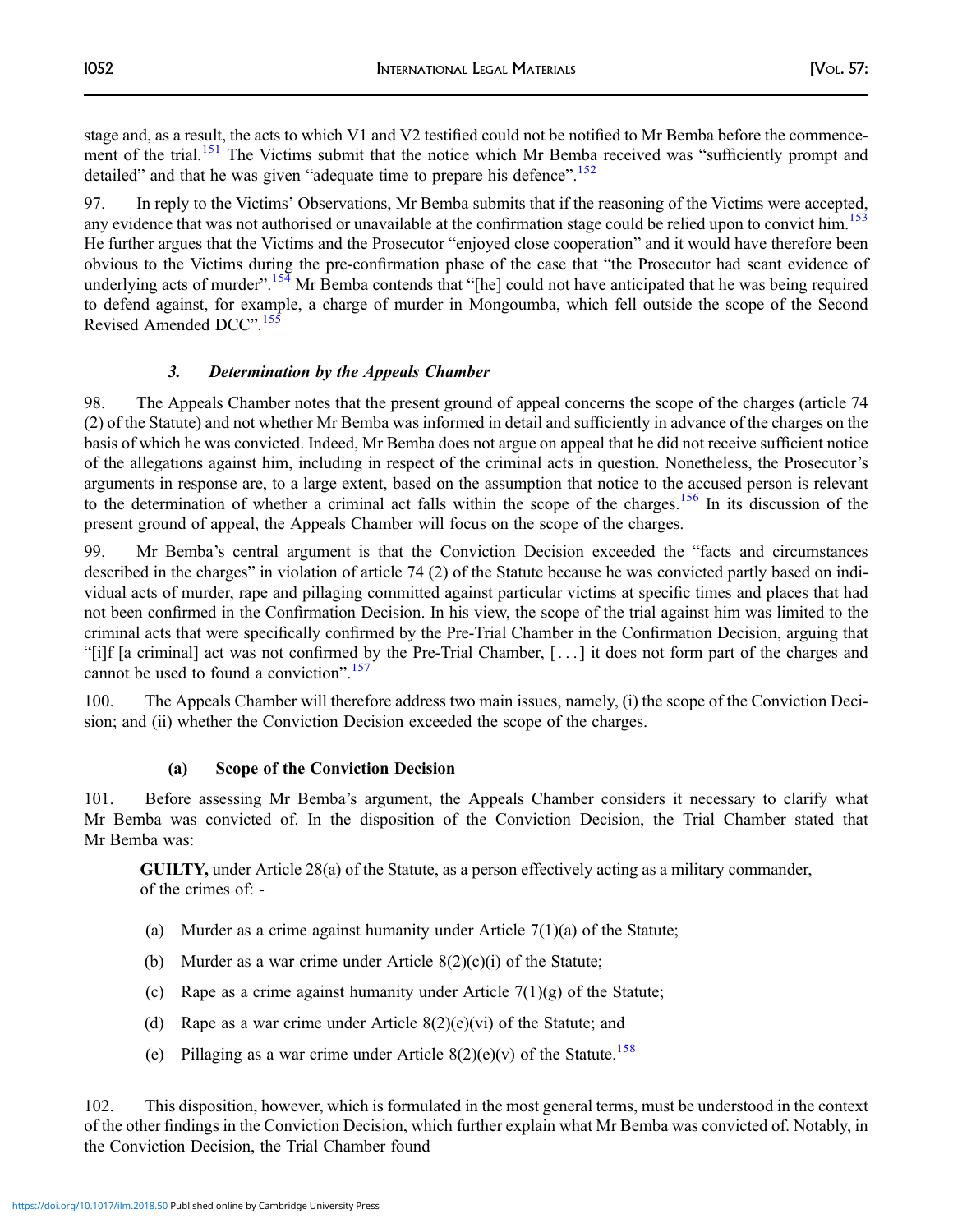stage and, as a result, the acts to which V1 and V2 testified could not be notified to Mr Bemba before the commencement of the trial.[151] The Victims submit that the notice which Mr Bemba received was "sufficiently prompt and detailed" and that he was given "adequate time to prepare his defence".[152]

97. In reply to the Victims' Observations, Mr Bemba submits that if the reasoning of the Victims were accepted, any evidence that was not authorised or unavailable at the confirmation stage could be relied upon to convict him.[153] He further argues that the Victims and the Prosecutor "enjoyed close cooperation" and it would have therefore been obvious to the Victims during the pre-confirmation phase of the case that "the Prosecutor had scant evidence of underlying acts of murder".[154] Mr Bemba contends that "[he] could not have anticipated that he was being required to defend against, for example, a charge of murder in Mongoumba, which fell outside the scope of the Second Revised Amended DCC".[155]

### *3. Determination by the Appeals Chamber*

98. The Appeals Chamber notes that the present ground of appeal concerns the scope of the charges (article 74 (2) of the Statute) and not whether Mr Bemba was informed in detail and sufficiently in advance of the charges on the basis of which he was convicted. Indeed, Mr Bemba does not argue on appeal that he did not receive sufficient notice of the allegations against him, including in respect of the criminal acts in question. Nonetheless, the Prosecutor's arguments in response are, to a large extent, based on the assumption that notice to the accused person is relevant to the determination of whether a criminal act falls within the scope of the charges.[156] In its discussion of the present ground of appeal, the Appeals Chamber will focus on the scope of the charges.

99. Mr Bemba's central argument is that the Conviction Decision exceeded the "facts and circumstances described in the charges" in violation of article 74 (2) of the Statute because he was convicted partly based on individual acts of murder, rape and pillaging committed against particular victims at specific times and places that had not been confirmed in the Confirmation Decision. In his view, the scope of the trial against him was limited to the criminal acts that were specifically confirmed by the Pre-Trial Chamber in the Confirmation Decision, arguing that "[i]f [a criminal] act was not confirmed by the Pre-Trial Chamber, [. . .] it does not form part of the charges and cannot be used to found a conviction".[157]

100. The Appeals Chamber will therefore address two main issues, namely, (i) the scope of the Conviction Decision; and (ii) whether the Conviction Decision exceeded the scope of the charges.

#### (a) Scope of the Conviction Decision

101. Before assessing Mr Bemba's argument, the Appeals Chamber considers it necessary to clarify what Mr Bemba was convicted of. In the disposition of the Conviction Decision, the Trial Chamber stated that Mr Bemba was:

> **GUILTY,** under Article 28(a) of the Statute, as a person effectively acting as a military commander, of the crimes of: -
>
> (a) Murder as a crime against humanity under Article 7(1)(a) of the Statute;
>
> (b) Murder as a war crime under Article 8(2)(c)(i) of the Statute;
>
> (c) Rape as a crime against humanity under Article 7(1)(g) of the Statute;
>
> (d) Rape as a war crime under Article 8(2)(e)(vi) of the Statute; and
>
> (e) Pillaging as a war crime under Article 8(2)(e)(v) of the Statute.[158]

102. This disposition, however, which is formulated in the most general terms, must be understood in the context of the other findings in the Conviction Decision, which further explain what Mr Bemba was convicted of. Notably, in the Conviction Decision, the Trial Chamber found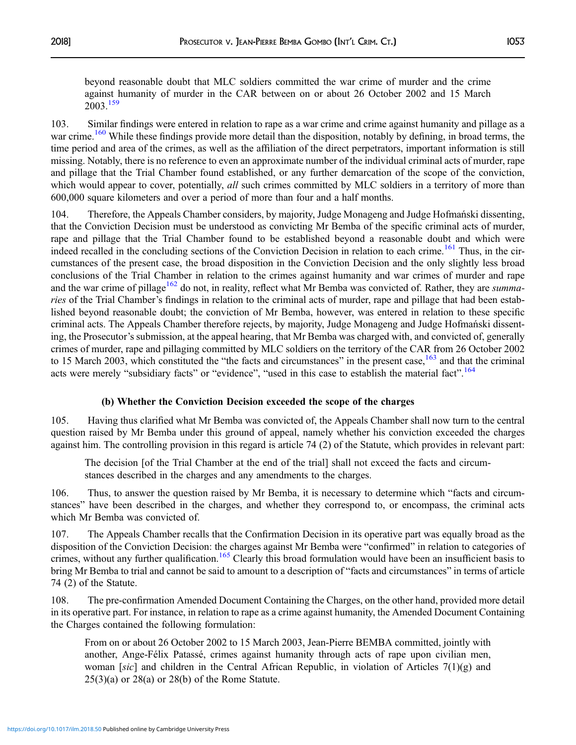> beyond reasonable doubt that MLC soldiers committed the war crime of murder and the crime against humanity of murder in the CAR between on or about 26 October 2002 and 15 March 2003.[159]

103. Similar findings were entered in relation to rape as a war crime and crime against humanity and pillage as a war crime.[160] While these findings provide more detail than the disposition, notably by defining, in broad terms, the time period and area of the crimes, as well as the affiliation of the direct perpetrators, important information is still missing. Notably, there is no reference to even an approximate number of the individual criminal acts of murder, rape and pillage that the Trial Chamber found established, or any further demarcation of the scope of the conviction, which would appear to cover, potentially, *all* such crimes committed by MLC soldiers in a territory of more than 600,000 square kilometers and over a period of more than four and a half months.

104. Therefore, the Appeals Chamber considers, by majority, Judge Monageng and Judge Hofmański dissenting, that the Conviction Decision must be understood as convicting Mr Bemba of the specific criminal acts of murder, rape and pillage that the Trial Chamber found to be established beyond a reasonable doubt and which were indeed recalled in the concluding sections of the Conviction Decision in relation to each crime.[161] Thus, in the circumstances of the present case, the broad disposition in the Conviction Decision and the only slightly less broad conclusions of the Trial Chamber in relation to the crimes against humanity and war crimes of murder and rape and the war crime of pillage[162] do not, in reality, reflect what Mr Bemba was convicted of. Rather, they are *summaries* of the Trial Chamber's findings in relation to the criminal acts of murder, rape and pillage that had been established beyond reasonable doubt; the conviction of Mr Bemba, however, was entered in relation to these specific criminal acts. The Appeals Chamber therefore rejects, by majority, Judge Monageng and Judge Hofmański dissenting, the Prosecutor's submission, at the appeal hearing, that Mr Bemba was charged with, and convicted of, generally crimes of murder, rape and pillaging committed by MLC soldiers on the territory of the CAR from 26 October 2002 to 15 March 2003, which constituted the "the facts and circumstances" in the present case,[163] and that the criminal acts were merely "subsidiary facts" or "evidence", "used in this case to establish the material fact".[164]

#### (b) Whether the Conviction Decision exceeded the scope of the charges

105. Having thus clarified what Mr Bemba was convicted of, the Appeals Chamber shall now turn to the central question raised by Mr Bemba under this ground of appeal, namely whether his conviction exceeded the charges against him. The controlling provision in this regard is article 74 (2) of the Statute, which provides in relevant part:

> The decision [of the Trial Chamber at the end of the trial] shall not exceed the facts and circumstances described in the charges and any amendments to the charges.

106. Thus, to answer the question raised by Mr Bemba, it is necessary to determine which "facts and circumstances" have been described in the charges, and whether they correspond to, or encompass, the criminal acts which Mr Bemba was convicted of.

107. The Appeals Chamber recalls that the Confirmation Decision in its operative part was equally broad as the disposition of the Conviction Decision: the charges against Mr Bemba were "confirmed" in relation to categories of crimes, without any further qualification.[165] Clearly this broad formulation would have been an insufficient basis to bring Mr Bemba to trial and cannot be said to amount to a description of "facts and circumstances" in terms of article 74 (2) of the Statute.

108. The pre-confirmation Amended Document Containing the Charges, on the other hand, provided more detail in its operative part. For instance, in relation to rape as a crime against humanity, the Amended Document Containing the Charges contained the following formulation:

> From on or about 26 October 2002 to 15 March 2003, Jean-Pierre BEMBA committed, jointly with another, Ange-Félix Patassé, crimes against humanity through acts of rape upon civilian men, woman [*sic*] and children in the Central African Republic, in violation of Articles 7(1)(g) and 25(3)(a) or 28(a) or 28(b) of the Rome Statute.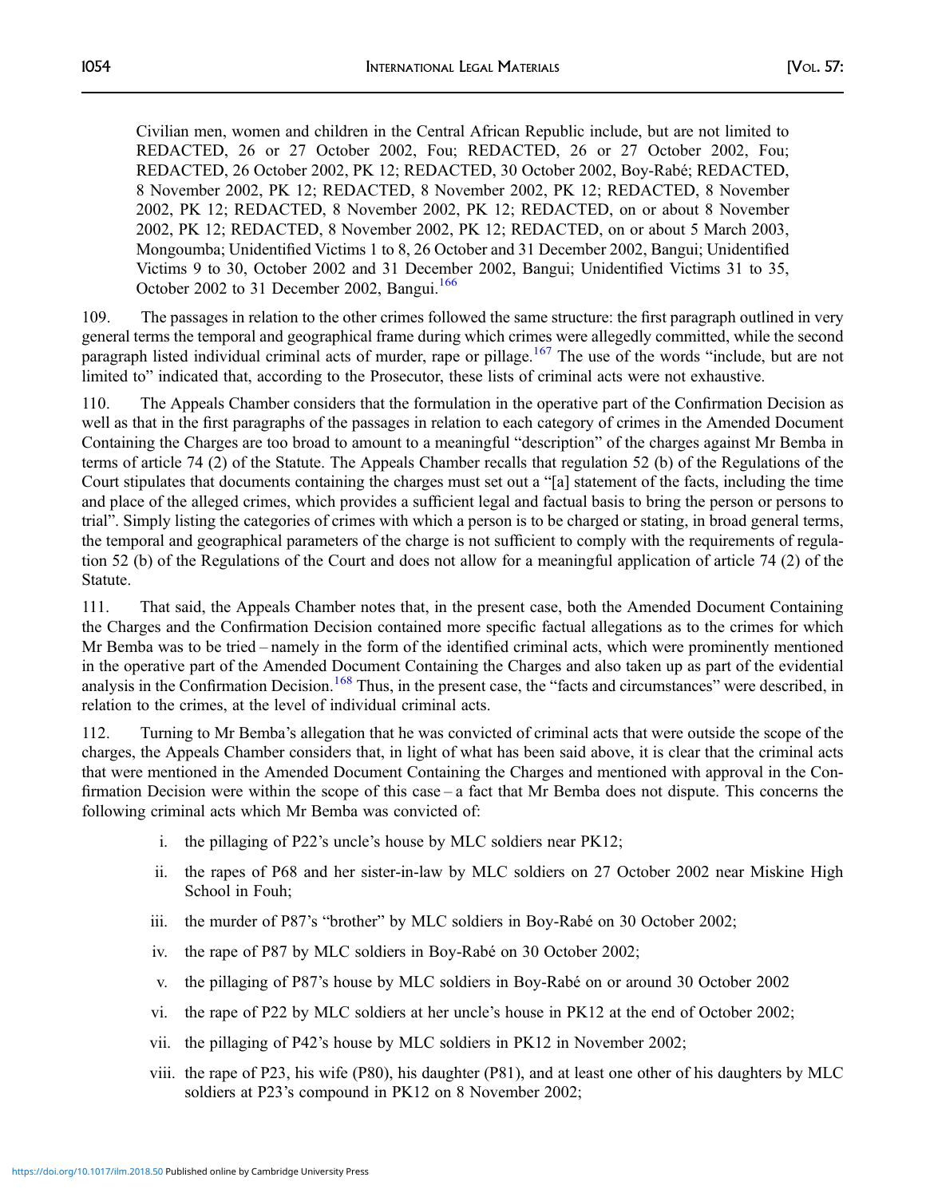Civilian men, women and children in the Central African Republic include, but are not limited to REDACTED, 26 or 27 October 2002, Fou; REDACTED, 26 or 27 October 2002, Fou; REDACTED, 26 October 2002, PK 12; REDACTED, 30 October 2002, Boy-Rabé; REDACTED, 8 November 2002, PK 12; REDACTED, 8 November 2002, PK 12; REDACTED, 8 November 2002, PK 12; REDACTED, 8 November 2002, PK 12; REDACTED, on or about 8 November 2002, PK 12; REDACTED, 8 November 2002, PK 12; REDACTED, on or about 5 March 2003, Mongoumba; Unidentified Victims 1 to 8, 26 October and 31 December 2002, Bangui; Unidentified Victims 9 to 30, October 2002 and 31 December 2002, Bangui; Unidentified Victims 31 to 35, October 2002 to 31 December 2002, Bangui.[166]

109. The passages in relation to the other crimes followed the same structure: the first paragraph outlined in very general terms the temporal and geographical frame during which crimes were allegedly committed, while the second paragraph listed individual criminal acts of murder, rape or pillage.[167] The use of the words "include, but are not limited to" indicated that, according to the Prosecutor, these lists of criminal acts were not exhaustive.

110. The Appeals Chamber considers that the formulation in the operative part of the Confirmation Decision as well as that in the first paragraphs of the passages in relation to each category of crimes in the Amended Document Containing the Charges are too broad to amount to a meaningful "description" of the charges against Mr Bemba in terms of article 74 (2) of the Statute. The Appeals Chamber recalls that regulation 52 (b) of the Regulations of the Court stipulates that documents containing the charges must set out a "[a] statement of the facts, including the time and place of the alleged crimes, which provides a sufficient legal and factual basis to bring the person or persons to trial". Simply listing the categories of crimes with which a person is to be charged or stating, in broad general terms, the temporal and geographical parameters of the charge is not sufficient to comply with the requirements of regulation 52 (b) of the Regulations of the Court and does not allow for a meaningful application of article 74 (2) of the Statute.

111. That said, the Appeals Chamber notes that, in the present case, both the Amended Document Containing the Charges and the Confirmation Decision contained more specific factual allegations as to the crimes for which Mr Bemba was to be tried – namely in the form of the identified criminal acts, which were prominently mentioned in the operative part of the Amended Document Containing the Charges and also taken up as part of the evidential analysis in the Confirmation Decision.[168] Thus, in the present case, the "facts and circumstances" were described, in relation to the crimes, at the level of individual criminal acts.

112. Turning to Mr Bemba's allegation that he was convicted of criminal acts that were outside the scope of the charges, the Appeals Chamber considers that, in light of what has been said above, it is clear that the criminal acts that were mentioned in the Amended Document Containing the Charges and mentioned with approval in the Confirmation Decision were within the scope of this case – a fact that Mr Bemba does not dispute. This concerns the following criminal acts which Mr Bemba was convicted of:

i. the pillaging of P22's uncle's house by MLC soldiers near PK12;

ii. the rapes of P68 and her sister-in-law by MLC soldiers on 27 October 2002 near Miskine High School in Fouh;

iii. the murder of P87's "brother" by MLC soldiers in Boy-Rabé on 30 October 2002;

iv. the rape of P87 by MLC soldiers in Boy-Rabé on 30 October 2002;

v. the pillaging of P87's house by MLC soldiers in Boy-Rabé on or around 30 October 2002

vi. the rape of P22 by MLC soldiers at her uncle's house in PK12 at the end of October 2002;

vii. the pillaging of P42's house by MLC soldiers in PK12 in November 2002;

viii. the rape of P23, his wife (P80), his daughter (P81), and at least one other of his daughters by MLC soldiers at P23's compound in PK12 on 8 November 2002;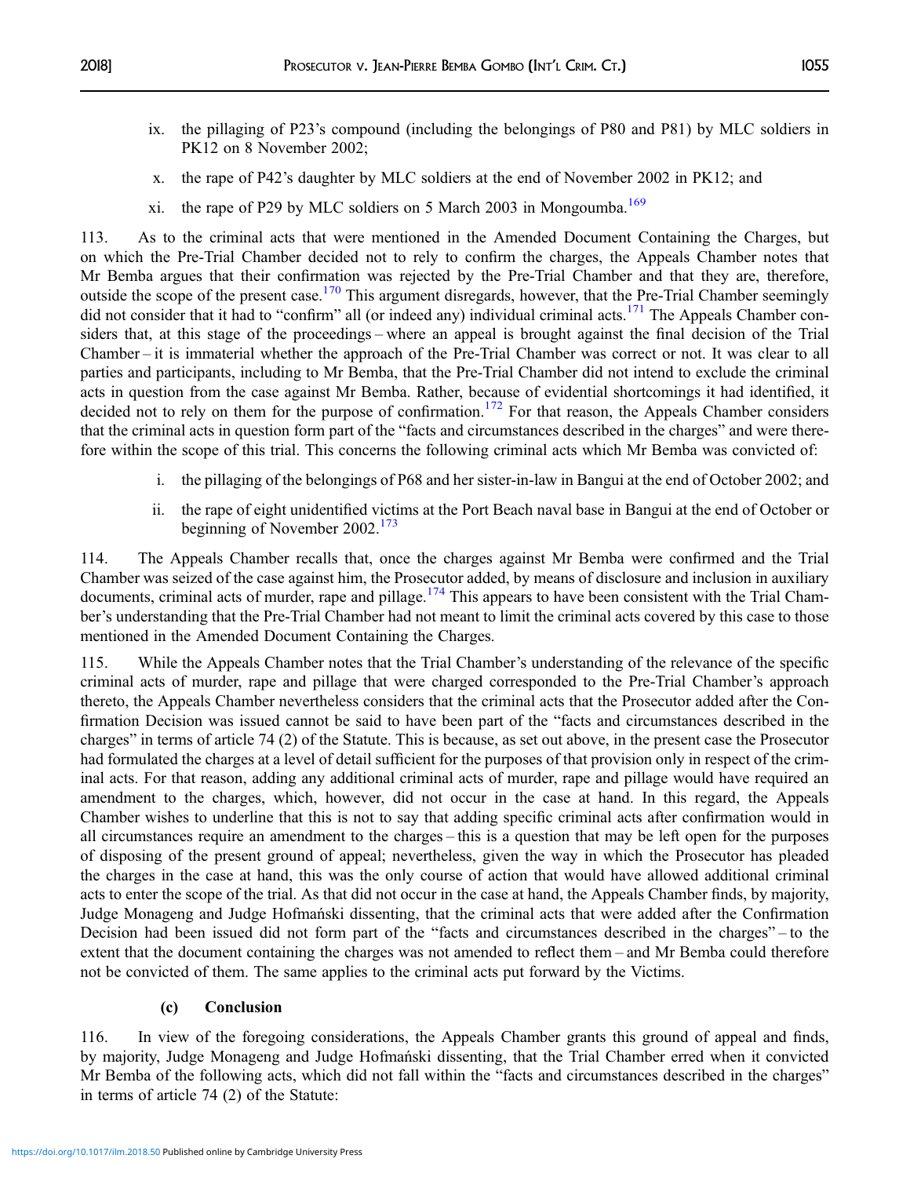ix. the pillaging of P23's compound (including the belongings of P80 and P81) by MLC soldiers in PK12 on 8 November 2002;

x. the rape of P42's daughter by MLC soldiers at the end of November 2002 in PK12; and

xi. the rape of P29 by MLC soldiers on 5 March 2003 in Mongoumba.[169]

113. As to the criminal acts that were mentioned in the Amended Document Containing the Charges, but on which the Pre-Trial Chamber decided not to rely to confirm the charges, the Appeals Chamber notes that Mr Bemba argues that their confirmation was rejected by the Pre-Trial Chamber and that they are, therefore, outside the scope of the present case.[170] This argument disregards, however, that the Pre-Trial Chamber seemingly did not consider that it had to "confirm" all (or indeed any) individual criminal acts.[171] The Appeals Chamber considers that, at this stage of the proceedings – where an appeal is brought against the final decision of the Trial Chamber – it is immaterial whether the approach of the Pre-Trial Chamber was correct or not. It was clear to all parties and participants, including to Mr Bemba, that the Pre-Trial Chamber did not intend to exclude the criminal acts in question from the case against Mr Bemba. Rather, because of evidential shortcomings it had identified, it decided not to rely on them for the purpose of confirmation.[172] For that reason, the Appeals Chamber considers that the criminal acts in question form part of the "facts and circumstances described in the charges" and were therefore within the scope of this trial. This concerns the following criminal acts which Mr Bemba was convicted of:

i. the pillaging of the belongings of P68 and her sister-in-law in Bangui at the end of October 2002; and

ii. the rape of eight unidentified victims at the Port Beach naval base in Bangui at the end of October or beginning of November 2002.[173]

114. The Appeals Chamber recalls that, once the charges against Mr Bemba were confirmed and the Trial Chamber was seized of the case against him, the Prosecutor added, by means of disclosure and inclusion in auxiliary documents, criminal acts of murder, rape and pillage.[174] This appears to have been consistent with the Trial Chamber's understanding that the Pre-Trial Chamber had not meant to limit the criminal acts covered by this case to those mentioned in the Amended Document Containing the Charges.

115. While the Appeals Chamber notes that the Trial Chamber's understanding of the relevance of the specific criminal acts of murder, rape and pillage that were charged corresponded to the Pre-Trial Chamber's approach thereto, the Appeals Chamber nevertheless considers that the criminal acts that the Prosecutor added after the Confirmation Decision was issued cannot be said to have been part of the "facts and circumstances described in the charges" in terms of article 74 (2) of the Statute. This is because, as set out above, in the present case the Prosecutor had formulated the charges at a level of detail sufficient for the purposes of that provision only in respect of the criminal acts. For that reason, adding any additional criminal acts of murder, rape and pillage would have required an amendment to the charges, which, however, did not occur in the case at hand. In this regard, the Appeals Chamber wishes to underline that this is not to say that adding specific criminal acts after confirmation would in all circumstances require an amendment to the charges – this is a question that may be left open for the purposes of disposing of the present ground of appeal; nevertheless, given the way in which the Prosecutor has pleaded the charges in the case at hand, this was the only course of action that would have allowed additional criminal acts to enter the scope of the trial. As that did not occur in the case at hand, the Appeals Chamber finds, by majority, Judge Monageng and Judge Hofmański dissenting, that the criminal acts that were added after the Confirmation Decision had been issued did not form part of the "facts and circumstances described in the charges" – to the extent that the document containing the charges was not amended to reflect them – and Mr Bemba could therefore not be convicted of them. The same applies to the criminal acts put forward by the Victims.

#### (c) Conclusion

116. In view of the foregoing considerations, the Appeals Chamber grants this ground of appeal and finds, by majority, Judge Monageng and Judge Hofmański dissenting, that the Trial Chamber erred when it convicted Mr Bemba of the following acts, which did not fall within the "facts and circumstances described in the charges" in terms of article 74 (2) of the Statute: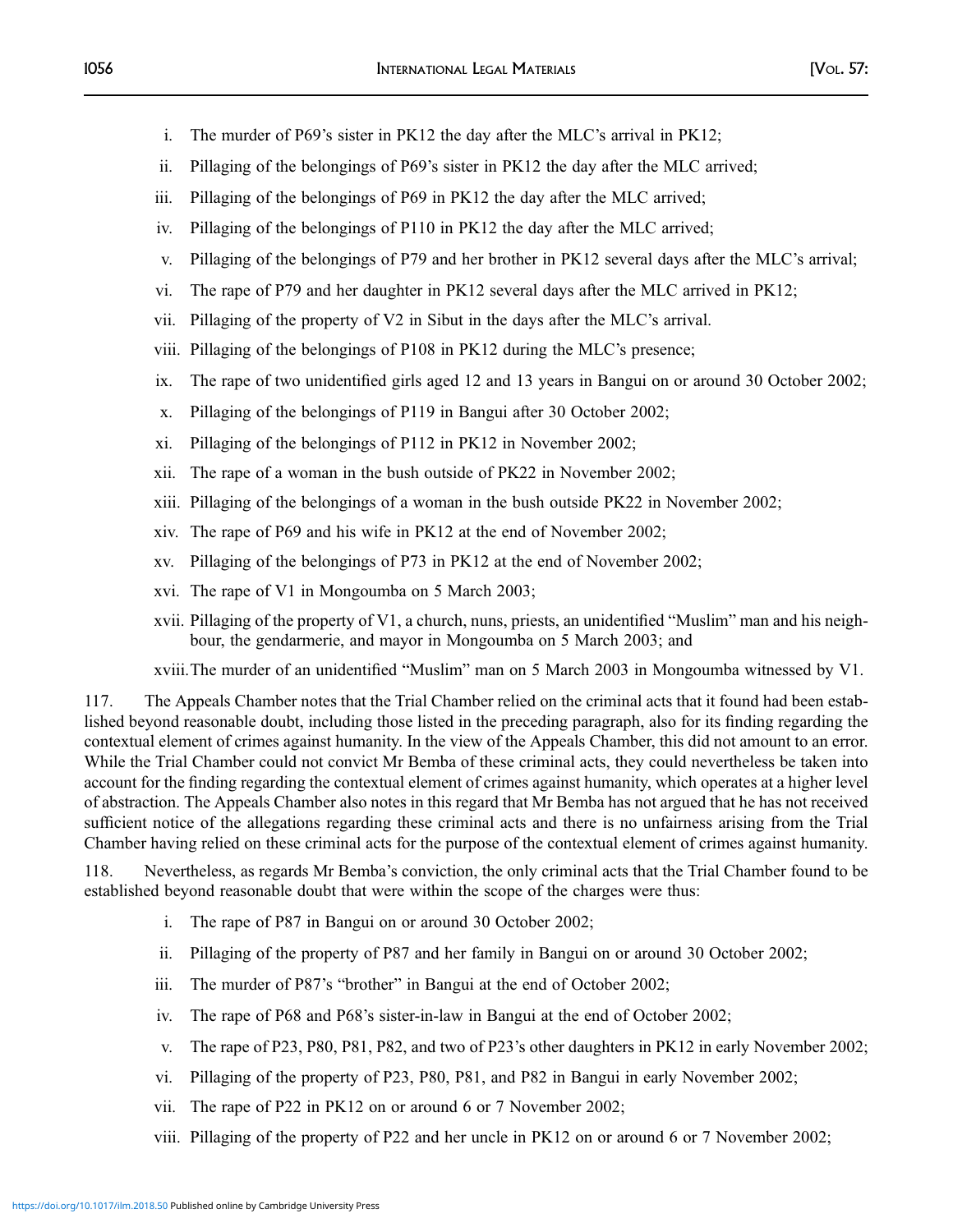i. The murder of P69's sister in PK12 the day after the MLC's arrival in PK12;
ii. Pillaging of the belongings of P69's sister in PK12 the day after the MLC arrived;
iii. Pillaging of the belongings of P69 in PK12 the day after the MLC arrived;
iv. Pillaging of the belongings of P110 in PK12 the day after the MLC arrived;
v. Pillaging of the belongings of P79 and her brother in PK12 several days after the MLC's arrival;
vi. The rape of P79 and her daughter in PK12 several days after the MLC arrived in PK12;
vii. Pillaging of the property of V2 in Sibut in the days after the MLC's arrival.
viii. Pillaging of the belongings of P108 in PK12 during the MLC's presence;
ix. The rape of two unidentified girls aged 12 and 13 years in Bangui on or around 30 October 2002;
x. Pillaging of the belongings of P119 in Bangui after 30 October 2002;
xi. Pillaging of the belongings of P112 in PK12 in November 2002;
xii. The rape of a woman in the bush outside of PK22 in November 2002;
xiii. Pillaging of the belongings of a woman in the bush outside PK22 in November 2002;
xiv. The rape of P69 and his wife in PK12 at the end of November 2002;
xv. Pillaging of the belongings of P73 in PK12 at the end of November 2002;
xvi. The rape of V1 in Mongoumba on 5 March 2003;
xvii. Pillaging of the property of V1, a church, nuns, priests, an unidentified "Muslim" man and his neighbour, the gendarmerie, and mayor in Mongoumba on 5 March 2003; and
xviii. The murder of an unidentified "Muslim" man on 5 March 2003 in Mongoumba witnessed by V1.

117. The Appeals Chamber notes that the Trial Chamber relied on the criminal acts that it found had been established beyond reasonable doubt, including those listed in the preceding paragraph, also for its finding regarding the contextual element of crimes against humanity. In the view of the Appeals Chamber, this did not amount to an error. While the Trial Chamber could not convict Mr Bemba of these criminal acts, they could nevertheless be taken into account for the finding regarding the contextual element of crimes against humanity, which operates at a higher level of abstraction. The Appeals Chamber also notes in this regard that Mr Bemba has not argued that he has not received sufficient notice of the allegations regarding these criminal acts and there is no unfairness arising from the Trial Chamber having relied on these criminal acts for the purpose of the contextual element of crimes against humanity.

118. Nevertheless, as regards Mr Bemba's conviction, the only criminal acts that the Trial Chamber found to be established beyond reasonable doubt that were within the scope of the charges were thus:

i. The rape of P87 in Bangui on or around 30 October 2002;
ii. Pillaging of the property of P87 and her family in Bangui on or around 30 October 2002;
iii. The murder of P87's "brother" in Bangui at the end of October 2002;
iv. The rape of P68 and P68's sister-in-law in Bangui at the end of October 2002;
v. The rape of P23, P80, P81, P82, and two of P23's other daughters in PK12 in early November 2002;
vi. Pillaging of the property of P23, P80, P81, and P82 in Bangui in early November 2002;
vii. The rape of P22 in PK12 on or around 6 or 7 November 2002;
viii. Pillaging of the property of P22 and her uncle in PK12 on or around 6 or 7 November 2002;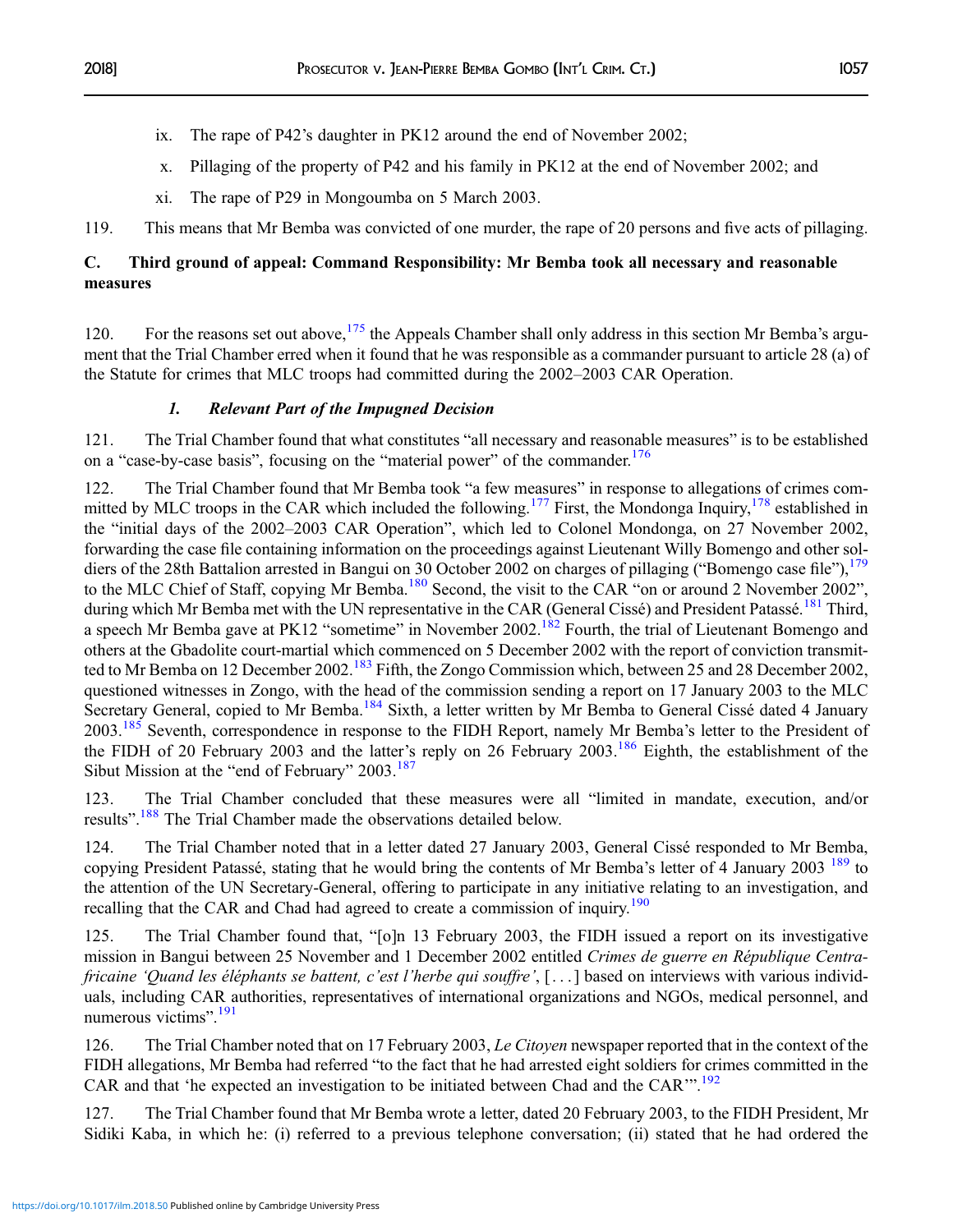ix. The rape of P42's daughter in PK12 around the end of November 2002;

x. Pillaging of the property of P42 and his family in PK12 at the end of November 2002; and

xi. The rape of P29 in Mongoumba on 5 March 2003.

119. This means that Mr Bemba was convicted of one murder, the rape of 20 persons and five acts of pillaging.

## C. Third ground of appeal: Command Responsibility: Mr Bemba took all necessary and reasonable measures

120. For the reasons set out above,[175] the Appeals Chamber shall only address in this section Mr Bemba's argument that the Trial Chamber erred when it found that he was responsible as a commander pursuant to article 28 (a) of the Statute for crimes that MLC troops had committed during the 2002–2003 CAR Operation.

### *1. Relevant Part of the Impugned Decision*

121. The Trial Chamber found that what constitutes "all necessary and reasonable measures" is to be established on a "case-by-case basis", focusing on the "material power" of the commander.[176]

122. The Trial Chamber found that Mr Bemba took "a few measures" in response to allegations of crimes committed by MLC troops in the CAR which included the following.[177] First, the Mondonga Inquiry,[178] established in the "initial days of the 2002–2003 CAR Operation", which led to Colonel Mondonga, on 27 November 2002, forwarding the case file containing information on the proceedings against Lieutenant Willy Bomengo and other soldiers of the 28th Battalion arrested in Bangui on 30 October 2002 on charges of pillaging ("Bomengo case file"),[179] to the MLC Chief of Staff, copying Mr Bemba.[180] Second, the visit to the CAR "on or around 2 November 2002", during which Mr Bemba met with the UN representative in the CAR (General Cissé) and President Patassé.[181] Third, a speech Mr Bemba gave at PK12 "sometime" in November 2002.[182] Fourth, the trial of Lieutenant Bomengo and others at the Gbadolite court-martial which commenced on 5 December 2002 with the report of conviction transmitted to Mr Bemba on 12 December 2002.[183] Fifth, the Zongo Commission which, between 25 and 28 December 2002, questioned witnesses in Zongo, with the head of the commission sending a report on 17 January 2003 to the MLC Secretary General, copied to Mr Bemba.[184] Sixth, a letter written by Mr Bemba to General Cissé dated 4 January 2003.[185] Seventh, correspondence in response to the FIDH Report, namely Mr Bemba's letter to the President of the FIDH of 20 February 2003 and the latter's reply on 26 February 2003.[186] Eighth, the establishment of the Sibut Mission at the "end of February" 2003.[187]

123. The Trial Chamber concluded that these measures were all "limited in mandate, execution, and/or results".[188] The Trial Chamber made the observations detailed below.

124. The Trial Chamber noted that in a letter dated 27 January 2003, General Cissé responded to Mr Bemba, copying President Patassé, stating that he would bring the contents of Mr Bemba's letter of 4 January 2003 [189] to the attention of the UN Secretary-General, offering to participate in any initiative relating to an investigation, and recalling that the CAR and Chad had agreed to create a commission of inquiry.[190]

125. The Trial Chamber found that, "[o]n 13 February 2003, the FIDH issued a report on its investigative mission in Bangui between 25 November and 1 December 2002 entitled *Crimes de guerre en République Centrafricaine 'Quand les éléphants se battent, c'est l'herbe qui souffre'*, [. . .] based on interviews with various individuals, including CAR authorities, representatives of international organizations and NGOs, medical personnel, and numerous victims".[191]

126. The Trial Chamber noted that on 17 February 2003, *Le Citoyen* newspaper reported that in the context of the FIDH allegations, Mr Bemba had referred "to the fact that he had arrested eight soldiers for crimes committed in the CAR and that 'he expected an investigation to be initiated between Chad and the CAR'".[192]

127. The Trial Chamber found that Mr Bemba wrote a letter, dated 20 February 2003, to the FIDH President, Mr Sidiki Kaba, in which he: (i) referred to a previous telephone conversation; (ii) stated that he had ordered the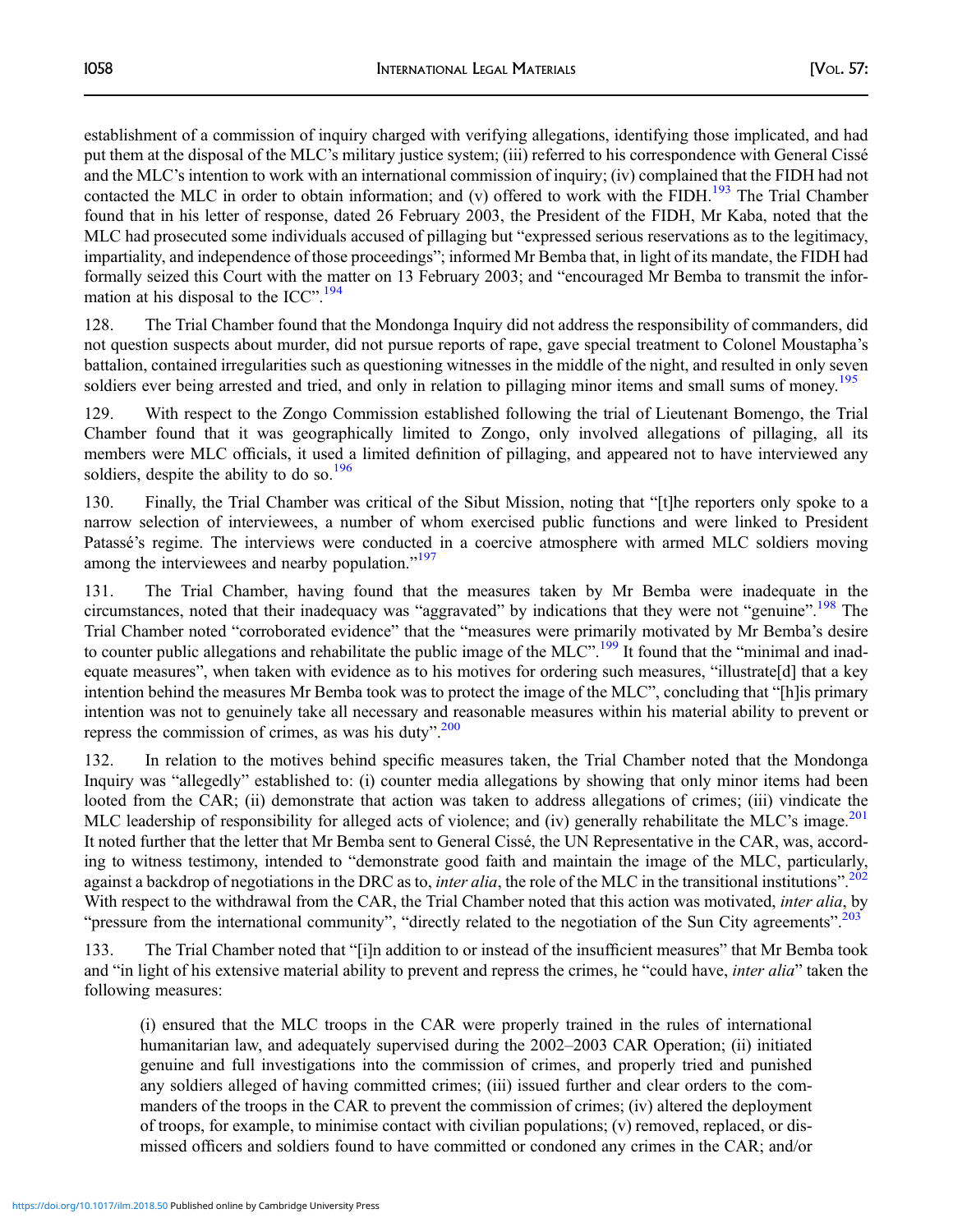establishment of a commission of inquiry charged with verifying allegations, identifying those implicated, and had put them at the disposal of the MLC's military justice system; (iii) referred to his correspondence with General Cissé and the MLC's intention to work with an international commission of inquiry; (iv) complained that the FIDH had not contacted the MLC in order to obtain information; and (v) offered to work with the FIDH.[193] The Trial Chamber found that in his letter of response, dated 26 February 2003, the President of the FIDH, Mr Kaba, noted that the MLC had prosecuted some individuals accused of pillaging but "expressed serious reservations as to the legitimacy, impartiality, and independence of those proceedings"; informed Mr Bemba that, in light of its mandate, the FIDH had formally seized this Court with the matter on 13 February 2003; and "encouraged Mr Bemba to transmit the information at his disposal to the ICC".[194]

128. The Trial Chamber found that the Mondonga Inquiry did not address the responsibility of commanders, did not question suspects about murder, did not pursue reports of rape, gave special treatment to Colonel Moustapha's battalion, contained irregularities such as questioning witnesses in the middle of the night, and resulted in only seven soldiers ever being arrested and tried, and only in relation to pillaging minor items and small sums of money.[195]

129. With respect to the Zongo Commission established following the trial of Lieutenant Bomengo, the Trial Chamber found that it was geographically limited to Zongo, only involved allegations of pillaging, all its members were MLC officials, it used a limited definition of pillaging, and appeared not to have interviewed any soldiers, despite the ability to do so.[196]

130. Finally, the Trial Chamber was critical of the Sibut Mission, noting that "[t]he reporters only spoke to a narrow selection of interviewees, a number of whom exercised public functions and were linked to President Patassé's regime. The interviews were conducted in a coercive atmosphere with armed MLC soldiers moving among the interviewees and nearby population."[197]

131. The Trial Chamber, having found that the measures taken by Mr Bemba were inadequate in the circumstances, noted that their inadequacy was "aggravated" by indications that they were not "genuine".[198] The Trial Chamber noted "corroborated evidence" that the "measures were primarily motivated by Mr Bemba's desire to counter public allegations and rehabilitate the public image of the MLC".[199] It found that the "minimal and inadequate measures", when taken with evidence as to his motives for ordering such measures, "illustrate[d] that a key intention behind the measures Mr Bemba took was to protect the image of the MLC", concluding that "[h]is primary intention was not to genuinely take all necessary and reasonable measures within his material ability to prevent or repress the commission of crimes, as was his duty".[200]

132. In relation to the motives behind specific measures taken, the Trial Chamber noted that the Mondonga Inquiry was "allegedly" established to: (i) counter media allegations by showing that only minor items had been looted from the CAR; (ii) demonstrate that action was taken to address allegations of crimes; (iii) vindicate the MLC leadership of responsibility for alleged acts of violence; and (iv) generally rehabilitate the MLC's image.[201] It noted further that the letter that Mr Bemba sent to General Cissé, the UN Representative in the CAR, was, according to witness testimony, intended to "demonstrate good faith and maintain the image of the MLC, particularly, against a backdrop of negotiations in the DRC as to, *inter alia*, the role of the MLC in the transitional institutions".[202] With respect to the withdrawal from the CAR, the Trial Chamber noted that this action was motivated, *inter alia*, by "pressure from the international community", "directly related to the negotiation of the Sun City agreements".[203]

133. The Trial Chamber noted that "[i]n addition to or instead of the insufficient measures" that Mr Bemba took and "in light of his extensive material ability to prevent and repress the crimes, he "could have, *inter alia*" taken the following measures:

> (i) ensured that the MLC troops in the CAR were properly trained in the rules of international humanitarian law, and adequately supervised during the 2002–2003 CAR Operation; (ii) initiated genuine and full investigations into the commission of crimes, and properly tried and punished any soldiers alleged of having committed crimes; (iii) issued further and clear orders to the commanders of the troops in the CAR to prevent the commission of crimes; (iv) altered the deployment of troops, for example, to minimise contact with civilian populations; (v) removed, replaced, or dismissed officers and soldiers found to have committed or condoned any crimes in the CAR; and/or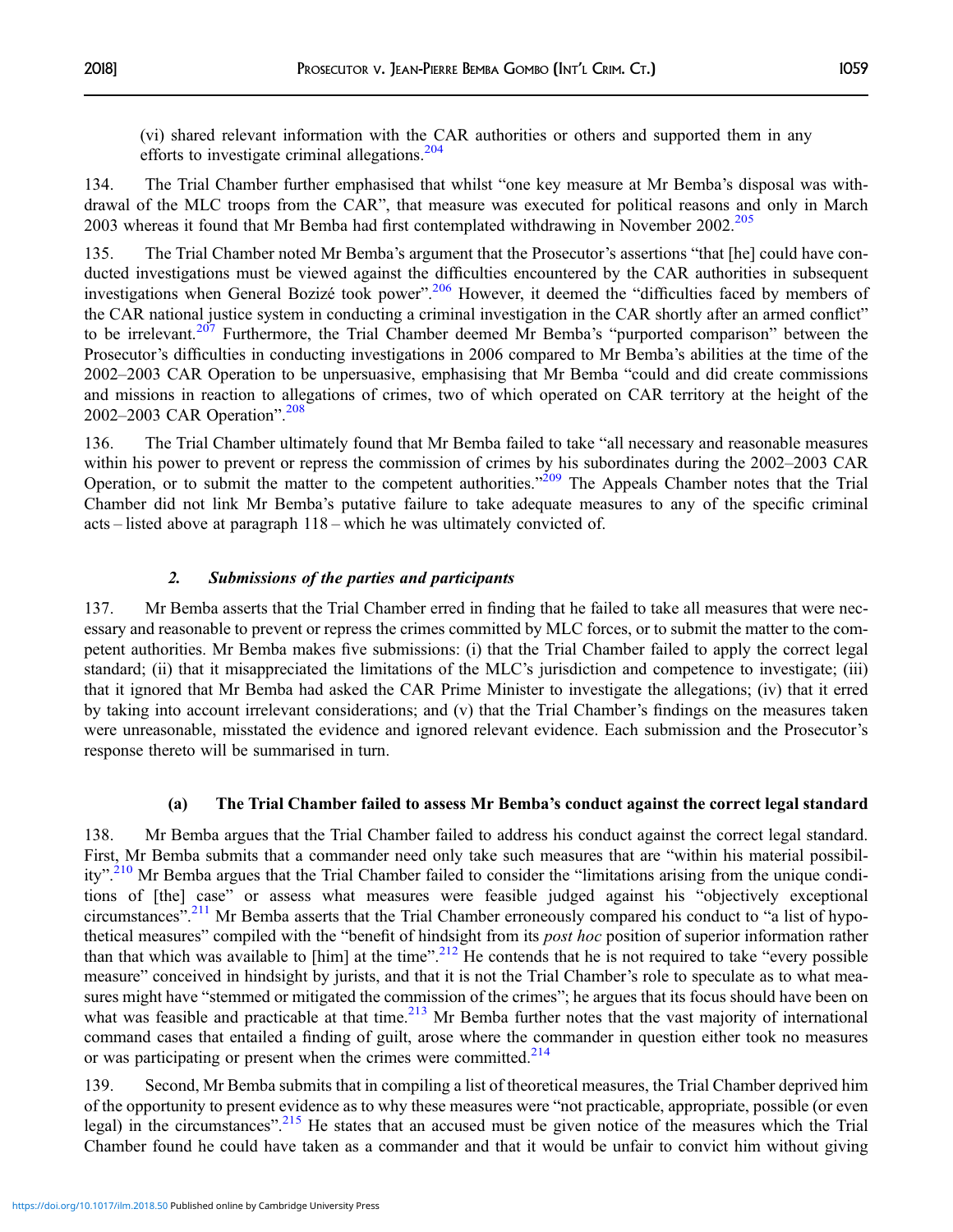(vi) shared relevant information with the CAR authorities or others and supported them in any efforts to investigate criminal allegations.[204]

134. The Trial Chamber further emphasised that whilst "one key measure at Mr Bemba's disposal was withdrawal of the MLC troops from the CAR", that measure was executed for political reasons and only in March 2003 whereas it found that Mr Bemba had first contemplated withdrawing in November 2002.[205]

135. The Trial Chamber noted Mr Bemba's argument that the Prosecutor's assertions "that [he] could have conducted investigations must be viewed against the difficulties encountered by the CAR authorities in subsequent investigations when General Bozizé took power".[206] However, it deemed the "difficulties faced by members of the CAR national justice system in conducting a criminal investigation in the CAR shortly after an armed conflict" to be irrelevant.[207] Furthermore, the Trial Chamber deemed Mr Bemba's "purported comparison" between the Prosecutor's difficulties in conducting investigations in 2006 compared to Mr Bemba's abilities at the time of the 2002–2003 CAR Operation to be unpersuasive, emphasising that Mr Bemba "could and did create commissions and missions in reaction to allegations of crimes, two of which operated on CAR territory at the height of the 2002–2003 CAR Operation".[208]

136. The Trial Chamber ultimately found that Mr Bemba failed to take "all necessary and reasonable measures within his power to prevent or repress the commission of crimes by his subordinates during the 2002–2003 CAR Operation, or to submit the matter to the competent authorities."[209] The Appeals Chamber notes that the Trial Chamber did not link Mr Bemba's putative failure to take adequate measures to any of the specific criminal acts – listed above at paragraph 118 – which he was ultimately convicted of.

### *2. Submissions of the parties and participants*

137. Mr Bemba asserts that the Trial Chamber erred in finding that he failed to take all measures that were necessary and reasonable to prevent or repress the crimes committed by MLC forces, or to submit the matter to the competent authorities. Mr Bemba makes five submissions: (i) that the Trial Chamber failed to apply the correct legal standard; (ii) that it misappreciated the limitations of the MLC's jurisdiction and competence to investigate; (iii) that it ignored that Mr Bemba had asked the CAR Prime Minister to investigate the allegations; (iv) that it erred by taking into account irrelevant considerations; and (v) that the Trial Chamber's findings on the measures taken were unreasonable, misstated the evidence and ignored relevant evidence. Each submission and the Prosecutor's response thereto will be summarised in turn.

#### (a) The Trial Chamber failed to assess Mr Bemba's conduct against the correct legal standard

138. Mr Bemba argues that the Trial Chamber failed to address his conduct against the correct legal standard. First, Mr Bemba submits that a commander need only take such measures that are "within his material possibility".[210] Mr Bemba argues that the Trial Chamber failed to consider the "limitations arising from the unique conditions of [the] case" or assess what measures were feasible judged against his "objectively exceptional circumstances".[211] Mr Bemba asserts that the Trial Chamber erroneously compared his conduct to "a list of hypothetical measures" compiled with the "benefit of hindsight from its *post hoc* position of superior information rather than that which was available to [him] at the time".[212] He contends that he is not required to take "every possible measure" conceived in hindsight by jurists, and that it is not the Trial Chamber's role to speculate as to what measures might have "stemmed or mitigated the commission of the crimes"; he argues that its focus should have been on what was feasible and practicable at that time.[213] Mr Bemba further notes that the vast majority of international command cases that entailed a finding of guilt, arose where the commander in question either took no measures or was participating or present when the crimes were committed.[214]

139. Second, Mr Bemba submits that in compiling a list of theoretical measures, the Trial Chamber deprived him of the opportunity to present evidence as to why these measures were "not practicable, appropriate, possible (or even legal) in the circumstances".[215] He states that an accused must be given notice of the measures which the Trial Chamber found he could have taken as a commander and that it would be unfair to convict him without giving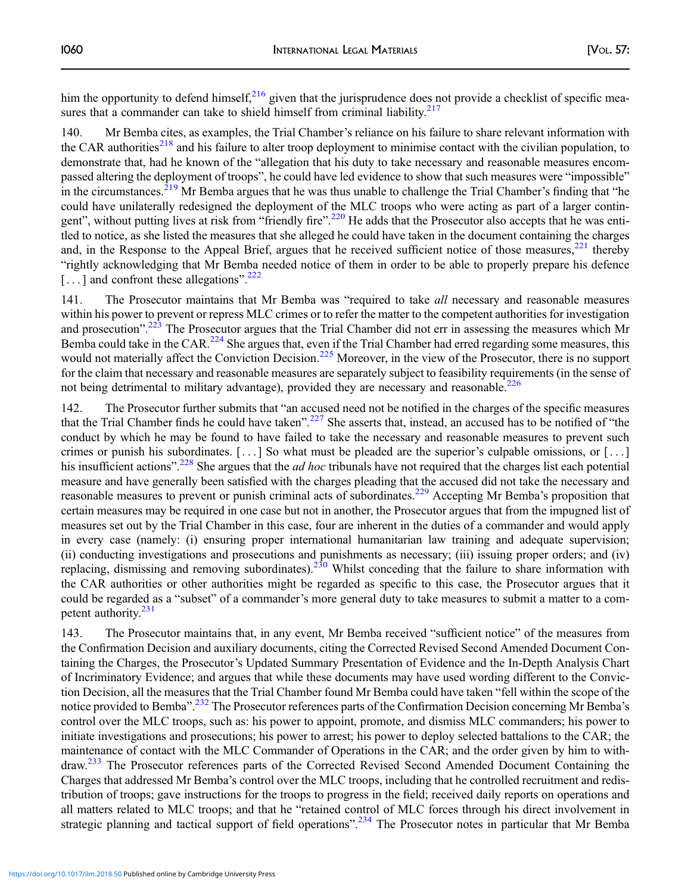him the opportunity to defend himself,[216] given that the jurisprudence does not provide a checklist of specific measures that a commander can take to shield himself from criminal liability.[217]

140. Mr Bemba cites, as examples, the Trial Chamber's reliance on his failure to share relevant information with the CAR authorities[218] and his failure to alter troop deployment to minimise contact with the civilian population, to demonstrate that, had he known of the "allegation that his duty to take necessary and reasonable measures encompassed altering the deployment of troops", he could have led evidence to show that such measures were "impossible" in the circumstances.[219] Mr Bemba argues that he was thus unable to challenge the Trial Chamber's finding that "he could have unilaterally redesigned the deployment of the MLC troops who were acting as part of a larger contingent", without putting lives at risk from "friendly fire".[220] He adds that the Prosecutor also accepts that he was entitled to notice, as she listed the measures that she alleged he could have taken in the document containing the charges and, in the Response to the Appeal Brief, argues that he received sufficient notice of those measures,[221] thereby "rightly acknowledging that Mr Bemba needed notice of them in order to be able to properly prepare his defence [. . .] and confront these allegations".[222]

141. The Prosecutor maintains that Mr Bemba was "required to take *all* necessary and reasonable measures within his power to prevent or repress MLC crimes or to refer the matter to the competent authorities for investigation and prosecution".[223] The Prosecutor argues that the Trial Chamber did not err in assessing the measures which Mr Bemba could take in the CAR.[224] She argues that, even if the Trial Chamber had erred regarding some measures, this would not materially affect the Conviction Decision.[225] Moreover, in the view of the Prosecutor, there is no support for the claim that necessary and reasonable measures are separately subject to feasibility requirements (in the sense of not being detrimental to military advantage), provided they are necessary and reasonable.[226]

142. The Prosecutor further submits that "an accused need not be notified in the charges of the specific measures that the Trial Chamber finds he could have taken".[227] She asserts that, instead, an accused has to be notified of "the conduct by which he may be found to have failed to take the necessary and reasonable measures to prevent such crimes or punish his subordinates. [. . .] So what must be pleaded are the superior's culpable omissions, or [. . .] his insufficient actions".[228] She argues that the *ad hoc* tribunals have not required that the charges list each potential measure and have generally been satisfied with the charges pleading that the accused did not take the necessary and reasonable measures to prevent or punish criminal acts of subordinates.[229] Accepting Mr Bemba's proposition that certain measures may be required in one case but not in another, the Prosecutor argues that from the impugned list of measures set out by the Trial Chamber in this case, four are inherent in the duties of a commander and would apply in every case (namely: (i) ensuring proper international humanitarian law training and adequate supervision; (ii) conducting investigations and prosecutions and punishments as necessary; (iii) issuing proper orders; and (iv) replacing, dismissing and removing subordinates).[230] Whilst conceding that the failure to share information with the CAR authorities or other authorities might be regarded as specific to this case, the Prosecutor argues that it could be regarded as a "subset" of a commander's more general duty to take measures to submit a matter to a competent authority.[231]

143. The Prosecutor maintains that, in any event, Mr Bemba received "sufficient notice" of the measures from the Confirmation Decision and auxiliary documents, citing the Corrected Revised Second Amended Document Containing the Charges, the Prosecutor's Updated Summary Presentation of Evidence and the In-Depth Analysis Chart of Incriminatory Evidence; and argues that while these documents may have used wording different to the Conviction Decision, all the measures that the Trial Chamber found Mr Bemba could have taken "fell within the scope of the notice provided to Bemba".[232] The Prosecutor references parts of the Confirmation Decision concerning Mr Bemba's control over the MLC troops, such as: his power to appoint, promote, and dismiss MLC commanders; his power to initiate investigations and prosecutions; his power to arrest; his power to deploy selected battalions to the CAR; the maintenance of contact with the MLC Commander of Operations in the CAR; and the order given by him to withdraw.[233] The Prosecutor references parts of the Corrected Revised Second Amended Document Containing the Charges that addressed Mr Bemba's control over the MLC troops, including that he controlled recruitment and redistribution of troops; gave instructions for the troops to progress in the field; received daily reports on operations and all matters related to MLC troops; and that he "retained control of MLC forces through his direct involvement in strategic planning and tactical support of field operations".[234] The Prosecutor notes in particular that Mr Bemba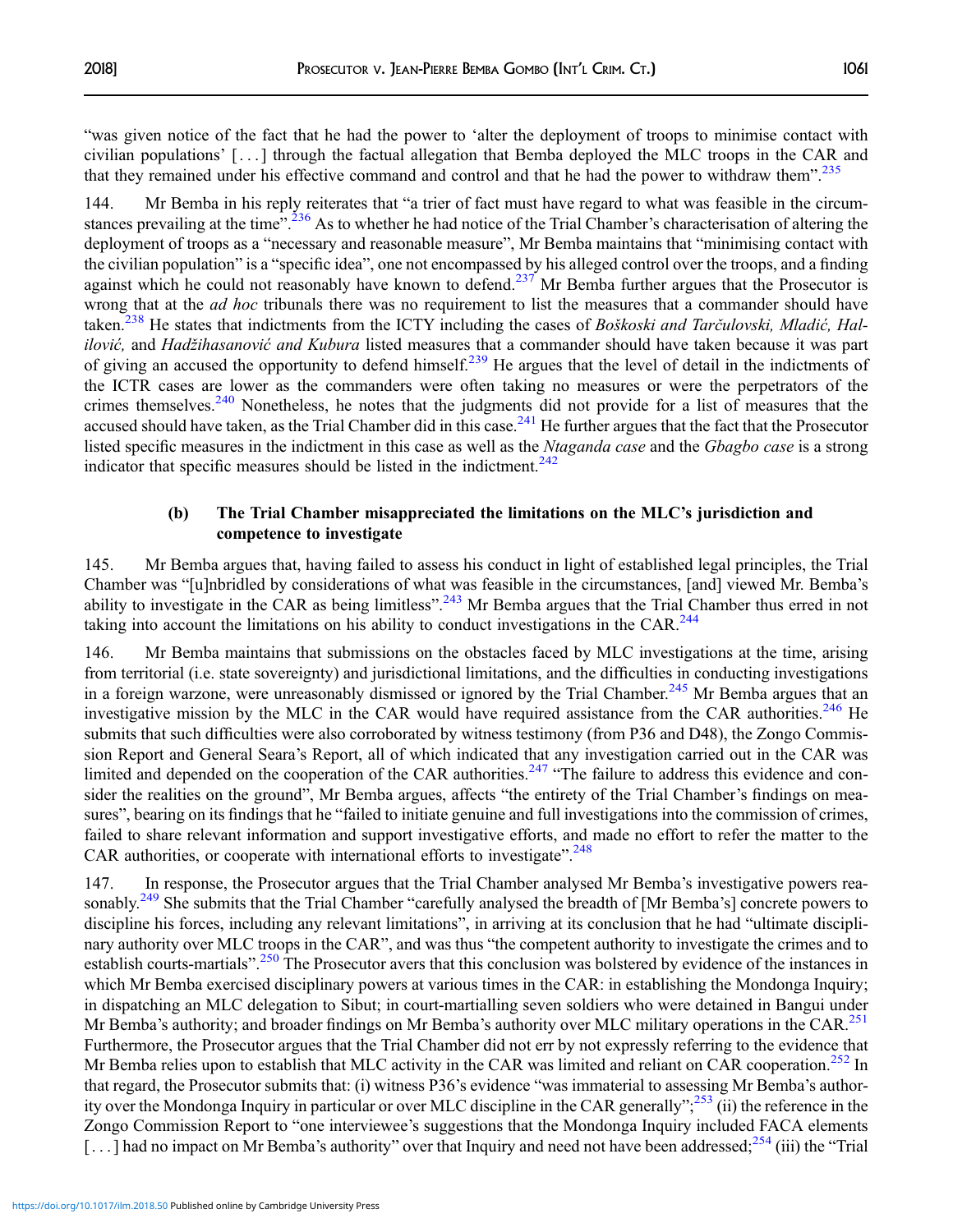"was given notice of the fact that he had the power to 'alter the deployment of troops to minimise contact with civilian populations' [ . . . ] through the factual allegation that Bemba deployed the MLC troops in the CAR and that they remained under his effective command and control and that he had the power to withdraw them".[235]

144. Mr Bemba in his reply reiterates that "a trier of fact must have regard to what was feasible in the circumstances prevailing at the time".[236] As to whether he had notice of the Trial Chamber's characterisation of altering the deployment of troops as a "necessary and reasonable measure", Mr Bemba maintains that "minimising contact with the civilian population" is a "specific idea", one not encompassed by his alleged control over the troops, and a finding against which he could not reasonably have known to defend.[237] Mr Bemba further argues that the Prosecutor is wrong that at the *ad hoc* tribunals there was no requirement to list the measures that a commander should have taken.[238] He states that indictments from the ICTY including the cases of *Boškoski and Tarčulovski, Mladić, Halilović,* and *Hadžihasanović and Kubura* listed measures that a commander should have taken because it was part of giving an accused the opportunity to defend himself.[239] He argues that the level of detail in the indictments of the ICTR cases are lower as the commanders were often taking no measures or were the perpetrators of the crimes themselves.[240] Nonetheless, he notes that the judgments did not provide for a list of measures that the accused should have taken, as the Trial Chamber did in this case.[241] He further argues that the fact that the Prosecutor listed specific measures in the indictment in this case as well as the *Ntaganda case* and the *Gbagbo case* is a strong indicator that specific measures should be listed in the indictment.[242]

### (b) The Trial Chamber misappreciated the limitations on the MLC's jurisdiction and competence to investigate

145. Mr Bemba argues that, having failed to assess his conduct in light of established legal principles, the Trial Chamber was "[u]nbridled by considerations of what was feasible in the circumstances, [and] viewed Mr. Bemba's ability to investigate in the CAR as being limitless".[243] Mr Bemba argues that the Trial Chamber thus erred in not taking into account the limitations on his ability to conduct investigations in the CAR.[244]

146. Mr Bemba maintains that submissions on the obstacles faced by MLC investigations at the time, arising from territorial (i.e. state sovereignty) and jurisdictional limitations, and the difficulties in conducting investigations in a foreign warzone, were unreasonably dismissed or ignored by the Trial Chamber.[245] Mr Bemba argues that an investigative mission by the MLC in the CAR would have required assistance from the CAR authorities.[246] He submits that such difficulties were also corroborated by witness testimony (from P36 and D48), the Zongo Commission Report and General Seara's Report, all of which indicated that any investigation carried out in the CAR was limited and depended on the cooperation of the CAR authorities.[247] "The failure to address this evidence and consider the realities on the ground", Mr Bemba argues, affects "the entirety of the Trial Chamber's findings on measures", bearing on its findings that he "failed to initiate genuine and full investigations into the commission of crimes, failed to share relevant information and support investigative efforts, and made no effort to refer the matter to the CAR authorities, or cooperate with international efforts to investigate".[248]

147. In response, the Prosecutor argues that the Trial Chamber analysed Mr Bemba's investigative powers reasonably.[249] She submits that the Trial Chamber "carefully analysed the breadth of [Mr Bemba's] concrete powers to discipline his forces, including any relevant limitations", in arriving at its conclusion that he had "ultimate disciplinary authority over MLC troops in the CAR", and was thus "the competent authority to investigate the crimes and to establish courts-martials".[250] The Prosecutor avers that this conclusion was bolstered by evidence of the instances in which Mr Bemba exercised disciplinary powers at various times in the CAR: in establishing the Mondonga Inquiry; in dispatching an MLC delegation to Sibut; in court-martialling seven soldiers who were detained in Bangui under Mr Bemba's authority; and broader findings on Mr Bemba's authority over MLC military operations in the CAR.[251] Furthermore, the Prosecutor argues that the Trial Chamber did not err by not expressly referring to the evidence that Mr Bemba relies upon to establish that MLC activity in the CAR was limited and reliant on CAR cooperation.[252] In that regard, the Prosecutor submits that: (i) witness P36's evidence "was immaterial to assessing Mr Bemba's authority over the Mondonga Inquiry in particular or over MLC discipline in the CAR generally";[253] (ii) the reference in the Zongo Commission Report to "one interviewee's suggestions that the Mondonga Inquiry included FACA elements [ . . . ] had no impact on Mr Bemba's authority" over that Inquiry and need not have been addressed;[254] (iii) the "Trial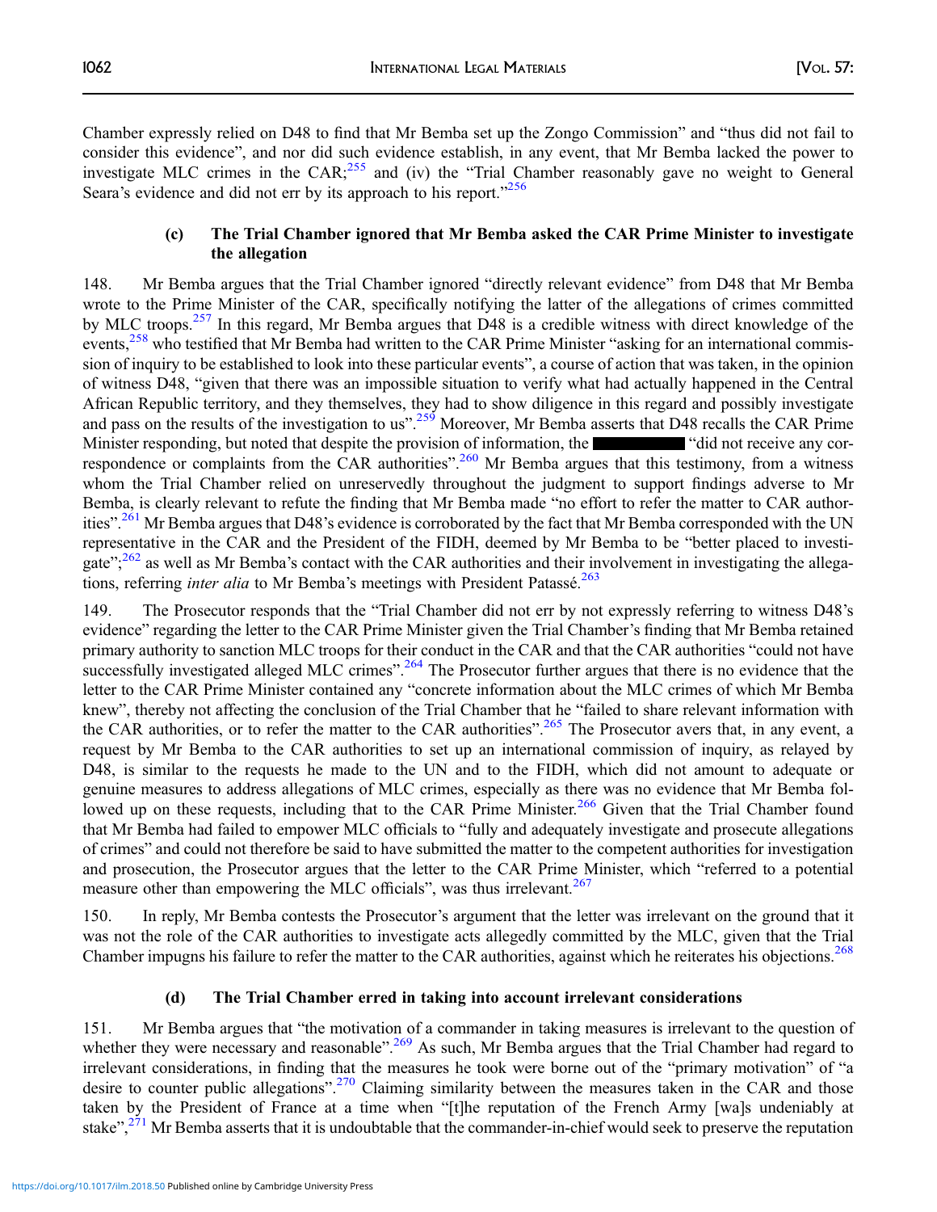Chamber expressly relied on D48 to find that Mr Bemba set up the Zongo Commission" and "thus did not fail to consider this evidence", and nor did such evidence establish, in any event, that Mr Bemba lacked the power to investigate MLC crimes in the CAR;[255] and (iv) the "Trial Chamber reasonably gave no weight to General Seara's evidence and did not err by its approach to his report."[256]

### (c) The Trial Chamber ignored that Mr Bemba asked the CAR Prime Minister to investigate the allegation

148. Mr Bemba argues that the Trial Chamber ignored "directly relevant evidence" from D48 that Mr Bemba wrote to the Prime Minister of the CAR, specifically notifying the latter of the allegations of crimes committed by MLC troops.[257] In this regard, Mr Bemba argues that D48 is a credible witness with direct knowledge of the events,[258] who testified that Mr Bemba had written to the CAR Prime Minister "asking for an international commission of inquiry to be established to look into these particular events", a course of action that was taken, in the opinion of witness D48, "given that there was an impossible situation to verify what had actually happened in the Central African Republic territory, and they themselves, they had to show diligence in this regard and possibly investigate and pass on the results of the investigation to us".[259] Moreover, Mr Bemba asserts that D48 recalls the CAR Prime Minister responding, but noted that despite the provision of information, the ████████ "did not receive any correspondence or complaints from the CAR authorities".[260] Mr Bemba argues that this testimony, from a witness whom the Trial Chamber relied on unreservedly throughout the judgment to support findings adverse to Mr Bemba, is clearly relevant to refute the finding that Mr Bemba made "no effort to refer the matter to CAR authorities".[261] Mr Bemba argues that D48's evidence is corroborated by the fact that Mr Bemba corresponded with the UN representative in the CAR and the President of the FIDH, deemed by Mr Bemba to be "better placed to investigate";[262] as well as Mr Bemba's contact with the CAR authorities and their involvement in investigating the allegations, referring *inter alia* to Mr Bemba's meetings with President Patassé.[263]

149. The Prosecutor responds that the "Trial Chamber did not err by not expressly referring to witness D48's evidence" regarding the letter to the CAR Prime Minister given the Trial Chamber's finding that Mr Bemba retained primary authority to sanction MLC troops for their conduct in the CAR and that the CAR authorities "could not have successfully investigated alleged MLC crimes".[264] The Prosecutor further argues that there is no evidence that the letter to the CAR Prime Minister contained any "concrete information about the MLC crimes of which Mr Bemba knew", thereby not affecting the conclusion of the Trial Chamber that he "failed to share relevant information with the CAR authorities, or to refer the matter to the CAR authorities".[265] The Prosecutor avers that, in any event, a request by Mr Bemba to the CAR authorities to set up an international commission of inquiry, as relayed by D48, is similar to the requests he made to the UN and to the FIDH, which did not amount to adequate or genuine measures to address allegations of MLC crimes, especially as there was no evidence that Mr Bemba followed up on these requests, including that to the CAR Prime Minister.[266] Given that the Trial Chamber found that Mr Bemba had failed to empower MLC officials to "fully and adequately investigate and prosecute allegations of crimes" and could not therefore be said to have submitted the matter to the competent authorities for investigation and prosecution, the Prosecutor argues that the letter to the CAR Prime Minister, which "referred to a potential measure other than empowering the MLC officials", was thus irrelevant.[267]

150. In reply, Mr Bemba contests the Prosecutor's argument that the letter was irrelevant on the ground that it was not the role of the CAR authorities to investigate acts allegedly committed by the MLC, given that the Trial Chamber impugns his failure to refer the matter to the CAR authorities, against which he reiterates his objections.[268]

### (d) The Trial Chamber erred in taking into account irrelevant considerations

151. Mr Bemba argues that "the motivation of a commander in taking measures is irrelevant to the question of whether they were necessary and reasonable".[269] As such, Mr Bemba argues that the Trial Chamber had regard to irrelevant considerations, in finding that the measures he took were borne out of the "primary motivation" of "a desire to counter public allegations".[270] Claiming similarity between the measures taken in the CAR and those taken by the President of France at a time when "[t]he reputation of the French Army [wa]s undeniably at stake",[271] Mr Bemba asserts that it is undoubtable that the commander-in-chief would seek to preserve the reputation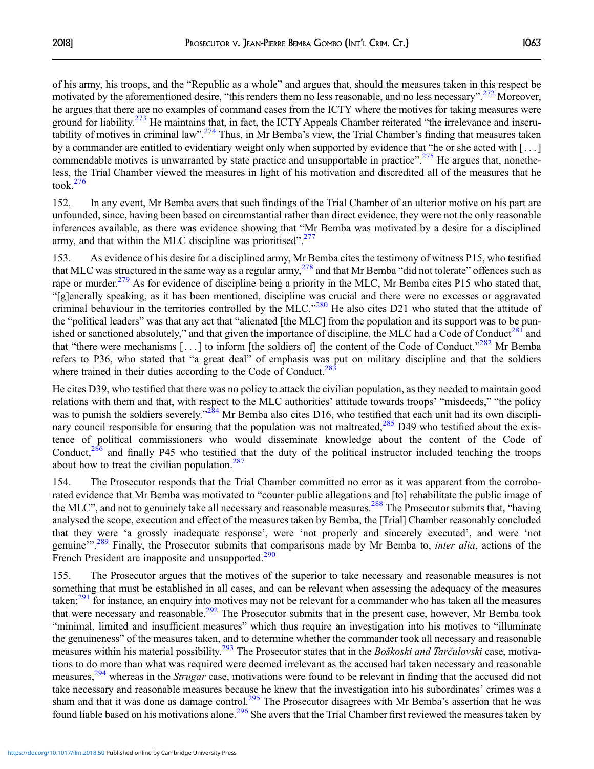of his army, his troops, and the "Republic as a whole" and argues that, should the measures taken in this respect be motivated by the aforementioned desire, "this renders them no less reasonable, and no less necessary".[272] Moreover, he argues that there are no examples of command cases from the ICTY where the motives for taking measures were ground for liability.[273] He maintains that, in fact, the ICTY Appeals Chamber reiterated "the irrelevance and inscrutability of motives in criminal law".[274] Thus, in Mr Bemba's view, the Trial Chamber's finding that measures taken by a commander are entitled to evidentiary weight only when supported by evidence that "he or she acted with [ . . . ] commendable motives is unwarranted by state practice and unsupportable in practice".[275] He argues that, nonetheless, the Trial Chamber viewed the measures in light of his motivation and discredited all of the measures that he took.[276]

152. In any event, Mr Bemba avers that such findings of the Trial Chamber of an ulterior motive on his part are unfounded, since, having been based on circumstantial rather than direct evidence, they were not the only reasonable inferences available, as there was evidence showing that "Mr Bemba was motivated by a desire for a disciplined army, and that within the MLC discipline was prioritised".[277]

153. As evidence of his desire for a disciplined army, Mr Bemba cites the testimony of witness P15, who testified that MLC was structured in the same way as a regular army,[278] and that Mr Bemba "did not tolerate" offences such as rape or murder.[279] As for evidence of discipline being a priority in the MLC, Mr Bemba cites P15 who stated that, "[g]enerally speaking, as it has been mentioned, discipline was crucial and there were no excesses or aggravated criminal behaviour in the territories controlled by the MLC."[280] He also cites D21 who stated that the attitude of the "political leaders" was that any act that "alienated [the MLC] from the population and its support was to be punished or sanctioned absolutely," and that given the importance of discipline, the MLC had a Code of Conduct[281] and that "there were mechanisms [ . . . ] to inform [the soldiers of] the content of the Code of Conduct."[282] Mr Bemba refers to P36, who stated that "a great deal" of emphasis was put on military discipline and that the soldiers where trained in their duties according to the Code of Conduct.[283]

He cites D39, who testified that there was no policy to attack the civilian population, as they needed to maintain good relations with them and that, with respect to the MLC authorities' attitude towards troops' "misdeeds," "the policy was to punish the soldiers severely."[284] Mr Bemba also cites D16, who testified that each unit had its own disciplinary council responsible for ensuring that the population was not maltreated,[285] D49 who testified about the existence of political commissioners who would disseminate knowledge about the content of the Code of Conduct,[286] and finally P45 who testified that the duty of the political instructor included teaching the troops about how to treat the civilian population.[287]

154. The Prosecutor responds that the Trial Chamber committed no error as it was apparent from the corroborated evidence that Mr Bemba was motivated to "counter public allegations and [to] rehabilitate the public image of the MLC", and not to genuinely take all necessary and reasonable measures.[288] The Prosecutor submits that, "having analysed the scope, execution and effect of the measures taken by Bemba, the [Trial] Chamber reasonably concluded that they were 'a grossly inadequate response', were 'not properly and sincerely executed', and were 'not genuine'".[289] Finally, the Prosecutor submits that comparisons made by Mr Bemba to, *inter alia*, actions of the French President are inapposite and unsupported.[290]

155. The Prosecutor argues that the motives of the superior to take necessary and reasonable measures is not something that must be established in all cases, and can be relevant when assessing the adequacy of the measures taken;[291] for instance, an enquiry into motives may not be relevant for a commander who has taken all the measures that were necessary and reasonable.[292] The Prosecutor submits that in the present case, however, Mr Bemba took "minimal, limited and insufficient measures" which thus require an investigation into his motives to "illuminate the genuineness" of the measures taken, and to determine whether the commander took all necessary and reasonable measures within his material possibility.[293] The Prosecutor states that in the *Boškoski and Tarčulovski* case, motivations to do more than what was required were deemed irrelevant as the accused had taken necessary and reasonable measures,[294] whereas in the *Strugar* case, motivations were found to be relevant in finding that the accused did not take necessary and reasonable measures because he knew that the investigation into his subordinates' crimes was a sham and that it was done as damage control.[295] The Prosecutor disagrees with Mr Bemba's assertion that he was found liable based on his motivations alone.[296] She avers that the Trial Chamber first reviewed the measures taken by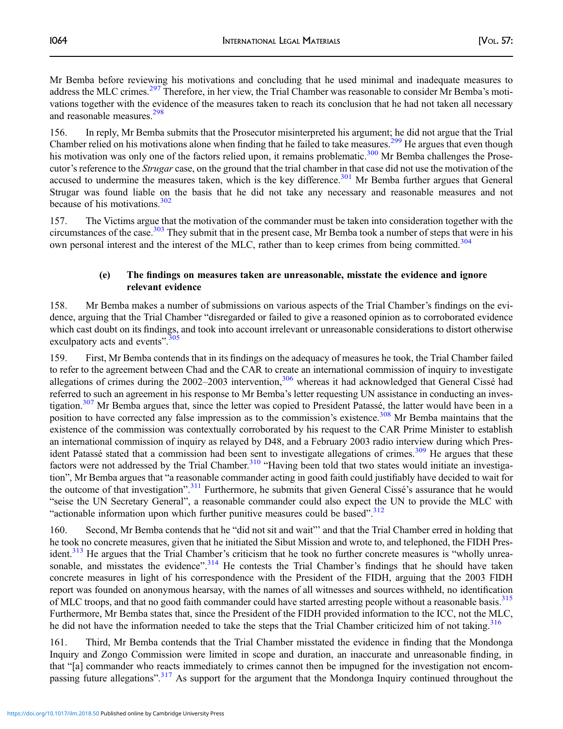Mr Bemba before reviewing his motivations and concluding that he used minimal and inadequate measures to address the MLC crimes.[297] Therefore, in her view, the Trial Chamber was reasonable to consider Mr Bemba's motivations together with the evidence of the measures taken to reach its conclusion that he had not taken all necessary and reasonable measures.[298]

156. In reply, Mr Bemba submits that the Prosecutor misinterpreted his argument; he did not argue that the Trial Chamber relied on his motivations alone when finding that he failed to take measures.[299] He argues that even though his motivation was only one of the factors relied upon, it remains problematic.[300] Mr Bemba challenges the Prosecutor's reference to the *Strugar* case, on the ground that the trial chamber in that case did not use the motivation of the accused to undermine the measures taken, which is the key difference.[301] Mr Bemba further argues that General Strugar was found liable on the basis that he did not take any necessary and reasonable measures and not because of his motivations.[302]

157. The Victims argue that the motivation of the commander must be taken into consideration together with the circumstances of the case.[303] They submit that in the present case, Mr Bemba took a number of steps that were in his own personal interest and the interest of the MLC, rather than to keep crimes from being committed.[304]

#### (e) The findings on measures taken are unreasonable, misstate the evidence and ignore relevant evidence

158. Mr Bemba makes a number of submissions on various aspects of the Trial Chamber's findings on the evidence, arguing that the Trial Chamber "disregarded or failed to give a reasoned opinion as to corroborated evidence which cast doubt on its findings, and took into account irrelevant or unreasonable considerations to distort otherwise exculpatory acts and events".[305]

159. First, Mr Bemba contends that in its findings on the adequacy of measures he took, the Trial Chamber failed to refer to the agreement between Chad and the CAR to create an international commission of inquiry to investigate allegations of crimes during the 2002–2003 intervention,[306] whereas it had acknowledged that General Cissé had referred to such an agreement in his response to Mr Bemba's letter requesting UN assistance in conducting an investigation.[307] Mr Bemba argues that, since the letter was copied to President Patassé, the latter would have been in a position to have corrected any false impression as to the commission's existence.[308] Mr Bemba maintains that the existence of the commission was contextually corroborated by his request to the CAR Prime Minister to establish an international commission of inquiry as relayed by D48, and a February 2003 radio interview during which President Patassé stated that a commission had been sent to investigate allegations of crimes.[309] He argues that these factors were not addressed by the Trial Chamber.[310] "Having been told that two states would initiate an investigation", Mr Bemba argues that "a reasonable commander acting in good faith could justifiably have decided to wait for the outcome of that investigation".[311] Furthermore, he submits that given General Cissé's assurance that he would "seise the UN Secretary General", a reasonable commander could also expect the UN to provide the MLC with "actionable information upon which further punitive measures could be based".[312]

160. Second, Mr Bemba contends that he "did not sit and wait"' and that the Trial Chamber erred in holding that he took no concrete measures, given that he initiated the Sibut Mission and wrote to, and telephoned, the FIDH President.[313] He argues that the Trial Chamber's criticism that he took no further concrete measures is "wholly unreasonable, and misstates the evidence".[314] He contests the Trial Chamber's findings that he should have taken concrete measures in light of his correspondence with the President of the FIDH, arguing that the 2003 FIDH report was founded on anonymous hearsay, with the names of all witnesses and sources withheld, no identification of MLC troops, and that no good faith commander could have started arresting people without a reasonable basis.[315] Furthermore, Mr Bemba states that, since the President of the FIDH provided information to the ICC, not the MLC, he did not have the information needed to take the steps that the Trial Chamber criticized him of not taking.[316]

161. Third, Mr Bemba contends that the Trial Chamber misstated the evidence in finding that the Mondonga Inquiry and Zongo Commission were limited in scope and duration, an inaccurate and unreasonable finding, in that "[a] commander who reacts immediately to crimes cannot then be impugned for the investigation not encompassing future allegations".[317] As support for the argument that the Mondonga Inquiry continued throughout the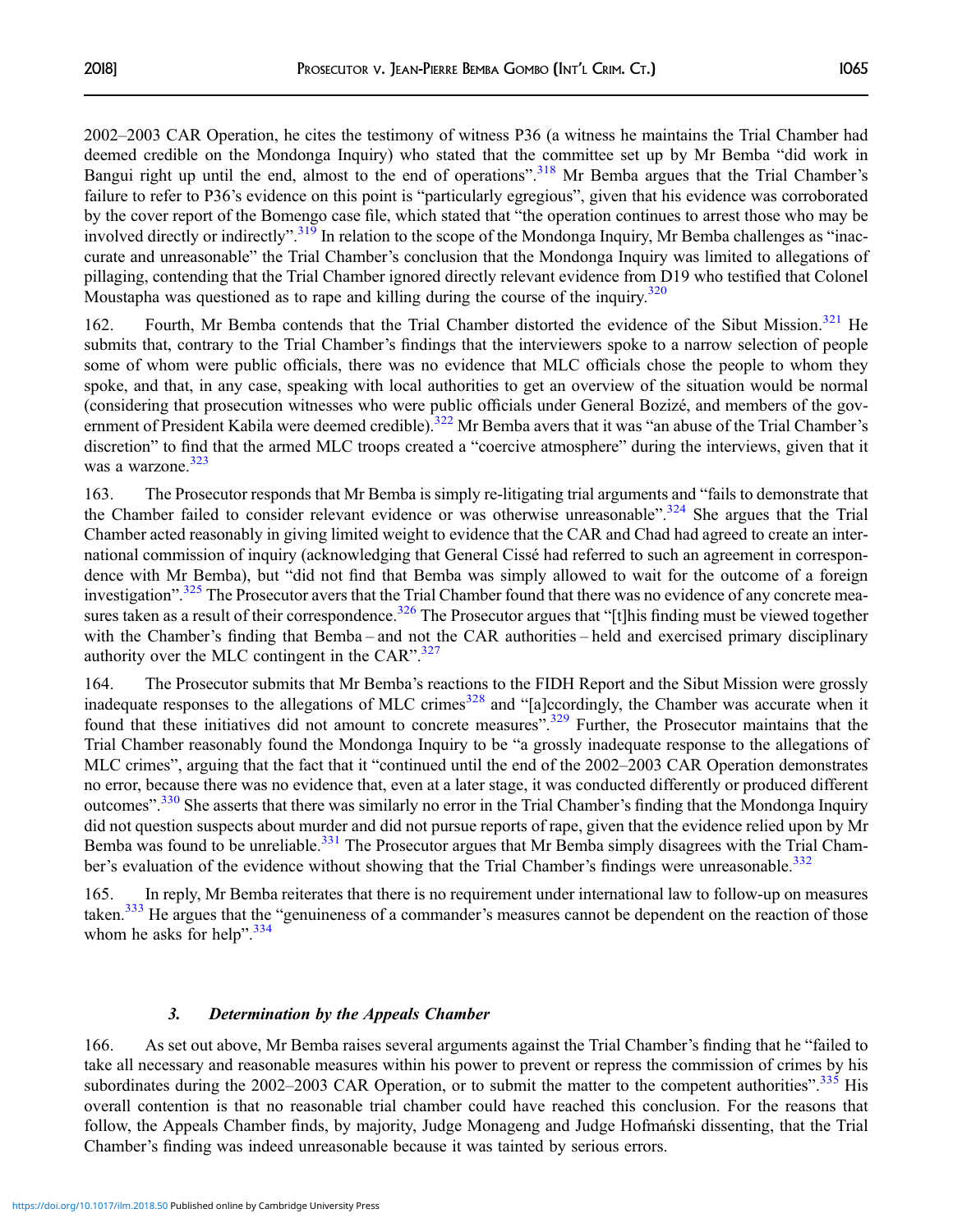2002–2003 CAR Operation, he cites the testimony of witness P36 (a witness he maintains the Trial Chamber had deemed credible on the Mondonga Inquiry) who stated that the committee set up by Mr Bemba "did work in Bangui right up until the end, almost to the end of operations".[318] Mr Bemba argues that the Trial Chamber's failure to refer to P36's evidence on this point is "particularly egregious", given that his evidence was corroborated by the cover report of the Bomengo case file, which stated that "the operation continues to arrest those who may be involved directly or indirectly".[319] In relation to the scope of the Mondonga Inquiry, Mr Bemba challenges as "inaccurate and unreasonable" the Trial Chamber's conclusion that the Mondonga Inquiry was limited to allegations of pillaging, contending that the Trial Chamber ignored directly relevant evidence from D19 who testified that Colonel Moustapha was questioned as to rape and killing during the course of the inquiry.[320]

162. Fourth, Mr Bemba contends that the Trial Chamber distorted the evidence of the Sibut Mission.[321] He submits that, contrary to the Trial Chamber's findings that the interviewers spoke to a narrow selection of people some of whom were public officials, there was no evidence that MLC officials chose the people to whom they spoke, and that, in any case, speaking with local authorities to get an overview of the situation would be normal (considering that prosecution witnesses who were public officials under General Bozizé, and members of the government of President Kabila were deemed credible).[322] Mr Bemba avers that it was "an abuse of the Trial Chamber's discretion" to find that the armed MLC troops created a "coercive atmosphere" during the interviews, given that it was a warzone.[323]

163. The Prosecutor responds that Mr Bemba is simply re-litigating trial arguments and "fails to demonstrate that the Chamber failed to consider relevant evidence or was otherwise unreasonable".[324] She argues that the Trial Chamber acted reasonably in giving limited weight to evidence that the CAR and Chad had agreed to create an international commission of inquiry (acknowledging that General Cissé had referred to such an agreement in correspondence with Mr Bemba), but "did not find that Bemba was simply allowed to wait for the outcome of a foreign investigation".[325] The Prosecutor avers that the Trial Chamber found that there was no evidence of any concrete measures taken as a result of their correspondence.[326] The Prosecutor argues that "[t]his finding must be viewed together with the Chamber's finding that Bemba – and not the CAR authorities – held and exercised primary disciplinary authority over the MLC contingent in the CAR".[327]

164. The Prosecutor submits that Mr Bemba's reactions to the FIDH Report and the Sibut Mission were grossly inadequate responses to the allegations of MLC crimes[328] and "[a]ccordingly, the Chamber was accurate when it found that these initiatives did not amount to concrete measures".[329] Further, the Prosecutor maintains that the Trial Chamber reasonably found the Mondonga Inquiry to be "a grossly inadequate response to the allegations of MLC crimes", arguing that the fact that it "continued until the end of the 2002–2003 CAR Operation demonstrates no error, because there was no evidence that, even at a later stage, it was conducted differently or produced different outcomes".[330] She asserts that there was similarly no error in the Trial Chamber's finding that the Mondonga Inquiry did not question suspects about murder and did not pursue reports of rape, given that the evidence relied upon by Mr Bemba was found to be unreliable.[331] The Prosecutor argues that Mr Bemba simply disagrees with the Trial Chamber's evaluation of the evidence without showing that the Trial Chamber's findings were unreasonable.[332]

165. In reply, Mr Bemba reiterates that there is no requirement under international law to follow-up on measures taken.[333] He argues that the "genuineness of a commander's measures cannot be dependent on the reaction of those whom he asks for help".[334]

### 3. Determination by the Appeals Chamber

166. As set out above, Mr Bemba raises several arguments against the Trial Chamber's finding that he "failed to take all necessary and reasonable measures within his power to prevent or repress the commission of crimes by his subordinates during the 2002–2003 CAR Operation, or to submit the matter to the competent authorities".[335] His overall contention is that no reasonable trial chamber could have reached this conclusion. For the reasons that follow, the Appeals Chamber finds, by majority, Judge Monageng and Judge Hofmański dissenting, that the Trial Chamber's finding was indeed unreasonable because it was tainted by serious errors.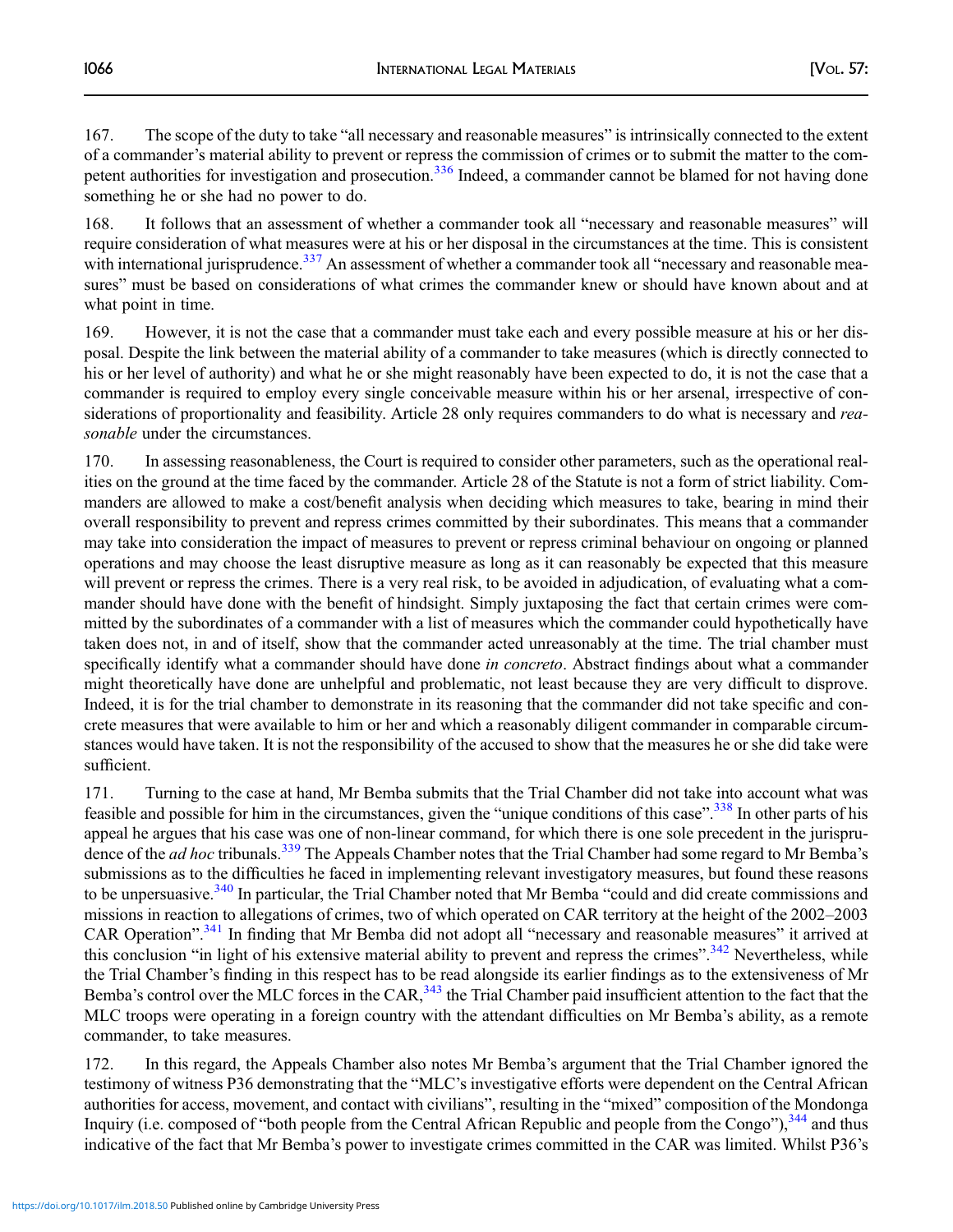167. The scope of the duty to take "all necessary and reasonable measures" is intrinsically connected to the extent of a commander's material ability to prevent or repress the commission of crimes or to submit the matter to the competent authorities for investigation and prosecution.[336] Indeed, a commander cannot be blamed for not having done something he or she had no power to do.

168. It follows that an assessment of whether a commander took all "necessary and reasonable measures" will require consideration of what measures were at his or her disposal in the circumstances at the time. This is consistent with international jurisprudence.[337] An assessment of whether a commander took all "necessary and reasonable measures" must be based on considerations of what crimes the commander knew or should have known about and at what point in time.

169. However, it is not the case that a commander must take each and every possible measure at his or her disposal. Despite the link between the material ability of a commander to take measures (which is directly connected to his or her level of authority) and what he or she might reasonably have been expected to do, it is not the case that a commander is required to employ every single conceivable measure within his or her arsenal, irrespective of considerations of proportionality and feasibility. Article 28 only requires commanders to do what is necessary and *reasonable* under the circumstances.

170. In assessing reasonableness, the Court is required to consider other parameters, such as the operational realities on the ground at the time faced by the commander. Article 28 of the Statute is not a form of strict liability. Commanders are allowed to make a cost/benefit analysis when deciding which measures to take, bearing in mind their overall responsibility to prevent and repress crimes committed by their subordinates. This means that a commander may take into consideration the impact of measures to prevent or repress criminal behaviour on ongoing or planned operations and may choose the least disruptive measure as long as it can reasonably be expected that this measure will prevent or repress the crimes. There is a very real risk, to be avoided in adjudication, of evaluating what a commander should have done with the benefit of hindsight. Simply juxtaposing the fact that certain crimes were committed by the subordinates of a commander with a list of measures which the commander could hypothetically have taken does not, in and of itself, show that the commander acted unreasonably at the time. The trial chamber must specifically identify what a commander should have done *in concreto*. Abstract findings about what a commander might theoretically have done are unhelpful and problematic, not least because they are very difficult to disprove. Indeed, it is for the trial chamber to demonstrate in its reasoning that the commander did not take specific and concrete measures that were available to him or her and which a reasonably diligent commander in comparable circumstances would have taken. It is not the responsibility of the accused to show that the measures he or she did take were sufficient.

171. Turning to the case at hand, Mr Bemba submits that the Trial Chamber did not take into account what was feasible and possible for him in the circumstances, given the "unique conditions of this case".[338] In other parts of his appeal he argues that his case was one of non-linear command, for which there is one sole precedent in the jurisprudence of the *ad hoc* tribunals.[339] The Appeals Chamber notes that the Trial Chamber had some regard to Mr Bemba's submissions as to the difficulties he faced in implementing relevant investigatory measures, but found these reasons to be unpersuasive.[340] In particular, the Trial Chamber noted that Mr Bemba "could and did create commissions and missions in reaction to allegations of crimes, two of which operated on CAR territory at the height of the 2002–2003 CAR Operation".[341] In finding that Mr Bemba did not adopt all "necessary and reasonable measures" it arrived at this conclusion "in light of his extensive material ability to prevent and repress the crimes".[342] Nevertheless, while the Trial Chamber's finding in this respect has to be read alongside its earlier findings as to the extensiveness of Mr Bemba's control over the MLC forces in the CAR,[343] the Trial Chamber paid insufficient attention to the fact that the MLC troops were operating in a foreign country with the attendant difficulties on Mr Bemba's ability, as a remote commander, to take measures.

172. In this regard, the Appeals Chamber also notes Mr Bemba's argument that the Trial Chamber ignored the testimony of witness P36 demonstrating that the "MLC's investigative efforts were dependent on the Central African authorities for access, movement, and contact with civilians", resulting in the "mixed" composition of the Mondonga Inquiry (i.e. composed of "both people from the Central African Republic and people from the Congo"),[344] and thus indicative of the fact that Mr Bemba's power to investigate crimes committed in the CAR was limited. Whilst P36's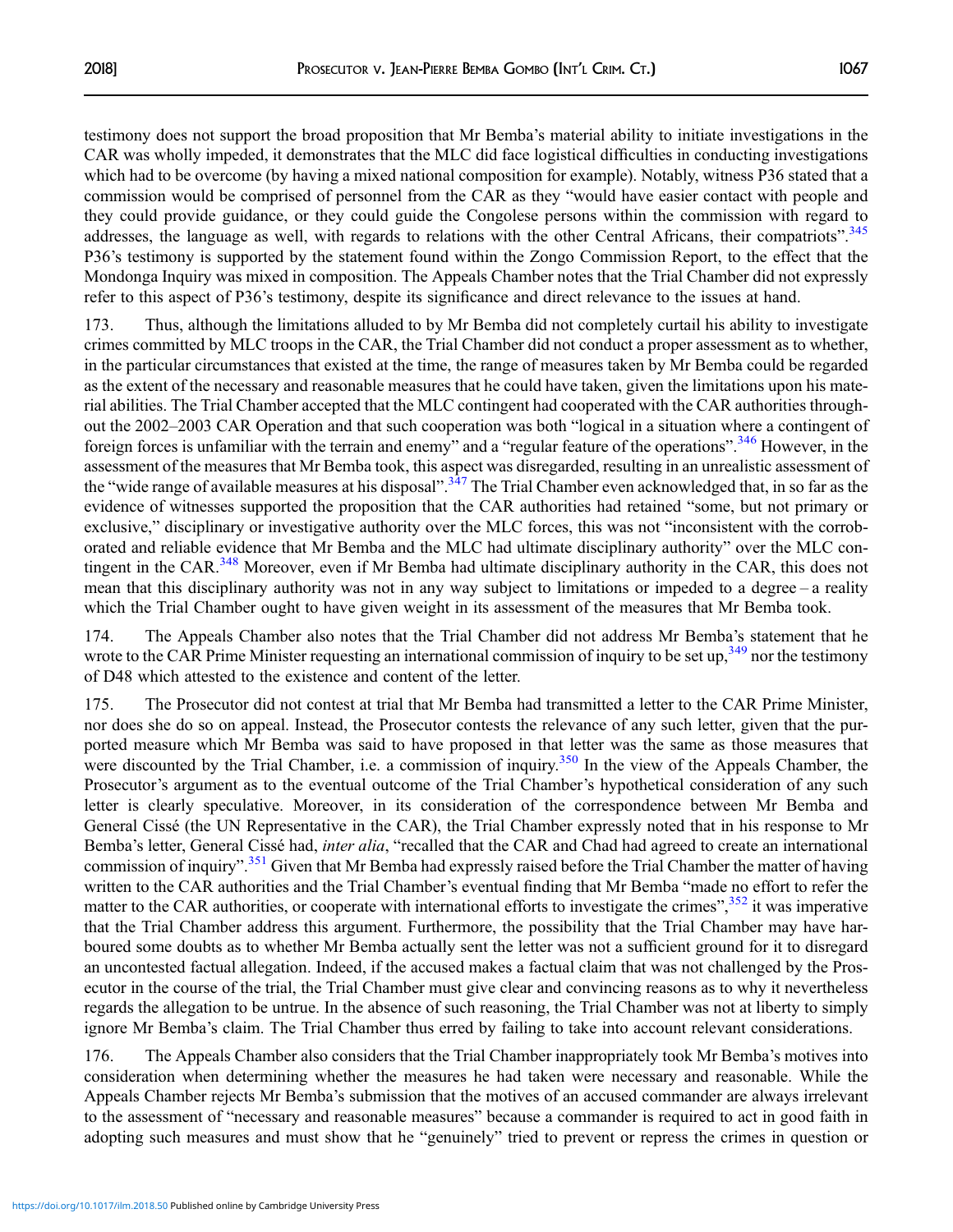testimony does not support the broad proposition that Mr Bemba's material ability to initiate investigations in the CAR was wholly impeded, it demonstrates that the MLC did face logistical difficulties in conducting investigations which had to be overcome (by having a mixed national composition for example). Notably, witness P36 stated that a commission would be comprised of personnel from the CAR as they "would have easier contact with people and they could provide guidance, or they could guide the Congolese persons within the commission with regard to addresses, the language as well, with regards to relations with the other Central Africans, their compatriots".[345] P36's testimony is supported by the statement found within the Zongo Commission Report, to the effect that the Mondonga Inquiry was mixed in composition. The Appeals Chamber notes that the Trial Chamber did not expressly refer to this aspect of P36's testimony, despite its significance and direct relevance to the issues at hand.

173. Thus, although the limitations alluded to by Mr Bemba did not completely curtail his ability to investigate crimes committed by MLC troops in the CAR, the Trial Chamber did not conduct a proper assessment as to whether, in the particular circumstances that existed at the time, the range of measures taken by Mr Bemba could be regarded as the extent of the necessary and reasonable measures that he could have taken, given the limitations upon his material abilities. The Trial Chamber accepted that the MLC contingent had cooperated with the CAR authorities throughout the 2002–2003 CAR Operation and that such cooperation was both "logical in a situation where a contingent of foreign forces is unfamiliar with the terrain and enemy" and a "regular feature of the operations".[346] However, in the assessment of the measures that Mr Bemba took, this aspect was disregarded, resulting in an unrealistic assessment of the "wide range of available measures at his disposal".[347] The Trial Chamber even acknowledged that, in so far as the evidence of witnesses supported the proposition that the CAR authorities had retained "some, but not primary or exclusive," disciplinary or investigative authority over the MLC forces, this was not "inconsistent with the corroborated and reliable evidence that Mr Bemba and the MLC had ultimate disciplinary authority" over the MLC contingent in the CAR.[348] Moreover, even if Mr Bemba had ultimate disciplinary authority in the CAR, this does not mean that this disciplinary authority was not in any way subject to limitations or impeded to a degree – a reality which the Trial Chamber ought to have given weight in its assessment of the measures that Mr Bemba took.

174. The Appeals Chamber also notes that the Trial Chamber did not address Mr Bemba's statement that he wrote to the CAR Prime Minister requesting an international commission of inquiry to be set up,[349] nor the testimony of D48 which attested to the existence and content of the letter.

175. The Prosecutor did not contest at trial that Mr Bemba had transmitted a letter to the CAR Prime Minister, nor does she do so on appeal. Instead, the Prosecutor contests the relevance of any such letter, given that the purported measure which Mr Bemba was said to have proposed in that letter was the same as those measures that were discounted by the Trial Chamber, i.e. a commission of inquiry.[350] In the view of the Appeals Chamber, the Prosecutor's argument as to the eventual outcome of the Trial Chamber's hypothetical consideration of any such letter is clearly speculative. Moreover, in its consideration of the correspondence between Mr Bemba and General Cissé (the UN Representative in the CAR), the Trial Chamber expressly noted that in his response to Mr Bemba's letter, General Cissé had, *inter alia*, "recalled that the CAR and Chad had agreed to create an international commission of inquiry".[351] Given that Mr Bemba had expressly raised before the Trial Chamber the matter of having written to the CAR authorities and the Trial Chamber's eventual finding that Mr Bemba "made no effort to refer the matter to the CAR authorities, or cooperate with international efforts to investigate the crimes",[352] it was imperative that the Trial Chamber address this argument. Furthermore, the possibility that the Trial Chamber may have harboured some doubts as to whether Mr Bemba actually sent the letter was not a sufficient ground for it to disregard an uncontested factual allegation. Indeed, if the accused makes a factual claim that was not challenged by the Prosecutor in the course of the trial, the Trial Chamber must give clear and convincing reasons as to why it nevertheless regards the allegation to be untrue. In the absence of such reasoning, the Trial Chamber was not at liberty to simply ignore Mr Bemba's claim. The Trial Chamber thus erred by failing to take into account relevant considerations.

176. The Appeals Chamber also considers that the Trial Chamber inappropriately took Mr Bemba's motives into consideration when determining whether the measures he had taken were necessary and reasonable. While the Appeals Chamber rejects Mr Bemba's submission that the motives of an accused commander are always irrelevant to the assessment of "necessary and reasonable measures" because a commander is required to act in good faith in adopting such measures and must show that he "genuinely" tried to prevent or repress the crimes in question or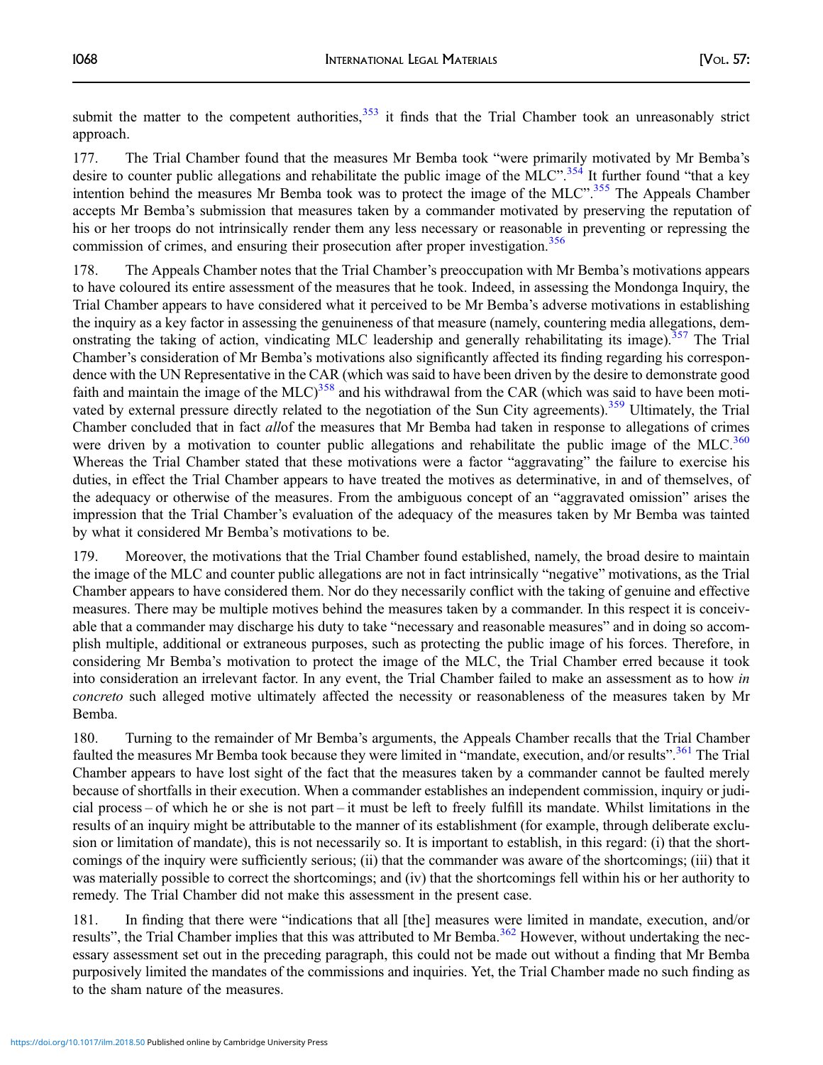submit the matter to the competent authorities,[353] it finds that the Trial Chamber took an unreasonably strict approach.

177. The Trial Chamber found that the measures Mr Bemba took "were primarily motivated by Mr Bemba's desire to counter public allegations and rehabilitate the public image of the MLC".[354] It further found "that a key intention behind the measures Mr Bemba took was to protect the image of the MLC".[355] The Appeals Chamber accepts Mr Bemba's submission that measures taken by a commander motivated by preserving the reputation of his or her troops do not intrinsically render them any less necessary or reasonable in preventing or repressing the commission of crimes, and ensuring their prosecution after proper investigation.[356]

178. The Appeals Chamber notes that the Trial Chamber's preoccupation with Mr Bemba's motivations appears to have coloured its entire assessment of the measures that he took. Indeed, in assessing the Mondonga Inquiry, the Trial Chamber appears to have considered what it perceived to be Mr Bemba's adverse motivations in establishing the inquiry as a key factor in assessing the genuineness of that measure (namely, countering media allegations, demonstrating the taking of action, vindicating MLC leadership and generally rehabilitating its image).[357] The Trial Chamber's consideration of Mr Bemba's motivations also significantly affected its finding regarding his correspondence with the UN Representative in the CAR (which was said to have been driven by the desire to demonstrate good faith and maintain the image of the MLC)[358] and his withdrawal from the CAR (which was said to have been motivated by external pressure directly related to the negotiation of the Sun City agreements).[359] Ultimately, the Trial Chamber concluded that in fact *all*of the measures that Mr Bemba had taken in response to allegations of crimes were driven by a motivation to counter public allegations and rehabilitate the public image of the MLC.[360] Whereas the Trial Chamber stated that these motivations were a factor "aggravating" the failure to exercise his duties, in effect the Trial Chamber appears to have treated the motives as determinative, in and of themselves, of the adequacy or otherwise of the measures. From the ambiguous concept of an "aggravated omission" arises the impression that the Trial Chamber's evaluation of the adequacy of the measures taken by Mr Bemba was tainted by what it considered Mr Bemba's motivations to be.

179. Moreover, the motivations that the Trial Chamber found established, namely, the broad desire to maintain the image of the MLC and counter public allegations are not in fact intrinsically "negative" motivations, as the Trial Chamber appears to have considered them. Nor do they necessarily conflict with the taking of genuine and effective measures. There may be multiple motives behind the measures taken by a commander. In this respect it is conceivable that a commander may discharge his duty to take "necessary and reasonable measures" and in doing so accomplish multiple, additional or extraneous purposes, such as protecting the public image of his forces. Therefore, in considering Mr Bemba's motivation to protect the image of the MLC, the Trial Chamber erred because it took into consideration an irrelevant factor. In any event, the Trial Chamber failed to make an assessment as to how *in concreto* such alleged motive ultimately affected the necessity or reasonableness of the measures taken by Mr Bemba.

180. Turning to the remainder of Mr Bemba's arguments, the Appeals Chamber recalls that the Trial Chamber faulted the measures Mr Bemba took because they were limited in "mandate, execution, and/or results".[361] The Trial Chamber appears to have lost sight of the fact that the measures taken by a commander cannot be faulted merely because of shortfalls in their execution. When a commander establishes an independent commission, inquiry or judicial process – of which he or she is not part – it must be left to freely fulfill its mandate. Whilst limitations in the results of an inquiry might be attributable to the manner of its establishment (for example, through deliberate exclusion or limitation of mandate), this is not necessarily so. It is important to establish, in this regard: (i) that the shortcomings of the inquiry were sufficiently serious; (ii) that the commander was aware of the shortcomings; (iii) that it was materially possible to correct the shortcomings; and (iv) that the shortcomings fell within his or her authority to remedy. The Trial Chamber did not make this assessment in the present case.

181. In finding that there were "indications that all [the] measures were limited in mandate, execution, and/or results", the Trial Chamber implies that this was attributed to Mr Bemba.[362] However, without undertaking the necessary assessment set out in the preceding paragraph, this could not be made out without a finding that Mr Bemba purposively limited the mandates of the commissions and inquiries. Yet, the Trial Chamber made no such finding as to the sham nature of the measures.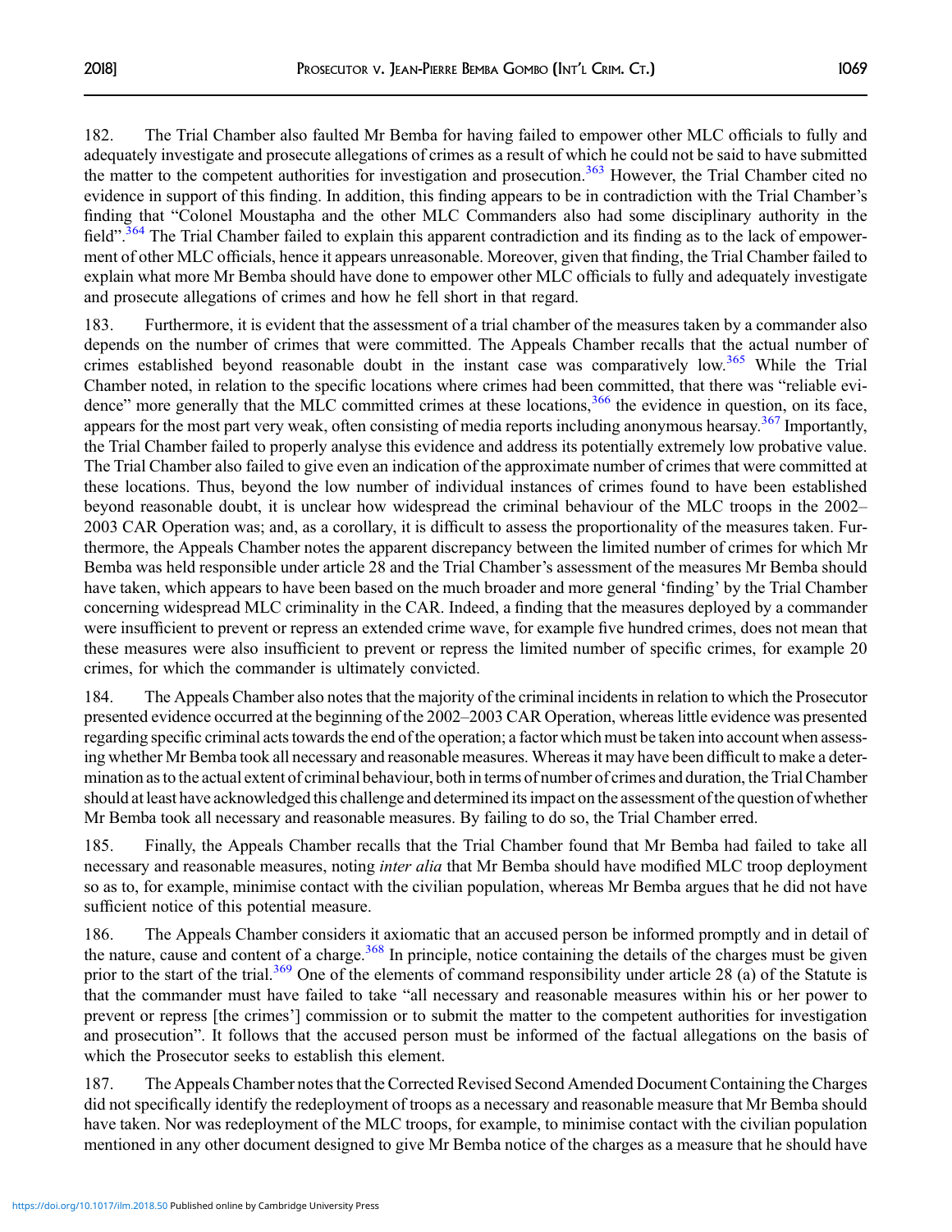182. The Trial Chamber also faulted Mr Bemba for having failed to empower other MLC officials to fully and adequately investigate and prosecute allegations of crimes as a result of which he could not be said to have submitted the matter to the competent authorities for investigation and prosecution.[363] However, the Trial Chamber cited no evidence in support of this finding. In addition, this finding appears to be in contradiction with the Trial Chamber's finding that "Colonel Moustapha and the other MLC Commanders also had some disciplinary authority in the field".[364] The Trial Chamber failed to explain this apparent contradiction and its finding as to the lack of empowerment of other MLC officials, hence it appears unreasonable. Moreover, given that finding, the Trial Chamber failed to explain what more Mr Bemba should have done to empower other MLC officials to fully and adequately investigate and prosecute allegations of crimes and how he fell short in that regard.

183. Furthermore, it is evident that the assessment of a trial chamber of the measures taken by a commander also depends on the number of crimes that were committed. The Appeals Chamber recalls that the actual number of crimes established beyond reasonable doubt in the instant case was comparatively low.[365] While the Trial Chamber noted, in relation to the specific locations where crimes had been committed, that there was "reliable evidence" more generally that the MLC committed crimes at these locations,[366] the evidence in question, on its face, appears for the most part very weak, often consisting of media reports including anonymous hearsay.[367] Importantly, the Trial Chamber failed to properly analyse this evidence and address its potentially extremely low probative value. The Trial Chamber also failed to give even an indication of the approximate number of crimes that were committed at these locations. Thus, beyond the low number of individual instances of crimes found to have been established beyond reasonable doubt, it is unclear how widespread the criminal behaviour of the MLC troops in the 2002–2003 CAR Operation was; and, as a corollary, it is difficult to assess the proportionality of the measures taken. Furthermore, the Appeals Chamber notes the apparent discrepancy between the limited number of crimes for which Mr Bemba was held responsible under article 28 and the Trial Chamber's assessment of the measures Mr Bemba should have taken, which appears to have been based on the much broader and more general 'finding' by the Trial Chamber concerning widespread MLC criminality in the CAR. Indeed, a finding that the measures deployed by a commander were insufficient to prevent or repress an extended crime wave, for example five hundred crimes, does not mean that these measures were also insufficient to prevent or repress the limited number of specific crimes, for example 20 crimes, for which the commander is ultimately convicted.

184. The Appeals Chamber also notes that the majority of the criminal incidents in relation to which the Prosecutor presented evidence occurred at the beginning of the 2002–2003 CAR Operation, whereas little evidence was presented regarding specific criminal acts towards the end of the operation; a factor which must be taken into account when assessing whether Mr Bemba took all necessary and reasonable measures. Whereas it may have been difficult to make a determination as to the actual extent of criminal behaviour, both in terms of number of crimes and duration, the Trial Chamber should at least have acknowledged this challenge and determined its impact on the assessment of the question of whether Mr Bemba took all necessary and reasonable measures. By failing to do so, the Trial Chamber erred.

185. Finally, the Appeals Chamber recalls that the Trial Chamber found that Mr Bemba had failed to take all necessary and reasonable measures, noting *inter alia* that Mr Bemba should have modified MLC troop deployment so as to, for example, minimise contact with the civilian population, whereas Mr Bemba argues that he did not have sufficient notice of this potential measure.

186. The Appeals Chamber considers it axiomatic that an accused person be informed promptly and in detail of the nature, cause and content of a charge.[368] In principle, notice containing the details of the charges must be given prior to the start of the trial.[369] One of the elements of command responsibility under article 28 (a) of the Statute is that the commander must have failed to take "all necessary and reasonable measures within his or her power to prevent or repress [the crimes'] commission or to submit the matter to the competent authorities for investigation and prosecution". It follows that the accused person must be informed of the factual allegations on the basis of which the Prosecutor seeks to establish this element.

187. The Appeals Chamber notes that the Corrected Revised Second Amended Document Containing the Charges did not specifically identify the redeployment of troops as a necessary and reasonable measure that Mr Bemba should have taken. Nor was redeployment of the MLC troops, for example, to minimise contact with the civilian population mentioned in any other document designed to give Mr Bemba notice of the charges as a measure that he should have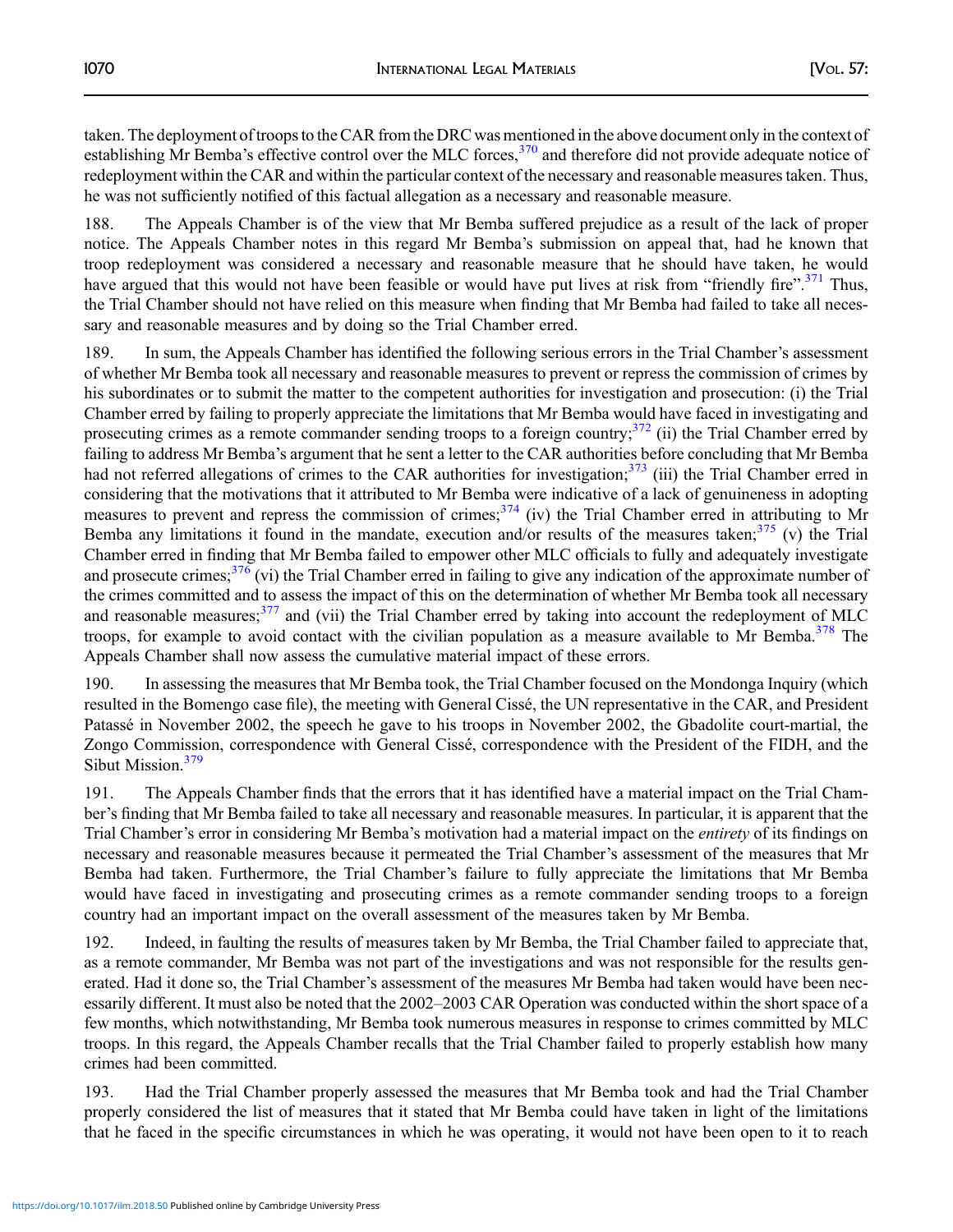taken. The deployment of troops to the CAR from the DRC was mentioned in the above document only in the context of establishing Mr Bemba's effective control over the MLC forces,[370] and therefore did not provide adequate notice of redeployment within the CAR and within the particular context of the necessary and reasonable measures taken. Thus, he was not sufficiently notified of this factual allegation as a necessary and reasonable measure.

188. The Appeals Chamber is of the view that Mr Bemba suffered prejudice as a result of the lack of proper notice. The Appeals Chamber notes in this regard Mr Bemba's submission on appeal that, had he known that troop redeployment was considered a necessary and reasonable measure that he should have taken, he would have argued that this would not have been feasible or would have put lives at risk from "friendly fire".[371] Thus, the Trial Chamber should not have relied on this measure when finding that Mr Bemba had failed to take all necessary and reasonable measures and by doing so the Trial Chamber erred.

189. In sum, the Appeals Chamber has identified the following serious errors in the Trial Chamber's assessment of whether Mr Bemba took all necessary and reasonable measures to prevent or repress the commission of crimes by his subordinates or to submit the matter to the competent authorities for investigation and prosecution: (i) the Trial Chamber erred by failing to properly appreciate the limitations that Mr Bemba would have faced in investigating and prosecuting crimes as a remote commander sending troops to a foreign country;[372] (ii) the Trial Chamber erred by failing to address Mr Bemba's argument that he sent a letter to the CAR authorities before concluding that Mr Bemba had not referred allegations of crimes to the CAR authorities for investigation;[373] (iii) the Trial Chamber erred in considering that the motivations that it attributed to Mr Bemba were indicative of a lack of genuineness in adopting measures to prevent and repress the commission of crimes;[374] (iv) the Trial Chamber erred in attributing to Mr Bemba any limitations it found in the mandate, execution and/or results of the measures taken;[375] (v) the Trial Chamber erred in finding that Mr Bemba failed to empower other MLC officials to fully and adequately investigate and prosecute crimes;[376] (vi) the Trial Chamber erred in failing to give any indication of the approximate number of the crimes committed and to assess the impact of this on the determination of whether Mr Bemba took all necessary and reasonable measures;[377] and (vii) the Trial Chamber erred by taking into account the redeployment of MLC troops, for example to avoid contact with the civilian population as a measure available to Mr Bemba.[378] The Appeals Chamber shall now assess the cumulative material impact of these errors.

190. In assessing the measures that Mr Bemba took, the Trial Chamber focused on the Mondonga Inquiry (which resulted in the Bomengo case file), the meeting with General Cissé, the UN representative in the CAR, and President Patassé in November 2002, the speech he gave to his troops in November 2002, the Gbadolite court-martial, the Zongo Commission, correspondence with General Cissé, correspondence with the President of the FIDH, and the Sibut Mission.[379]

191. The Appeals Chamber finds that the errors that it has identified have a material impact on the Trial Chamber's finding that Mr Bemba failed to take all necessary and reasonable measures. In particular, it is apparent that the Trial Chamber's error in considering Mr Bemba's motivation had a material impact on the *entirety* of its findings on necessary and reasonable measures because it permeated the Trial Chamber's assessment of the measures that Mr Bemba had taken. Furthermore, the Trial Chamber's failure to fully appreciate the limitations that Mr Bemba would have faced in investigating and prosecuting crimes as a remote commander sending troops to a foreign country had an important impact on the overall assessment of the measures taken by Mr Bemba.

192. Indeed, in faulting the results of measures taken by Mr Bemba, the Trial Chamber failed to appreciate that, as a remote commander, Mr Bemba was not part of the investigations and was not responsible for the results generated. Had it done so, the Trial Chamber's assessment of the measures Mr Bemba had taken would have been necessarily different. It must also be noted that the 2002–2003 CAR Operation was conducted within the short space of a few months, which notwithstanding, Mr Bemba took numerous measures in response to crimes committed by MLC troops. In this regard, the Appeals Chamber recalls that the Trial Chamber failed to properly establish how many crimes had been committed.

193. Had the Trial Chamber properly assessed the measures that Mr Bemba took and had the Trial Chamber properly considered the list of measures that it stated that Mr Bemba could have taken in light of the limitations that he faced in the specific circumstances in which he was operating, it would not have been open to it to reach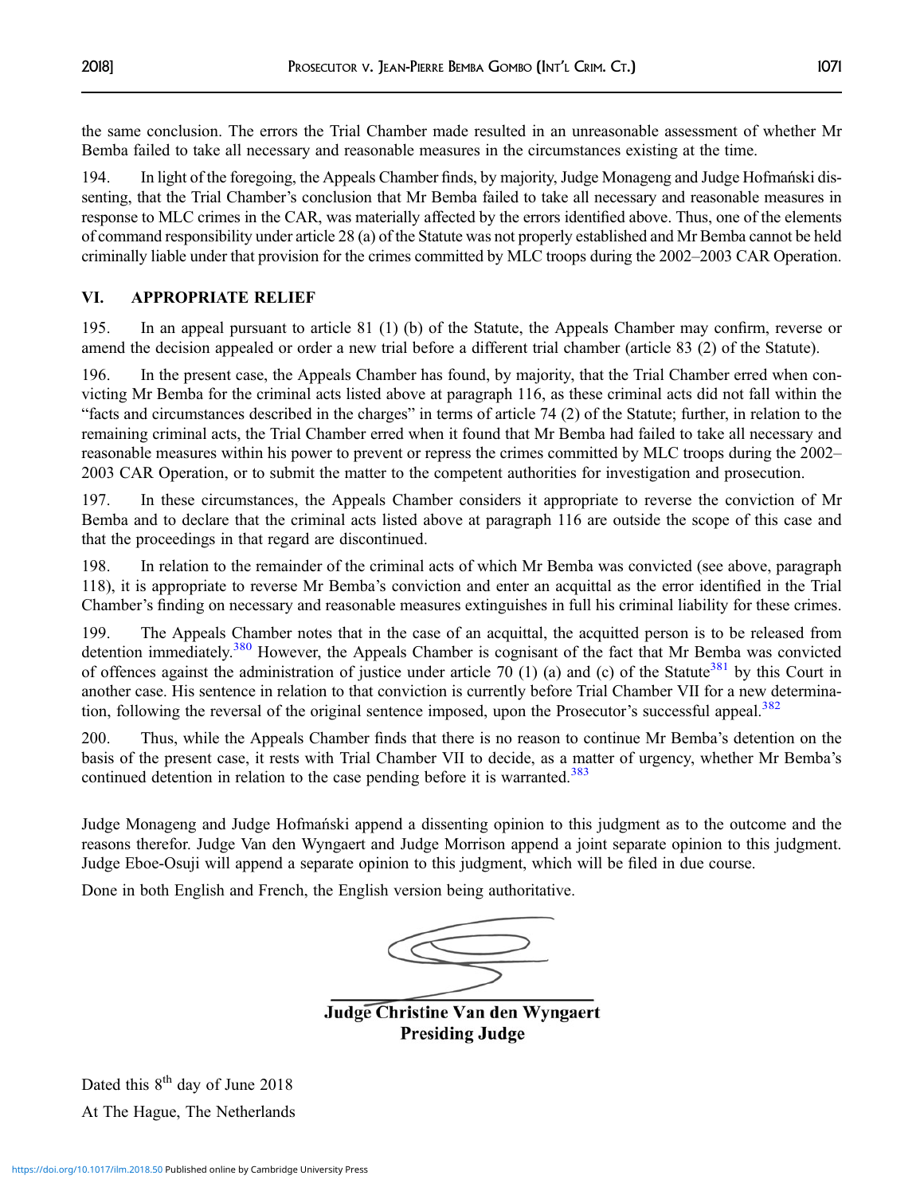the same conclusion. The errors the Trial Chamber made resulted in an unreasonable assessment of whether Mr Bemba failed to take all necessary and reasonable measures in the circumstances existing at the time.

194. In light of the foregoing, the Appeals Chamber finds, by majority, Judge Monageng and Judge Hofmański dissenting, that the Trial Chamber's conclusion that Mr Bemba failed to take all necessary and reasonable measures in response to MLC crimes in the CAR, was materially affected by the errors identified above. Thus, one of the elements of command responsibility under article 28 (a) of the Statute was not properly established and Mr Bemba cannot be held criminally liable under that provision for the crimes committed by MLC troops during the 2002–2003 CAR Operation.

## VI. APPROPRIATE RELIEF

195. In an appeal pursuant to article 81 (1) (b) of the Statute, the Appeals Chamber may confirm, reverse or amend the decision appealed or order a new trial before a different trial chamber (article 83 (2) of the Statute).

196. In the present case, the Appeals Chamber has found, by majority, that the Trial Chamber erred when convicting Mr Bemba for the criminal acts listed above at paragraph 116, as these criminal acts did not fall within the "facts and circumstances described in the charges" in terms of article 74 (2) of the Statute; further, in relation to the remaining criminal acts, the Trial Chamber erred when it found that Mr Bemba had failed to take all necessary and reasonable measures within his power to prevent or repress the crimes committed by MLC troops during the 2002–2003 CAR Operation, or to submit the matter to the competent authorities for investigation and prosecution.

197. In these circumstances, the Appeals Chamber considers it appropriate to reverse the conviction of Mr Bemba and to declare that the criminal acts listed above at paragraph 116 are outside the scope of this case and that the proceedings in that regard are discontinued.

198. In relation to the remainder of the criminal acts of which Mr Bemba was convicted (see above, paragraph 118), it is appropriate to reverse Mr Bemba's conviction and enter an acquittal as the error identified in the Trial Chamber's finding on necessary and reasonable measures extinguishes in full his criminal liability for these crimes.

199. The Appeals Chamber notes that in the case of an acquittal, the acquitted person is to be released from detention immediately.[380] However, the Appeals Chamber is cognisant of the fact that Mr Bemba was convicted of offences against the administration of justice under article 70 (1) (a) and (c) of the Statute[381] by this Court in another case. His sentence in relation to that conviction is currently before Trial Chamber VII for a new determination, following the reversal of the original sentence imposed, upon the Prosecutor's successful appeal.[382]

200. Thus, while the Appeals Chamber finds that there is no reason to continue Mr Bemba's detention on the basis of the present case, it rests with Trial Chamber VII to decide, as a matter of urgency, whether Mr Bemba's continued detention in relation to the case pending before it is warranted.[383]

Judge Monageng and Judge Hofmański append a dissenting opinion to this judgment as to the outcome and the reasons therefor. Judge Van den Wyngaert and Judge Morrison append a joint separate opinion to this judgment. Judge Eboe-Osuji will append a separate opinion to this judgment, which will be filed in due course.

Done in both English and French, the English version being authoritative.

**Judge Christine Van den Wyngaert**
**Presiding Judge**

Dated this 8th day of June 2018

At The Hague, The Netherlands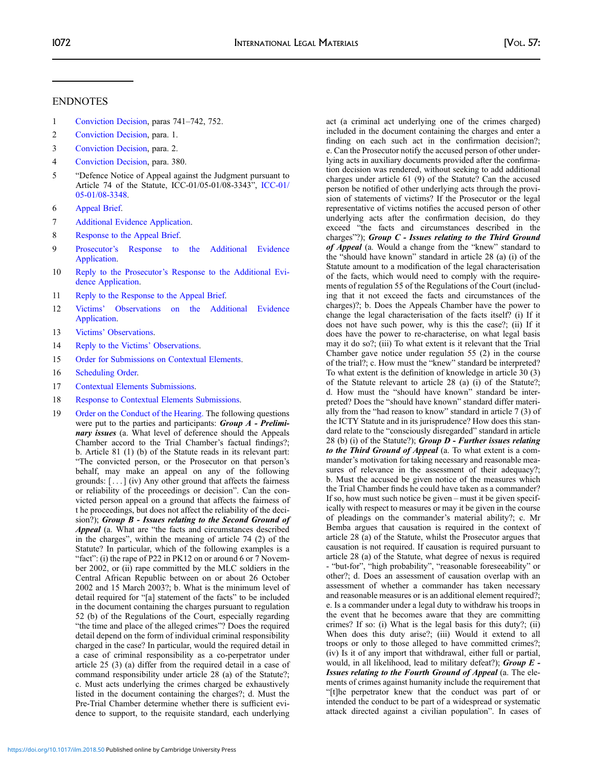## ENDNOTES

1 Conviction Decision, paras 741–742, 752.

2 Conviction Decision, para. 1.

3 Conviction Decision, para. 2.

4 Conviction Decision, para. 380.

5 "Defence Notice of Appeal against the Judgment pursuant to Article 74 of the Statute, ICC-01/05-01/08-3343", ICC-01/05-01/08-3348.

6 Appeal Brief.

7 Additional Evidence Application.

8 Response to the Appeal Brief.

9 Prosecutor's Response to the Additional Evidence Application.

10 Reply to the Prosecutor's Response to the Additional Evidence Application.

11 Reply to the Response to the Appeal Brief.

12 Victims' Observations on the Additional Evidence Application.

13 Victims' Observations.

14 Reply to the Victims' Observations.

15 Order for Submissions on Contextual Elements.

16 Scheduling Order.

17 Contextual Elements Submissions.

18 Response to Contextual Elements Submissions.

19 Order on the Conduct of the Hearing. The following questions were put to the parties and participants: ***Group A - Preliminary issues*** (a. What level of deference should the Appeals Chamber accord to the Trial Chamber's factual findings?; b. Article 81 (1) (b) of the Statute reads in its relevant part: "The convicted person, or the Prosecutor on that person's behalf, may make an appeal on any of the following grounds: [ . . . ] (iv) Any other ground that affects the fairness or reliability of the proceedings or decision". Can the convicted person appeal on a ground that affects the fairness of t he proceedings, but does not affect the reliability of the decision?); ***Group B - Issues relating to the Second Ground of Appeal*** (a. What are "the facts and circumstances described in the charges", within the meaning of article 74 (2) of the Statute? In particular, which of the following examples is a "fact": (i) the rape of P22 in PK12 on or around 6 or 7 November 2002, or (ii) rape committed by the MLC soldiers in the Central African Republic between on or about 26 October 2002 and 15 March 2003?; b. What is the minimum level of detail required for "[a] statement of the facts" to be included in the document containing the charges pursuant to regulation 52 (b) of the Regulations of the Court, especially regarding "the time and place of the alleged crimes"? Does the required detail depend on the form of individual criminal responsibility charged in the case? In particular, would the required detail in a case of criminal responsibility as a co-perpetrator under article 25 (3) (a) differ from the required detail in a case of command responsibility under article 28 (a) of the Statute?; c. Must acts underlying the crimes charged be exhaustively listed in the document containing the charges?; d. Must the Pre-Trial Chamber determine whether there is sufficient evidence to support, to the requisite standard, each underlying act (a criminal act underlying one of the crimes charged) included in the document containing the charges and enter a finding on each such act in the confirmation decision?; e. Can the Prosecutor notify the accused person of other underlying acts in auxiliary documents provided after the confirmation decision was rendered, without seeking to add additional charges under article 61 (9) of the Statute? Can the accused person be notified of other underlying acts through the provision of statements of victims? If the Prosecutor or the legal representative of victims notifies the accused person of other underlying acts after the confirmation decision, do they exceed "the facts and circumstances described in the charges"?); ***Group C - Issues relating to the Third Ground of Appeal*** (a. Would a change from the "knew" standard to the "should have known" standard in article 28 (a) (i) of the Statute amount to a modification of the legal characterisation of the facts, which would need to comply with the requirements of regulation 55 of the Regulations of the Court (including that it not exceed the facts and circumstances of the charges)?; b. Does the Appeals Chamber have the power to change the legal characterisation of the facts itself? (i) If it does not have such power, why is this the case?; (ii) If it does have the power to re-characterise, on what legal basis may it do so?; (iii) To what extent is it relevant that the Trial Chamber gave notice under regulation 55 (2) in the course of the trial?; c. How must the "knew" standard be interpreted? To what extent is the definition of knowledge in article 30 (3) of the Statute relevant to article 28 (a) (i) of the Statute?; d. How must the "should have known" standard be interpreted? Does the "should have known" standard differ materially from the "had reason to know" standard in article 7 (3) of the ICTY Statute and in its jurisprudence? How does this standard relate to the "consciously disregarded" standard in article 28 (b) (i) of the Statute?); ***Group D - Further issues relating to the Third Ground of Appeal*** (a. To what extent is a commander's motivation for taking necessary and reasonable measures of relevance in the assessment of their adequacy?; b. Must the accused be given notice of the measures which the Trial Chamber finds he could have taken as a commander? If so, how must such notice be given – must it be given specifically with respect to measures or may it be given in the course of pleadings on the commander's material ability?; c. Mr Bemba argues that causation is required in the context of article 28 (a) of the Statute, whilst the Prosecutor argues that causation is not required. If causation is required pursuant to article 28 (a) of the Statute, what degree of nexus is required - "but-for", "high probability", "reasonable foreseeability" or other?; d. Does an assessment of causation overlap with an assessment of whether a commander has taken necessary and reasonable measures or is an additional element required?; e. Is a commander under a legal duty to withdraw his troops in the event that he becomes aware that they are committing crimes? If so: (i) What is the legal basis for this duty?; (ii) When does this duty arise?; (iii) Would it extend to all troops or only to those alleged to have committed crimes?; (iv) Is it of any import that withdrawal, either full or partial, would, in all likelihood, lead to military defeat?); ***Group E - Issues relating to the Fourth Ground of Appeal*** (a. The elements of crimes against humanity include the requirement that "[t]he perpetrator knew that the conduct was part of or intended the conduct to be part of a widespread or systematic attack directed against a civilian population". In cases of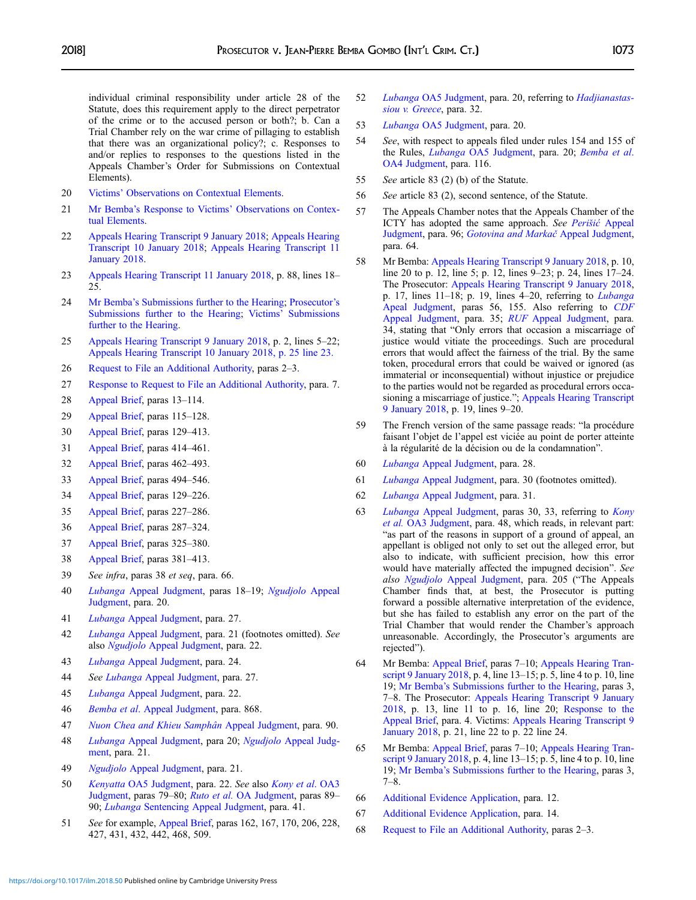individual criminal responsibility under article 28 of the Statute, does this requirement apply to the direct perpetrator of the crime or to the accused person or both?; b. Can a Trial Chamber rely on the war crime of pillaging to establish that there was an organizational policy?; c. Responses to and/or replies to responses to the questions listed in the Appeals Chamber's Order for Submissions on Contextual Elements).

20 Victims' Observations on Contextual Elements.

21 Mr Bemba's Response to Victims' Observations on Contextual Elements.

22 Appeals Hearing Transcript 9 January 2018; Appeals Hearing Transcript 10 January 2018; Appeals Hearing Transcript 11 January 2018.

23 Appeals Hearing Transcript 11 January 2018, p. 88, lines 18–25.

24 Mr Bemba's Submissions further to the Hearing; Prosecutor's Submissions further to the Hearing; Victims' Submissions further to the Hearing.

25 Appeals Hearing Transcript 9 January 2018, p. 2, lines 5–22; Appeals Hearing Transcript 10 January 2018, p. 25 line 23.

26 Request to File an Additional Authority, paras 2–3.

27 Response to Request to File an Additional Authority, para. 7.

28 Appeal Brief, paras 13–114.

29 Appeal Brief, paras 115–128.

30 Appeal Brief, paras 129–413.

31 Appeal Brief, paras 414–461.

32 Appeal Brief, paras 462–493.

33 Appeal Brief, paras 494–546.

34 Appeal Brief, paras 129–226.

35 Appeal Brief, paras 227–286.

36 Appeal Brief, paras 287–324.

37 Appeal Brief, paras 325–380.

38 Appeal Brief, paras 381–413.

39 *See infra*, paras 38 *et seq*, para. 66.

40 *Lubanga* Appeal Judgment, paras 18–19; *Ngudjolo* Appeal Judgment, para. 20.

41 *Lubanga* Appeal Judgment, para. 27.

42 *Lubanga* Appeal Judgment, para. 21 (footnotes omitted). *See* also *Ngudjolo* Appeal Judgment, para. 22.

43 *Lubanga* Appeal Judgment, para. 24.

44 *See Lubanga* Appeal Judgment, para. 27.

45 *Lubanga* Appeal Judgment, para. 22.

46 *Bemba et al.* Appeal Judgment, para. 868.

47 *Nuon Chea and Khieu Samphân* Appeal Judgment, para. 90.

48 *Lubanga* Appeal Judgment, para 20; *Ngudjolo* Appeal Judgment, para. 21.

49 *Ngudjolo* Appeal Judgment, para. 21.

50 *Kenyatta* OA5 Judgment, para. 22. *See* also *Kony et al.* OA3 Judgment, paras 79–80; *Ruto et al.* OA Judgment, paras 89–90; *Lubanga* Sentencing Appeal Judgment, para. 41.

51 *See* for example, Appeal Brief, paras 162, 167, 170, 206, 228, 427, 431, 432, 442, 468, 509.

52 *Lubanga* OA5 Judgment, para. 20, referring to *Hadjianastassiou v. Greece*, para. 32.

53 *Lubanga* OA5 Judgment, para. 20.

54 *See*, with respect to appeals filed under rules 154 and 155 of the Rules, *Lubanga* OA5 Judgment, para. 20; *Bemba et al.* OA4 Judgment, para. 116.

55 *See* article 83 (2) (b) of the Statute.

56 *See* article 83 (2), second sentence, of the Statute.

57 The Appeals Chamber notes that the Appeals Chamber of the ICTY has adopted the same approach. *See Perišić* Appeal Judgment, para. 96; *Gotovina and Markač* Appeal Judgment, para. 64.

58 Mr Bemba: Appeals Hearing Transcript 9 January 2018, p. 10, line 20 to p. 12, line 5; p. 12, lines 9–23; p. 24, lines 17–24. The Prosecutor: Appeals Hearing Transcript 9 January 2018, p. 17, lines 11–18; p. 19, lines 4–20, referring to *Lubanga* Apeal Judgment, paras 56, 155. Also referring to *CDF* Appeal Judgment, para. 35; *RUF* Appeal Judgment, para. 34, stating that "Only errors that occasion a miscarriage of justice would vitiate the proceedings. Such are procedural errors that would affect the fairness of the trial. By the same token, procedural errors that could be waived or ignored (as immaterial or inconsequential) without injustice or prejudice to the parties would not be regarded as procedural errors occasioning a miscarriage of justice."; Appeals Hearing Transcript 9 January 2018, p. 19, lines 9–20.

59 The French version of the same passage reads: "la procédure faisant l'objet de l'appel est viciée au point de porter atteinte à la régularité de la décision ou de la condamnation".

60 *Lubanga* Appeal Judgment, para. 28.

61 *Lubanga* Appeal Judgment, para. 30 (footnotes omitted).

62 *Lubanga* Appeal Judgment, para. 31.

63 *Lubanga* Appeal Judgment, paras 30, 33, referring to *Kony et al.* OA3 Judgment, para. 48, which reads, in relevant part: "as part of the reasons in support of a ground of appeal, an appellant is obliged not only to set out the alleged error, but also to indicate, with sufficient precision, how this error would have materially affected the impugned decision". *See also Ngudjolo* Appeal Judgment, para. 205 ("The Appeals Chamber finds that, at best, the Prosecutor is putting forward a possible alternative interpretation of the evidence, but she has failed to establish any error on the part of the Trial Chamber that would render the Chamber's approach unreasonable. Accordingly, the Prosecutor's arguments are rejected").

64 Mr Bemba: Appeal Brief, paras 7–10; Appeals Hearing Transcript 9 January 2018, p. 4, line 13–15; p. 5, line 4 to p. 10, line 19; Mr Bemba's Submissions further to the Hearing, paras 3, 7–8. The Prosecutor: Appeals Hearing Transcript 9 January 2018, p. 13, line 11 to p. 16, line 20; Response to the Appeal Brief, para. 4. Victims: Appeals Hearing Transcript 9 January 2018, p. 21, line 22 to p. 22 line 24.

65 Mr Bemba: Appeal Brief, paras 7–10; Appeals Hearing Transcript 9 January 2018, p. 4, line 13–15; p. 5, line 4 to p. 10, line 19; Mr Bemba's Submissions further to the Hearing, paras 3, 7–8.

66 Additional Evidence Application, para. 12.

67 Additional Evidence Application, para. 14.

68 Request to File an Additional Authority, paras 2–3.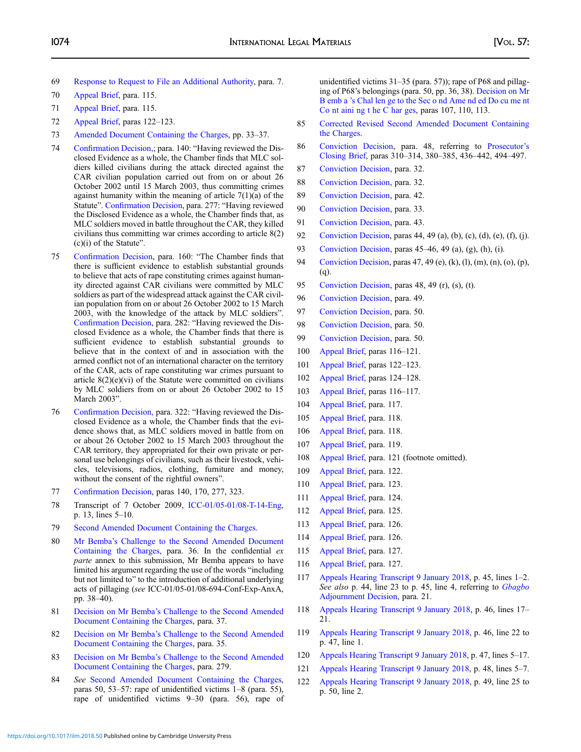69 Response to Request to File an Additional Authority, para. 7.

70 Appeal Brief, para. 115.

71 Appeal Brief, para. 115.

72 Appeal Brief, paras 122–123.

73 Amended Document Containing the Charges, pp. 33–37.

74 Confirmation Decision,; para. 140: "Having reviewed the Disclosed Evidence as a whole, the Chamber finds that MLC soldiers killed civilians during the attack directed against the CAR civilian population carried out from on or about 26 October 2002 until 15 March 2003, thus committing crimes against humanity within the meaning of article 7(1)(a) of the Statute". Confirmation Decision, para. 277: "Having reviewed the Disclosed Evidence as a whole, the Chamber finds that, as MLC soldiers moved in battle throughout the CAR, they killed civilians thus committing war crimes according to article 8(2)(c)(i) of the Statute".

75 Confirmation Decision, para. 160: "The Chamber finds that there is sufficient evidence to establish substantial grounds to believe that acts of rape constituting crimes against humanity directed against CAR civilians were committed by MLC soldiers as part of the widespread attack against the CAR civilian population from on or about 26 October 2002 to 15 March 2003, with the knowledge of the attack by MLC soldiers". Confirmation Decision, para. 282: "Having reviewed the Disclosed Evidence as a whole, the Chamber finds that there is sufficient evidence to establish substantial grounds to believe that in the context of and in association with the armed conflict not of an international character on the territory of the CAR, acts of rape constituting war crimes pursuant to article 8(2)(e)(vi) of the Statute were committed on civilians by MLC soldiers from on or about 26 October 2002 to 15 March 2003".

76 Confirmation Decision, para. 322: "Having reviewed the Disclosed Evidence as a whole, the Chamber finds that the evidence shows that, as MLC soldiers moved in battle from on or about 26 October 2002 to 15 March 2003 throughout the CAR territory, they appropriated for their own private or personal use belongings of civilians, such as their livestock, vehicles, televisions, radios, clothing, furniture and money, without the consent of the rightful owners".

77 Confirmation Decision, paras 140, 170, 277, 323.

78 Transcript of 7 October 2009, ICC-01/05-01/08-T-14-Eng, p. 13, lines 5–10.

79 Second Amended Document Containing the Charges.

80 Mr Bemba's Challenge to the Second Amended Document Containing the Charges, para. 36. In the confidential *ex parte* annex to this submission, Mr Bemba appears to have limited his argument regarding the use of the words "including but not limited to" to the introduction of additional underlying acts of pillaging (*see* ICC-01/05-01/08-694-Conf-Exp-AnxA, pp. 38–40).

81 Decision on Mr Bemba's Challenge to the Second Amended Document Containing the Charges, para. 37.

82 Decision on Mr Bemba's Challenge to the Second Amended Document Containing the Charges, para. 35.

83 Decision on Mr Bemba's Challenge to the Second Amended Document Containing the Charges, para. 279.

84 *See* Second Amended Document Containing the Charges, paras 50, 53–57: rape of unidentified victims 1–8 (para. 55), rape of unidentified victims 9–30 (para. 56), rape of unidentified victims 31–35 (para. 57)); rape of P68 and pillaging of P68's belongings (para. 50, pp. 36, 38). Decision on Mr Bemba's Challenge to the Second Amended Document Containing the Charges, paras 107, 110, 113.

85 Corrected Revised Second Amended Document Containing the Charges.

86 Conviction Decision, para. 48, referring to Prosecutor's Closing Brief, paras 310–314, 380–385, 436–442, 494–497.

87 Conviction Decision, para. 32.

88 Conviction Decision, para. 32.

89 Conviction Decision, para. 42.

90 Conviction Decision, para. 33.

91 Conviction Decision, para. 43.

92 Conviction Decision, paras 44, 49 (a), (b), (c), (d), (e), (f), (j).

93 Conviction Decision, paras 45–46, 49 (a), (g), (h), (i).

94 Conviction Decision, paras 47, 49 (e), (k), (l), (m), (n), (o), (p), (q).

95 Conviction Decision, paras 48, 49 (r), (s), (t).

96 Conviction Decision, para. 49.

97 Conviction Decision, para. 50.

98 Conviction Decision, para. 50.

99 Conviction Decision, para. 50.

100 Appeal Brief, paras 116–121.

101 Appeal Brief, paras 122–123.

102 Appeal Brief, paras 124–128.

103 Appeal Brief, paras 116–117.

104 Appeal Brief, para. 117.

105 Appeal Brief, para. 118.

106 Appeal Brief, para. 118.

107 Appeal Brief, para. 119.

108 Appeal Brief, para. 121 (footnote omitted).

109 Appeal Brief, para. 122.

110 Appeal Brief, para. 123.

111 Appeal Brief, para. 124.

112 Appeal Brief, para. 125.

113 Appeal Brief, para. 126.

114 Appeal Brief, para. 126.

115 Appeal Brief, para. 127.

116 Appeal Brief, para. 127.

117 Appeals Hearing Transcript 9 January 2018, p. 45, lines 1–2. *See also* p. 44, line 23 to p. 45, line 4, referring to *Gbagbo* Adjournment Decision, para. 21.

118 Appeals Hearing Transcript 9 January 2018, p. 46, lines 17–21.

119 Appeals Hearing Transcript 9 January 2018, p. 46, line 22 to p. 47, line 1.

120 Appeals Hearing Transcript 9 January 2018, p. 47, lines 5–17.

121 Appeals Hearing Transcript 9 January 2018, p. 48, lines 5–7.

122 Appeals Hearing Transcript 9 January 2018, p. 49, line 25 to p. 50, line 2.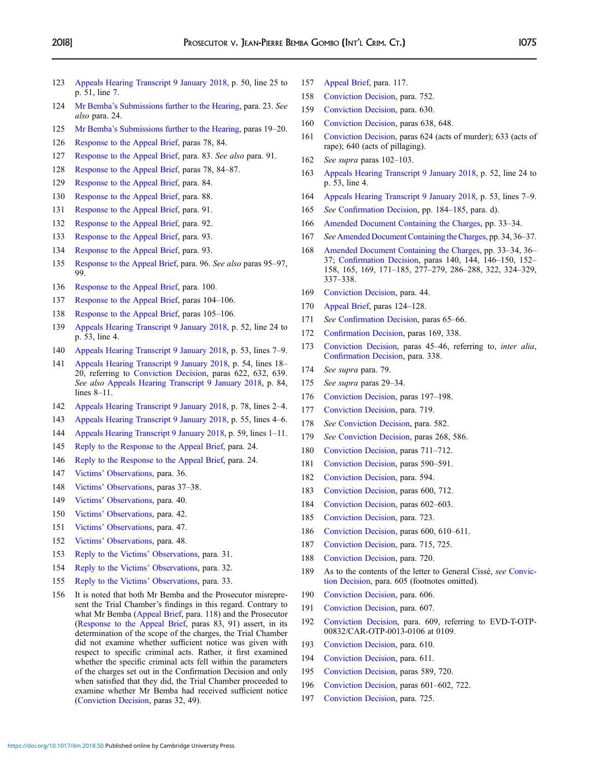123 Appeals Hearing Transcript 9 January 2018, p. 50, line 25 to p. 51, line 7.

124 Mr Bemba's Submissions further to the Hearing, para. 23. *See also* para. 24.

125 Mr Bemba's Submissions further to the Hearing, paras 19–20.

126 Response to the Appeal Brief, paras 78, 84.

127 Response to the Appeal Brief, para. 83. *See also* para. 91.

128 Response to the Appeal Brief, paras 78, 84–87.

129 Response to the Appeal Brief, para. 84.

130 Response to the Appeal Brief, para. 88.

131 Response to the Appeal Brief, para. 91.

132 Response to the Appeal Brief, para. 92.

133 Response to the Appeal Brief, para. 93.

134 Response to the Appeal Brief, para. 93.

135 Response to the Appeal Brief, para. 96. *See also* paras 95–97, 99.

136 Response to the Appeal Brief, para. 100.

137 Response to the Appeal Brief, paras 104–106.

138 Response to the Appeal Brief, paras 105–106.

139 Appeals Hearing Transcript 9 January 2018, p. 52, line 24 to p. 53, line 4.

140 Appeals Hearing Transcript 9 January 2018, p. 53, lines 7–9.

141 Appeals Hearing Transcript 9 January 2018, p. 54, lines 18–20, referring to Conviction Decision, paras 622, 632, 639. *See also* Appeals Hearing Transcript 9 January 2018, p. 84, lines 8–11.

142 Appeals Hearing Transcript 9 January 2018, p. 78, lines 2–4.

143 Appeals Hearing Transcript 9 January 2018, p. 55, lines 4–6.

144 Appeals Hearing Transcript 9 January 2018, p. 59, lines 1–11.

145 Reply to the Response to the Appeal Brief, para. 24.

146 Reply to the Response to the Appeal Brief, para. 24.

147 Victims' Observations, para. 36.

148 Victims' Observations, paras 37–38.

149 Victims' Observations, para. 40.

150 Victims' Observations, para. 42.

151 Victims' Observations, para. 47.

152 Victims' Observations, para. 48.

153 Reply to the Victims' Observations, para. 31.

154 Reply to the Victims' Observations, para. 32.

155 Reply to the Victims' Observations, para. 33.

156 It is noted that both Mr Bemba and the Prosecutor misrepresent the Trial Chamber's findings in this regard. Contrary to what Mr Bemba (Appeal Brief, para. 118) and the Prosecutor (Response to the Appeal Brief, paras 83, 91) assert, in its determination of the scope of the charges, the Trial Chamber did not examine whether sufficient notice was given with respect to specific criminal acts. Rather, it first examined whether the specific criminal acts fell within the parameters of the charges set out in the Confirmation Decision and only when satisfied that they did, the Trial Chamber proceeded to examine whether Mr Bemba had received sufficient notice (Conviction Decision, paras 32, 49).

157 Appeal Brief, para. 117.

158 Conviction Decision, para. 752.

159 Conviction Decision, para. 630.

160 Conviction Decision, paras 638, 648.

161 Conviction Decision, paras 624 (acts of murder); 633 (acts of rape); 640 (acts of pillaging).

162 *See supra* paras 102–103.

163 Appeals Hearing Transcript 9 January 2018, p. 52, line 24 to p. 53, line 4.

164 Appeals Hearing Transcript 9 January 2018, p. 53, lines 7–9.

165 *See* Confirmation Decision, pp. 184–185, para. d).

166 Amended Document Containing the Charges, pp. 33–34.

167 *See* Amended Document Containing the Charges, pp. 34, 36–37.

168 Amended Document Containing the Charges, pp. 33–34, 36–37; Confirmation Decision, paras 140, 144, 146–150, 152–158, 165, 169, 171–185, 277–279, 286–288, 322, 324–329, 337–338.

169 Conviction Decision, para. 44.

170 Appeal Brief, paras 124–128.

171 *See* Confirmation Decision, paras 65–66.

172 Confirmation Decision, paras 169, 338.

173 Conviction Decision, paras 45–46, referring to, *inter alia*, Confirmation Decision, para. 338.

174 *See supra* para. 79.

175 *See supra* paras 29–34.

176 Conviction Decision, paras 197–198.

177 Conviction Decision, para. 719.

178 *See* Conviction Decision, para. 582.

179 *See* Conviction Decision, paras 268, 586.

180 Conviction Decision, paras 711–712.

181 Conviction Decision, paras 590–591.

182 Conviction Decision, para. 594.

183 Conviction Decision, paras 600, 712.

184 Conviction Decision, paras 602–603.

185 Conviction Decision, para. 723.

186 Conviction Decision, paras 600, 610–611.

187 Conviction Decision, para. 715, 725.

188 Conviction Decision, para. 720.

189 As to the contents of the letter to General Cissé, *see* Conviction Decision, para. 605 (footnotes omitted).

190 Conviction Decision, para. 606.

191 Conviction Decision, para. 607.

192 Conviction Decision, para. 609, referring to EVD-T-OTP-00832/CAR-OTP-0013-0106 at 0109.

193 Conviction Decision, para. 610.

194 Conviction Decision, para. 611.

195 Conviction Decision, paras 589, 720.

196 Conviction Decision, paras 601–602, 722.

197 Conviction Decision, para. 725.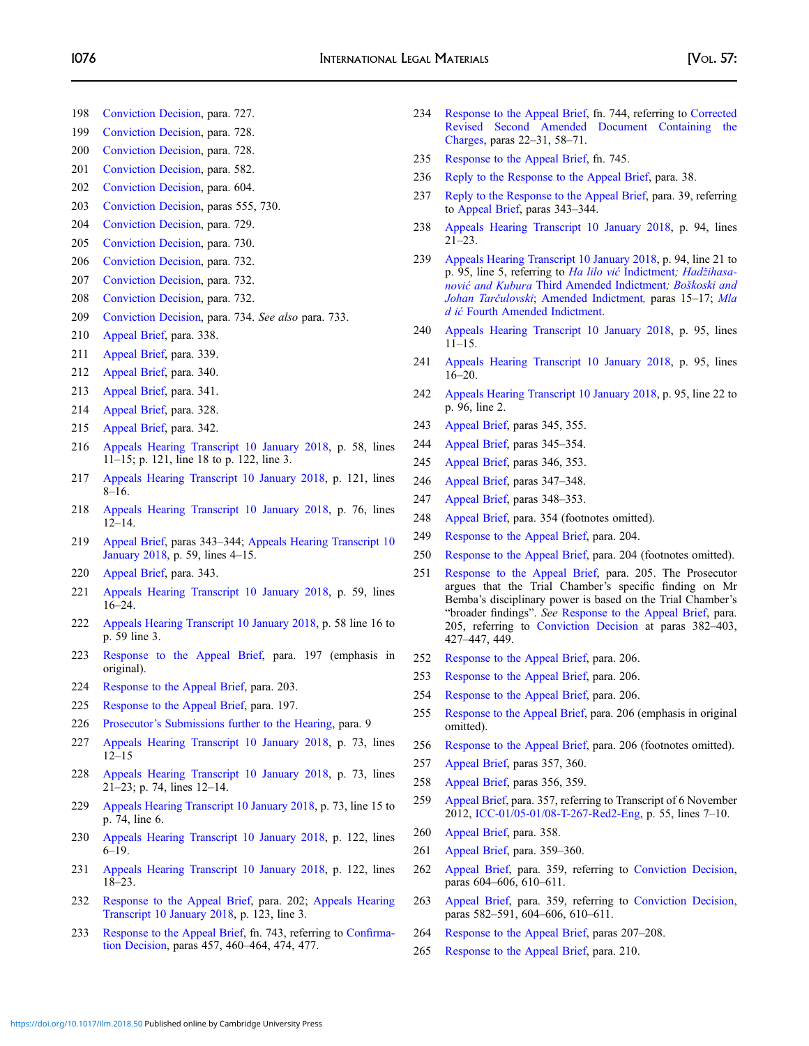198 Conviction Decision, para. 727.

199 Conviction Decision, para. 728.

200 Conviction Decision, para. 728.

201 Conviction Decision, para. 582.

202 Conviction Decision, para. 604.

203 Conviction Decision, paras 555, 730.

204 Conviction Decision, para. 729.

205 Conviction Decision, para. 730.

206 Conviction Decision, para. 732.

207 Conviction Decision, para. 732.

208 Conviction Decision, para. 732.

209 Conviction Decision, para. 734. *See also* para. 733.

210 Appeal Brief, para. 338.

211 Appeal Brief, para. 339.

212 Appeal Brief, para. 340.

213 Appeal Brief, para. 341.

214 Appeal Brief, para. 328.

215 Appeal Brief, para. 342.

216 Appeals Hearing Transcript 10 January 2018, p. 58, lines 11–15; p. 121, line 18 to p. 122, line 3.

217 Appeals Hearing Transcript 10 January 2018, p. 121, lines 8–16.

218 Appeals Hearing Transcript 10 January 2018, p. 76, lines 12–14.

219 Appeal Brief, paras 343–344; Appeals Hearing Transcript 10 January 2018, p. 59, lines 4–15.

220 Appeal Brief, para. 343.

221 Appeals Hearing Transcript 10 January 2018, p. 59, lines 16–24.

222 Appeals Hearing Transcript 10 January 2018, p. 58 line 16 to p. 59 line 3.

223 Response to the Appeal Brief, para. 197 (emphasis in original).

224 Response to the Appeal Brief, para. 203.

225 Response to the Appeal Brief, para. 197.

226 Prosecutor's Submissions further to the Hearing, para. 9

227 Appeals Hearing Transcript 10 January 2018, p. 73, lines 12–15

228 Appeals Hearing Transcript 10 January 2018, p. 73, lines 21–23; p. 74, lines 12–14.

229 Appeals Hearing Transcript 10 January 2018, p. 73, line 15 to p. 74, line 6.

230 Appeals Hearing Transcript 10 January 2018, p. 122, lines 6–19.

231 Appeals Hearing Transcript 10 January 2018, p. 122, lines 18–23.

232 Response to the Appeal Brief, para. 202; Appeals Hearing Transcript 10 January 2018, p. 123, line 3.

233 Response to the Appeal Brief, fn. 743, referring to Confirmation Decision, paras 457, 460–464, 474, 477.

234 Response to the Appeal Brief, fn. 744, referring to Corrected Revised Second Amended Document Containing the Charges, paras 22–31, 58–71.

235 Response to the Appeal Brief, fn. 745.

236 Reply to the Response to the Appeal Brief, para. 38.

237 Reply to the Response to the Appeal Brief, para. 39, referring to Appeal Brief, paras 343–344.

238 Appeals Hearing Transcript 10 January 2018, p. 94, lines 21–23.

239 Appeals Hearing Transcript 10 January 2018, p. 94, line 21 to p. 95, line 5, referring to *Ha lilo vić* Indictment*; Hadžihasanović and Kubura* Third Amended Indictment*; Boškoski and Johan Tarčulovski*; Amended Indictment*,* paras 15–17; *Mla d ić* Fourth Amended Indictment.

240 Appeals Hearing Transcript 10 January 2018, p. 95, lines 11–15.

241 Appeals Hearing Transcript 10 January 2018, p. 95, lines 16–20.

242 Appeals Hearing Transcript 10 January 2018, p. 95, line 22 to p. 96, line 2.

243 Appeal Brief, paras 345, 355.

244 Appeal Brief, paras 345–354.

245 Appeal Brief, paras 346, 353.

246 Appeal Brief, paras 347–348.

247 Appeal Brief, paras 348–353.

248 Appeal Brief, para. 354 (footnotes omitted).

249 Response to the Appeal Brief, para. 204.

250 Response to the Appeal Brief, para. 204 (footnotes omitted).

251 Response to the Appeal Brief, para. 205. The Prosecutor argues that the Trial Chamber's specific finding on Mr Bemba's disciplinary power is based on the Trial Chamber's "broader findings". *See* Response to the Appeal Brief, para. 205, referring to Conviction Decision at paras 382–403, 427–447, 449.

252 Response to the Appeal Brief, para. 206.

253 Response to the Appeal Brief, para. 206.

254 Response to the Appeal Brief, para. 206.

255 Response to the Appeal Brief, para. 206 (emphasis in original omitted).

256 Response to the Appeal Brief, para. 206 (footnotes omitted).

257 Appeal Brief, paras 357, 360.

258 Appeal Brief, paras 356, 359.

259 Appeal Brief, para. 357, referring to Transcript of 6 November 2012, ICC-01/05-01/08-T-267-Red2-Eng, p. 55, lines 7–10.

260 Appeal Brief, para. 358.

261 Appeal Brief, para. 359–360.

262 Appeal Brief, para. 359, referring to Conviction Decision, paras 604–606, 610–611.

263 Appeal Brief, para. 359, referring to Conviction Decision, paras 582–591, 604–606, 610–611.

264 Response to the Appeal Brief, paras 207–208.

265 Response to the Appeal Brief, para. 210.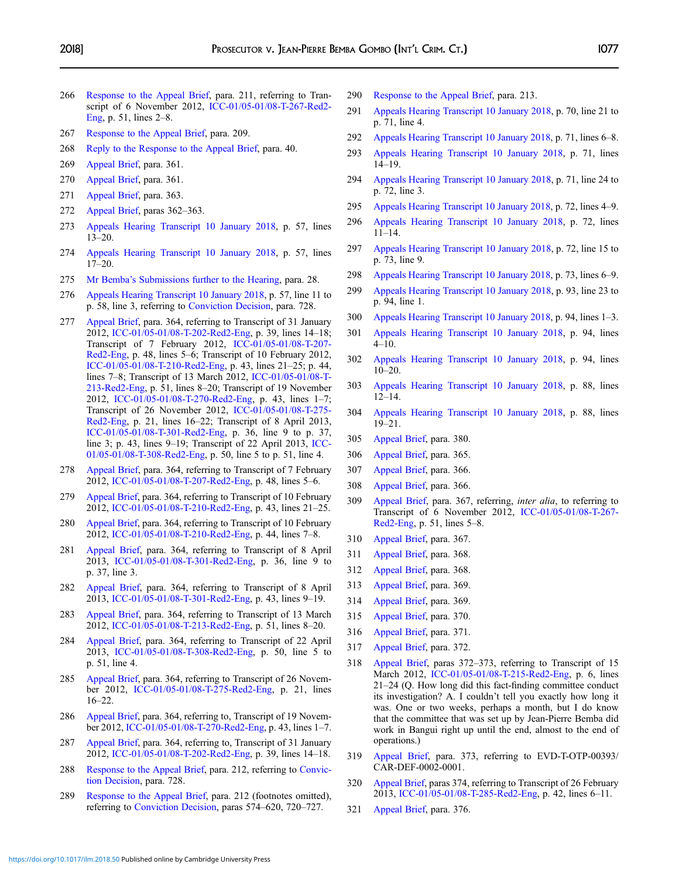266 Response to the Appeal Brief, para. 211, referring to Transcript of 6 November 2012, ICC-01/05-01/08-T-267-Red2-Eng, p. 51, lines 2–8.

267 Response to the Appeal Brief, para. 209.

268 Reply to the Response to the Appeal Brief, para. 40.

269 Appeal Brief, para. 361.

270 Appeal Brief, para. 361.

271 Appeal Brief, para. 363.

272 Appeal Brief, paras 362–363.

273 Appeals Hearing Transcript 10 January 2018, p. 57, lines 13–20.

274 Appeals Hearing Transcript 10 January 2018, p. 57, lines 17–20.

275 Mr Bemba's Submissions further to the Hearing, para. 28.

276 Appeals Hearing Transcript 10 January 2018, p. 57, line 11 to p. 58, line 3, referring to Conviction Decision, para. 728.

277 Appeal Brief, para. 364, referring to Transcript of 31 January 2012, ICC-01/05-01/08-T-202-Red2-Eng, p. 39, lines 14–18; Transcript of 7 February 2012, ICC-01/05-01/08-T-207-Red2-Eng, p. 48, lines 5–6; Transcript of 10 February 2012, ICC-01/05-01/08-T-210-Red2-Eng, p. 43, lines 21–25; p. 44, lines 7–8; Transcript of 13 March 2012, ICC-01/05-01/08-T-213-Red2-Eng, p. 51, lines 8–20; Transcript of 19 November 2012, ICC-01/05-01/08-T-270-Red2-Eng, p. 43, lines 1–7; Transcript of 26 November 2012, ICC-01/05-01/08-T-275-Red2-Eng, p. 21, lines 16–22; Transcript of 8 April 2013, ICC-01/05-01/08-T-301-Red2-Eng, p. 36, line 9 to p. 37, line 3; p. 43, lines 9–19; Transcript of 22 April 2013, ICC-01/05-01/08-T-308-Red2-Eng, p. 50, line 5 to p. 51, line 4.

278 Appeal Brief, para. 364, referring to Transcript of 7 February 2012, ICC-01/05-01/08-T-207-Red2-Eng, p. 48, lines 5–6.

279 Appeal Brief, para. 364, referring to Transcript of 10 February 2012, ICC-01/05-01/08-T-210-Red2-Eng, p. 43, lines 21–25.

280 Appeal Brief, para. 364, referring to Transcript of 10 February 2012, ICC-01/05-01/08-T-210-Red2-Eng, p. 44, lines 7–8.

281 Appeal Brief, para. 364, referring to Transcript of 8 April 2013, ICC-01/05-01/08-T-301-Red2-Eng, p. 36, line 9 to p. 37, line 3.

282 Appeal Brief, para. 364, referring to Transcript of 8 April 2013, ICC-01/05-01/08-T-301-Red2-Eng, p. 43, lines 9–19.

283 Appeal Brief, para. 364, referring to Transcript of 13 March 2012, ICC-01/05-01/08-T-213-Red2-Eng, p. 51, lines 8–20.

284 Appeal Brief, para. 364, referring to Transcript of 22 April 2013, ICC-01/05-01/08-T-308-Red2-Eng, p. 50, line 5 to p. 51, line 4.

285 Appeal Brief, para. 364, referring to Transcript of 26 November 2012, ICC-01/05-01/08-T-275-Red2-Eng, p. 21, lines 16–22.

286 Appeal Brief, para. 364, referring to, Transcript of 19 November 2012, ICC-01/05-01/08-T-270-Red2-Eng, p. 43, lines 1–7.

287 Appeal Brief, para. 364, referring to, Transcript of 31 January 2012, ICC-01/05-01/08-T-202-Red2-Eng, p. 39, lines 14–18.

288 Response to the Appeal Brief, para. 212, referring to Conviction Decision, para. 728.

289 Response to the Appeal Brief, para. 212 (footnotes omitted), referring to Conviction Decision, paras 574–620, 720–727.

290 Response to the Appeal Brief, para. 213.

291 Appeals Hearing Transcript 10 January 2018, p. 70, line 21 to p. 71, line 4.

292 Appeals Hearing Transcript 10 January 2018, p. 71, lines 6–8.

293 Appeals Hearing Transcript 10 January 2018, p. 71, lines 14–19.

294 Appeals Hearing Transcript 10 January 2018, p. 71, line 24 to p. 72, line 3.

295 Appeals Hearing Transcript 10 January 2018, p. 72, lines 4–9.

296 Appeals Hearing Transcript 10 January 2018, p. 72, lines 11–14.

297 Appeals Hearing Transcript 10 January 2018, p. 72, line 15 to p. 73, line 9.

298 Appeals Hearing Transcript 10 January 2018, p. 73, lines 6–9.

299 Appeals Hearing Transcript 10 January 2018, p. 93, line 23 to p. 94, line 1.

300 Appeals Hearing Transcript 10 January 2018, p. 94, lines 1–3.

301 Appeals Hearing Transcript 10 January 2018, p. 94, lines 4–10.

302 Appeals Hearing Transcript 10 January 2018, p. 94, lines 10–20.

303 Appeals Hearing Transcript 10 January 2018, p. 88, lines 12–14.

304 Appeals Hearing Transcript 10 January 2018, p. 88, lines 19–21.

305 Appeal Brief, para. 380.

306 Appeal Brief, para. 365.

307 Appeal Brief, para. 366.

308 Appeal Brief, para. 366.

309 Appeal Brief, para. 367, referring, *inter alia*, to referring to Transcript of 6 November 2012, ICC-01/05-01/08-T-267-Red2-Eng, p. 51, lines 5–8.

310 Appeal Brief, para. 367.

311 Appeal Brief, para. 368.

312 Appeal Brief, para. 368.

313 Appeal Brief, para. 369.

314 Appeal Brief, para. 369.

315 Appeal Brief, para. 370.

316 Appeal Brief, para. 371.

317 Appeal Brief, para. 372.

318 Appeal Brief, paras 372–373, referring to Transcript of 15 March 2012, ICC-01/05-01/08-T-215-Red2-Eng, p. 6, lines 21–24 (Q. How long did this fact-finding committee conduct its investigation? A. I couldn't tell you exactly how long it was. One or two weeks, perhaps a month, but I do know that the committee that was set up by Jean-Pierre Bemba did work in Bangui right up until the end, almost to the end of operations.)

319 Appeal Brief, para. 373, referring to EVD-T-OTP-00393/CAR-DEF-0002-0001.

320 Appeal Brief, paras 374, referring to Transcript of 26 February 2013, ICC-01/05-01/08-T-285-Red2-Eng, p. 42, lines 6–11.

321 Appeal Brief, para. 376.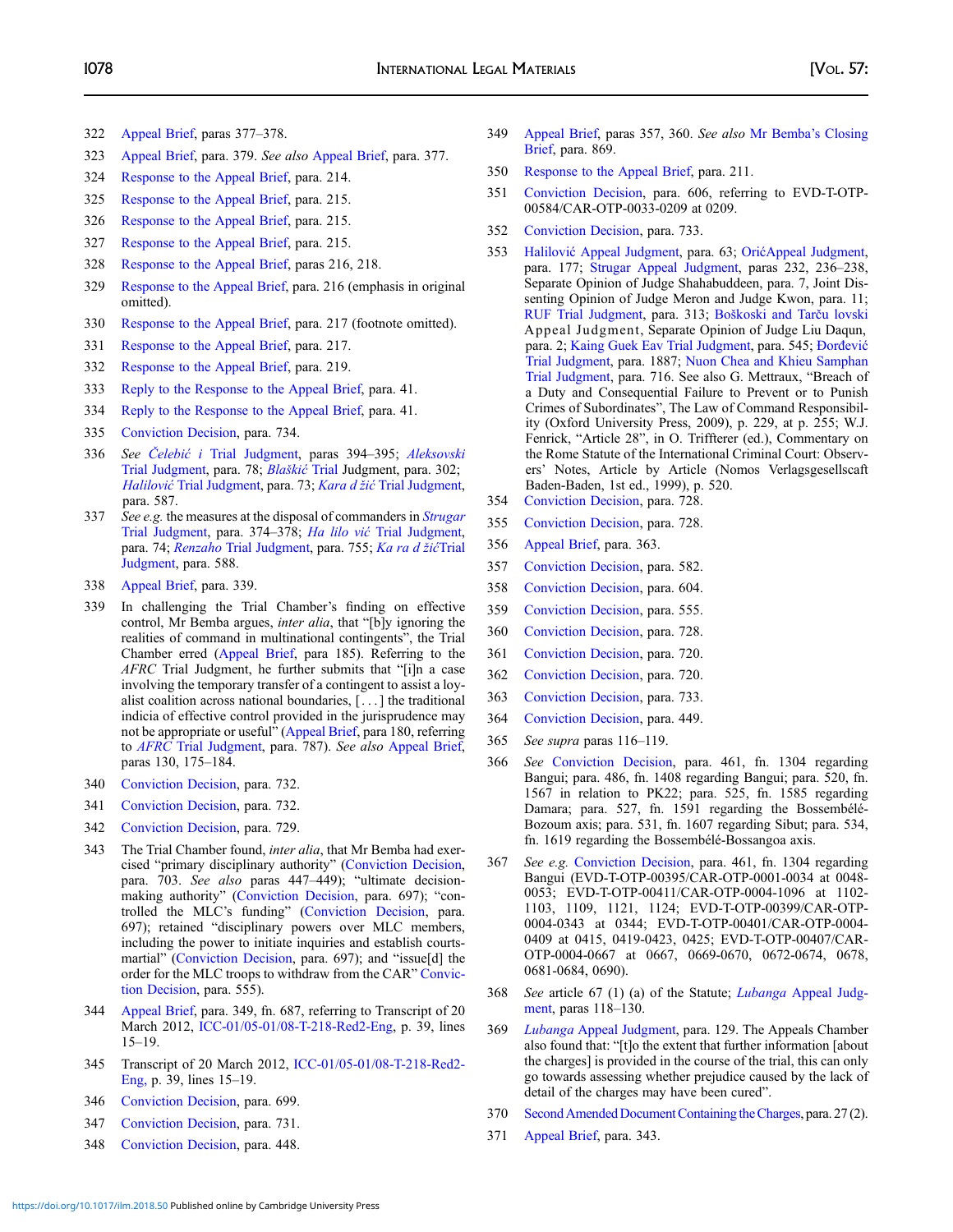322 Appeal Brief, paras 377–378.

323 Appeal Brief, para. 379. *See also* Appeal Brief, para. 377.

324 Response to the Appeal Brief, para. 214.

325 Response to the Appeal Brief, para. 215.

326 Response to the Appeal Brief, para. 215.

327 Response to the Appeal Brief, para. 215.

328 Response to the Appeal Brief, paras 216, 218.

329 Response to the Appeal Brief, para. 216 (emphasis in original omitted).

330 Response to the Appeal Brief, para. 217 (footnote omitted).

331 Response to the Appeal Brief, para. 217.

332 Response to the Appeal Brief, para. 219.

333 Reply to the Response to the Appeal Brief, para. 41.

334 Reply to the Response to the Appeal Brief, para. 41.

335 Conviction Decision, para. 734.

336 *See Čelebić i* Trial Judgment, paras 394–395; *Aleksovski* Trial Judgment, para. 78; *Blaškić* Trial Judgment, para. 302; *Halilović* Trial Judgment, para. 73; *Kara d žić* Trial Judgment, para. 587.

337 *See e.g.* the measures at the disposal of commanders in *Strugar* Trial Judgment, para. 374–378; *Ha lilo vić* Trial Judgment, para. 74; *Renzaho* Trial Judgment, para. 755; *Ka ra d žić* Trial Judgment, para. 588.

338 Appeal Brief, para. 339.

339 In challenging the Trial Chamber's finding on effective control, Mr Bemba argues, *inter alia*, that "[b]y ignoring the realities of command in multinational contingents", the Trial Chamber erred (Appeal Brief, para 185). Referring to the *AFRC* Trial Judgment, he further submits that "[i]n a case involving the temporary transfer of a contingent to assist a loyalist coalition across national boundaries, [. . .] the traditional indicia of effective control provided in the jurisprudence may not be appropriate or useful" (Appeal Brief, para 180, referring to *AFRC* Trial Judgment, para. 787). *See also* Appeal Brief, paras 130, 175–184.

340 Conviction Decision, para. 732.

341 Conviction Decision, para. 732.

342 Conviction Decision, para. 729.

343 The Trial Chamber found, *inter alia*, that Mr Bemba had exercised "primary disciplinary authority" (Conviction Decision, para. 703. *See also* paras 447–449); "ultimate decision-making authority" (Conviction Decision, para. 697); "controlled the MLC's funding" (Conviction Decision, para. 697); retained "disciplinary powers over MLC members, including the power to initiate inquiries and establish courts-martial" (Conviction Decision, para. 697); and "issue[d] the order for the MLC troops to withdraw from the CAR" Conviction Decision, para. 555).

344 Appeal Brief, para. 349, fn. 687, referring to Transcript of 20 March 2012, ICC-01/05-01/08-T-218-Red2-Eng, p. 39, lines 15–19.

345 Transcript of 20 March 2012, ICC-01/05-01/08-T-218-Red2-Eng, p. 39, lines 15–19.

346 Conviction Decision, para. 699.

347 Conviction Decision, para. 731.

348 Conviction Decision, para. 448.

349 Appeal Brief, paras 357, 360. *See also* Mr Bemba's Closing Brief, para. 869.

350 Response to the Appeal Brief, para. 211.

351 Conviction Decision, para. 606, referring to EVD-T-OTP-00584/CAR-OTP-0033-0209 at 0209.

352 Conviction Decision, para. 733.

353 Halilović Appeal Judgment, para. 63; OrićAppeal Judgment, para. 177; Strugar Appeal Judgment, paras 232, 236–238, Separate Opinion of Judge Shahabuddeen, para. 7, Joint Dissenting Opinion of Judge Meron and Judge Kwon, para. 11; RUF Trial Judgment, para. 313; Boškoski and Tarču lovski Appeal Judgment, Separate Opinion of Judge Liu Daqun, para. 2; Kaing Guek Eav Trial Judgment, para. 545; Đorđević Trial Judgment, para. 1887; Nuon Chea and Khieu Samphan Trial Judgment, para. 716. See also G. Mettraux, "Breach of a Duty and Consequential Failure to Prevent or to Punish Crimes of Subordinates", The Law of Command Responsibility (Oxford University Press, 2009), p. 229, at p. 255; W.J. Fenrick, "Article 28", in O. Triffterer (ed.), Commentary on the Rome Statute of the International Criminal Court: Observers' Notes, Article by Article (Nomos Verlagsgesellscaft Baden-Baden, 1st ed., 1999), p. 520.

354 Conviction Decision, para. 728.

355 Conviction Decision, para. 728.

356 Appeal Brief, para. 363.

357 Conviction Decision, para. 582.

358 Conviction Decision, para. 604.

359 Conviction Decision, para. 555.

360 Conviction Decision, para. 728.

361 Conviction Decision, para. 720.

362 Conviction Decision, para. 720.

363 Conviction Decision, para. 733.

364 Conviction Decision, para. 449.

365 *See supra* paras 116–119.

366 *See* Conviction Decision, para. 461, fn. 1304 regarding Bangui; para. 486, fn. 1408 regarding Bangui; para. 520, fn. 1567 in relation to PK22; para. 525, fn. 1585 regarding Damara; para. 527, fn. 1591 regarding the Bossembélé-Bozoum axis; para. 531, fn. 1607 regarding Sibut; para. 534, fn. 1619 regarding the Bossembélé-Bossangoa axis.

367 *See e.g.* Conviction Decision, para. 461, fn. 1304 regarding Bangui (EVD-T-OTP-00395/CAR-OTP-0001-0034 at 0048-0053; EVD-T-OTP-00411/CAR-OTP-0004-1096 at 1102-1103, 1109, 1121, 1124; EVD-T-OTP-00399/CAR-OTP-0004-0343 at 0344; EVD-T-OTP-00401/CAR-OTP-0004-0409 at 0415, 0419-0423, 0425; EVD-T-OTP-00407/CAR-OTP-0004-0667 at 0667, 0669-0670, 0672-0674, 0678, 0681-0684, 0690).

368 *See* article 67 (1) (a) of the Statute; *Lubanga* Appeal Judgment, paras 118–130.

369 *Lubanga* Appeal Judgment, para. 129. The Appeals Chamber also found that: "[t]o the extent that further information [about the charges] is provided in the course of the trial, this can only go towards assessing whether prejudice caused by the lack of detail of the charges may have been cured".

370 Second Amended Document Containing the Charges, para. 27 (2).

371 Appeal Brief, para. 343.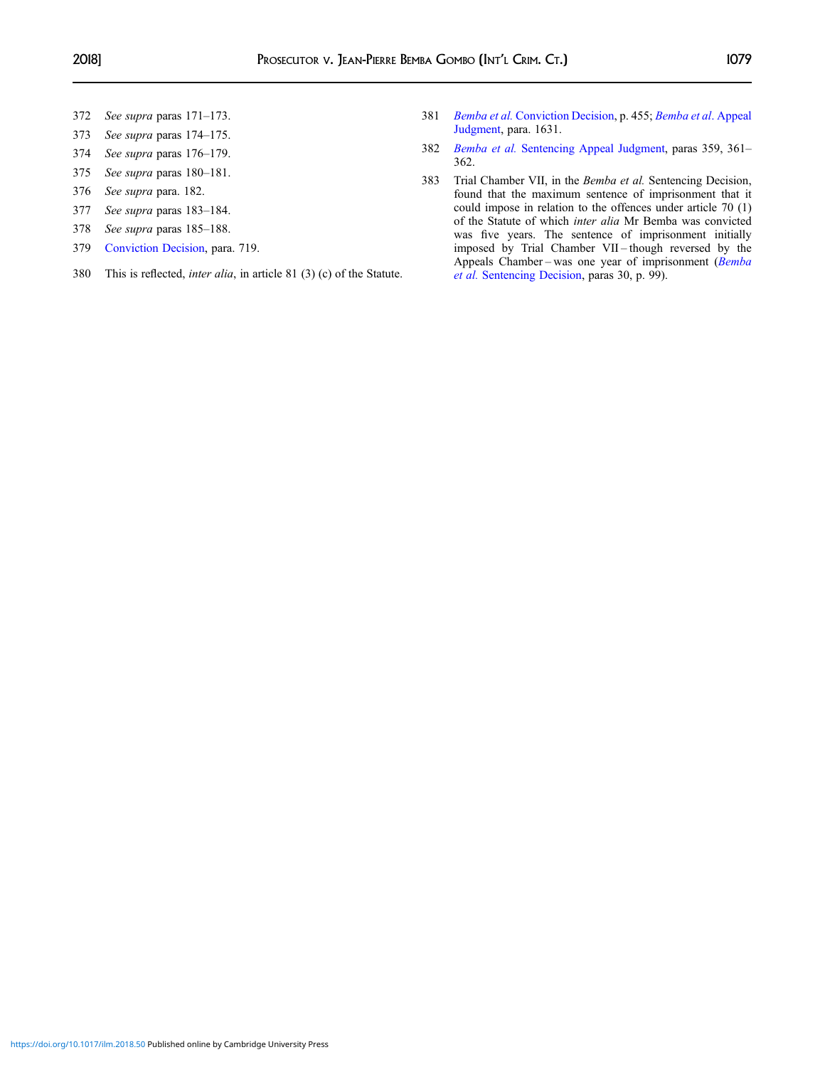372 *See supra* paras 171–173.

373 *See supra* paras 174–175.

374 *See supra* paras 176–179.

375 *See supra* paras 180–181.

376 *See supra* para. 182.

377 *See supra* paras 183–184.

378 *See supra* paras 185–188.

379 Conviction Decision, para. 719.

380 This is reflected, *inter alia*, in article 81 (3) (c) of the Statute.

381 *Bemba et al.* Conviction Decision, p. 455; *Bemba et al*. Appeal Judgment, para. 1631.

382 *Bemba et al.* Sentencing Appeal Judgment, paras 359, 361–362.

383 Trial Chamber VII, in the *Bemba et al.* Sentencing Decision, found that the maximum sentence of imprisonment that it could impose in relation to the offences under article 70 (1) of the Statute of which *inter alia* Mr Bemba was convicted was five years. The sentence of imprisonment initially imposed by Trial Chamber VII – though reversed by the Appeals Chamber – was one year of imprisonment (*Bemba et al.* Sentencing Decision, paras 30, p. 99).